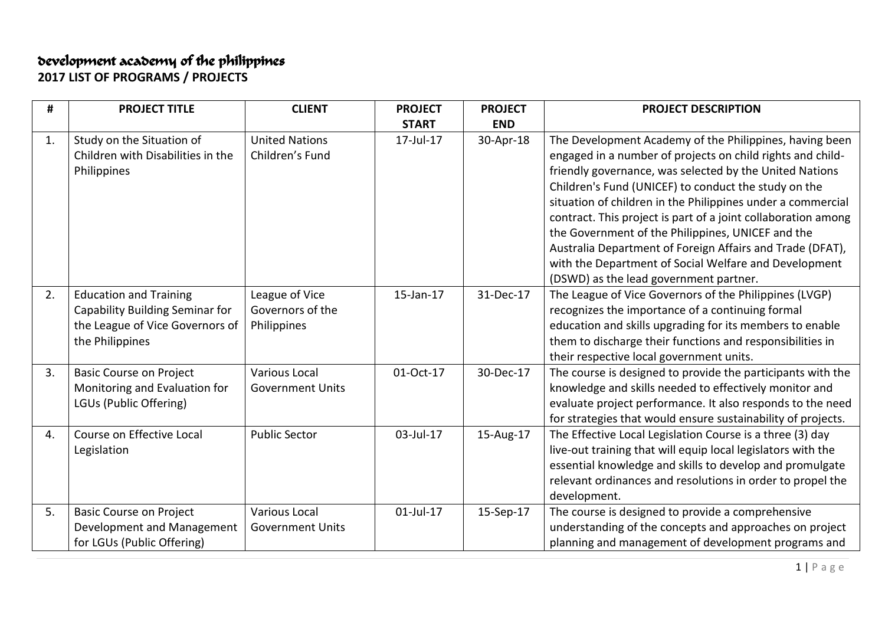# Development Academy of the Philippines

## 2017 LIST OF PROGRAMS / PROJECTS

| # | PROJECT TITLE | CLIENT | PROJECT START | PROJECT END | PROJECT DESCRIPTION |
|---|---|---|---|---|---|
| 1. | Study on the Situation of Children with Disabilities in the Philippines | United Nations Children's Fund | 17-Jul-17 | 30-Apr-18 | The Development Academy of the Philippines, having been engaged in a number of projects on child rights and child-friendly governance, was selected by the United Nations Children's Fund (UNICEF) to conduct the study on the situation of children in the Philippines under a commercial contract. This project is part of a joint collaboration among the Government of the Philippines, UNICEF and the Australia Department of Foreign Affairs and Trade (DFAT), with the Department of Social Welfare and Development (DSWD) as the lead government partner. |
| 2. | Education and Training Capability Building Seminar for the League of Vice Governors of the Philippines | League of Vice Governors of the Philippines | 15-Jan-17 | 31-Dec-17 | The League of Vice Governors of the Philippines (LVGP) recognizes the importance of a continuing formal education and skills upgrading for its members to enable them to discharge their functions and responsibilities in their respective local government units. |
| 3. | Basic Course on Project Monitoring and Evaluation for LGUs (Public Offering) | Various Local Government Units | 01-Oct-17 | 30-Dec-17 | The course is designed to provide the participants with the knowledge and skills needed to effectively monitor and evaluate project performance. It also responds to the need for strategies that would ensure sustainability of projects. |
| 4. | Course on Effective Local Legislation | Public Sector | 03-Jul-17 | 15-Aug-17 | The Effective Local Legislation Course is a three (3) day live-out training that will equip local legislators with the essential knowledge and skills to develop and promulgate relevant ordinances and resolutions in order to propel the development. |
| 5. | Basic Course on Project Development and Management for LGUs (Public Offering) | Various Local Government Units | 01-Jul-17 | 15-Sep-17 | The course is designed to provide a comprehensive understanding of the concepts and approaches on project planning and management of development programs and |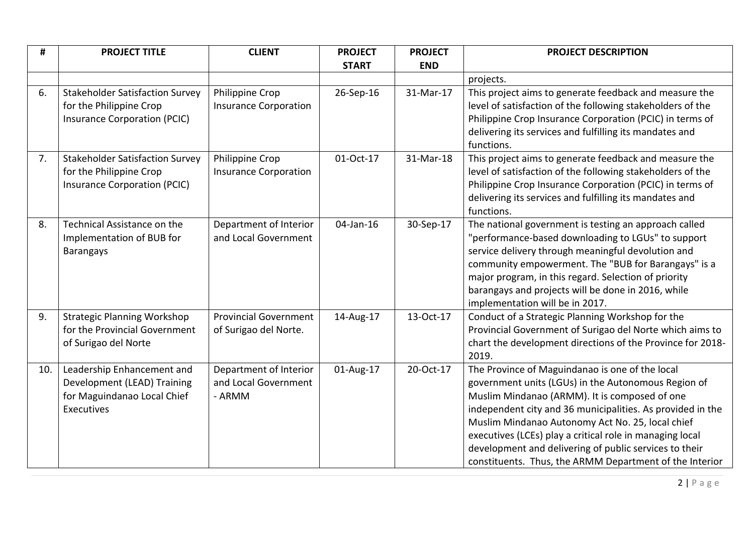| # | PROJECT TITLE | CLIENT | PROJECT START | PROJECT END | PROJECT DESCRIPTION |
|---|---|---|---|---|---|
| | | | | | projects. |
| 6. | Stakeholder Satisfaction Survey for the Philippine Crop Insurance Corporation (PCIC) | Philippine Crop Insurance Corporation | 26-Sep-16 | 31-Mar-17 | This project aims to generate feedback and measure the level of satisfaction of the following stakeholders of the Philippine Crop Insurance Corporation (PCIC) in terms of delivering its services and fulfilling its mandates and functions. |
| 7. | Stakeholder Satisfaction Survey for the Philippine Crop Insurance Corporation (PCIC) | Philippine Crop Insurance Corporation | 01-Oct-17 | 31-Mar-18 | This project aims to generate feedback and measure the level of satisfaction of the following stakeholders of the Philippine Crop Insurance Corporation (PCIC) in terms of delivering its services and fulfilling its mandates and functions. |
| 8. | Technical Assistance on the Implementation of BUB for Barangays | Department of Interior and Local Government | 04-Jan-16 | 30-Sep-17 | The national government is testing an approach called "performance-based downloading to LGUs" to support service delivery through meaningful devolution and community empowerment. The "BUB for Barangays" is a major program, in this regard. Selection of priority barangays and projects will be done in 2016, while implementation will be in 2017. |
| 9. | Strategic Planning Workshop for the Provincial Government of Surigao del Norte | Provincial Government of Surigao del Norte. | 14-Aug-17 | 13-Oct-17 | Conduct of a Strategic Planning Workshop for the Provincial Government of Surigao del Norte which aims to chart the development directions of the Province for 2018-2019. |
| 10. | Leadership Enhancement and Development (LEAD) Training for Maguindanao Local Chief Executives | Department of Interior and Local Government - ARMM | 01-Aug-17 | 20-Oct-17 | The Province of Maguindanao is one of the local government units (LGUs) in the Autonomous Region of Muslim Mindanao (ARMM). It is composed of one independent city and 36 municipalities. As provided in the Muslim Mindanao Autonomy Act No. 25, local chief executives (LCEs) play a critical role in managing local development and delivering of public services to their constituents. Thus, the ARMM Department of the Interior |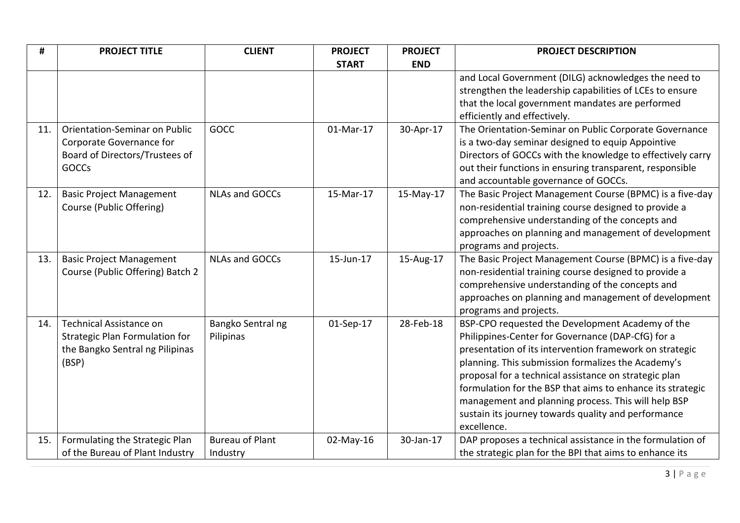| # | PROJECT TITLE | CLIENT | PROJECT START | PROJECT END | PROJECT DESCRIPTION |
|---|---|---|---|---|---|
| | | | | | and Local Government (DILG) acknowledges the need to strengthen the leadership capabilities of LCEs to ensure that the local government mandates are performed efficiently and effectively. |
| 11. | Orientation-Seminar on Public Corporate Governance for Board of Directors/Trustees of GOCCs | GOCC | 01-Mar-17 | 30-Apr-17 | The Orientation-Seminar on Public Corporate Governance is a two-day seminar designed to equip Appointive Directors of GOCCs with the knowledge to effectively carry out their functions in ensuring transparent, responsible and accountable governance of GOCCs. |
| 12. | Basic Project Management Course (Public Offering) | NLAs and GOCCs | 15-Mar-17 | 15-May-17 | The Basic Project Management Course (BPMC) is a five-day non-residential training course designed to provide a comprehensive understanding of the concepts and approaches on planning and management of development programs and projects. |
| 13. | Basic Project Management Course (Public Offering) Batch 2 | NLAs and GOCCs | 15-Jun-17 | 15-Aug-17 | The Basic Project Management Course (BPMC) is a five-day non-residential training course designed to provide a comprehensive understanding of the concepts and approaches on planning and management of development programs and projects. |
| 14. | Technical Assistance on Strategic Plan Formulation for the Bangko Sentral ng Pilipinas (BSP) | Bangko Sentral ng Pilipinas | 01-Sep-17 | 28-Feb-18 | BSP-CPO requested the Development Academy of the Philippines-Center for Governance (DAP-CfG) for a presentation of its intervention framework on strategic planning. This submission formalizes the Academy's proposal for a technical assistance on strategic plan formulation for the BSP that aims to enhance its strategic management and planning process. This will help BSP sustain its journey towards quality and performance excellence. |
| 15. | Formulating the Strategic Plan of the Bureau of Plant Industry | Bureau of Plant Industry | 02-May-16 | 30-Jan-17 | DAP proposes a technical assistance in the formulation of the strategic plan for the BPI that aims to enhance its |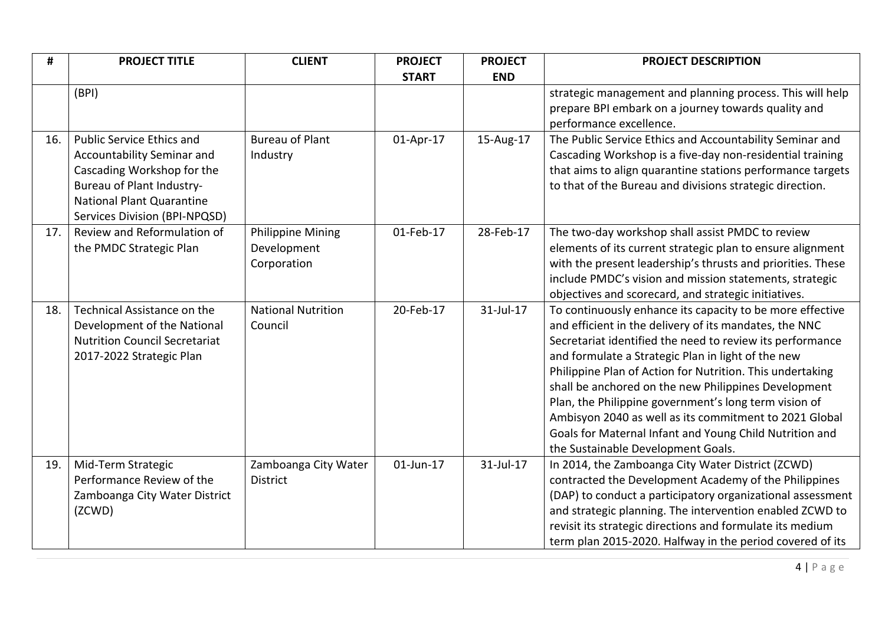| # | PROJECT TITLE | CLIENT | PROJECT START | PROJECT END | PROJECT DESCRIPTION |
|---|---|---|---|---|---|
| | (BPI) | | | | strategic management and planning process. This will help prepare BPI embark on a journey towards quality and performance excellence. |
| 16. | Public Service Ethics and Accountability Seminar and Cascading Workshop for the Bureau of Plant Industry-National Plant Quarantine Services Division (BPI-NPQSD) | Bureau of Plant Industry | 01-Apr-17 | 15-Aug-17 | The Public Service Ethics and Accountability Seminar and Cascading Workshop is a five-day non-residential training that aims to align quarantine stations performance targets to that of the Bureau and divisions strategic direction. |
| 17. | Review and Reformulation of the PMDC Strategic Plan | Philippine Mining Development Corporation | 01-Feb-17 | 28-Feb-17 | The two-day workshop shall assist PMDC to review elements of its current strategic plan to ensure alignment with the present leadership's thrusts and priorities. These include PMDC's vision and mission statements, strategic objectives and scorecard, and strategic initiatives. |
| 18. | Technical Assistance on the Development of the National Nutrition Council Secretariat 2017-2022 Strategic Plan | National Nutrition Council | 20-Feb-17 | 31-Jul-17 | To continuously enhance its capacity to be more effective and efficient in the delivery of its mandates, the NNC Secretariat identified the need to review its performance and formulate a Strategic Plan in light of the new Philippine Plan of Action for Nutrition. This undertaking shall be anchored on the new Philippines Development Plan, the Philippine government's long term vision of Ambisyon 2040 as well as its commitment to 2021 Global Goals for Maternal Infant and Young Child Nutrition and the Sustainable Development Goals. |
| 19. | Mid-Term Strategic Performance Review of the Zamboanga City Water District (ZCWD) | Zamboanga City Water District | 01-Jun-17 | 31-Jul-17 | In 2014, the Zamboanga City Water District (ZCWD) contracted the Development Academy of the Philippines (DAP) to conduct a participatory organizational assessment and strategic planning. The intervention enabled ZCWD to revisit its strategic directions and formulate its medium term plan 2015-2020. Halfway in the period covered of its |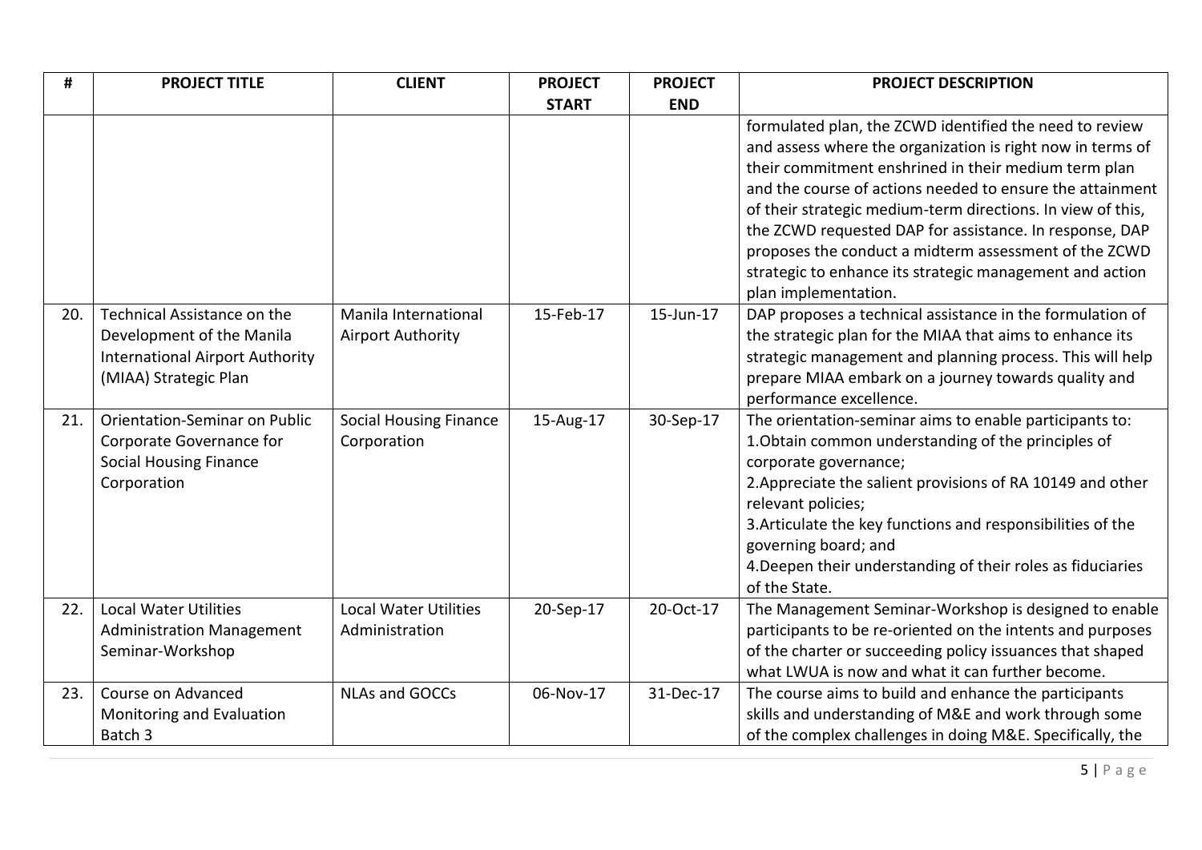| # | PROJECT TITLE | CLIENT | PROJECT START | PROJECT END | PROJECT DESCRIPTION |
|---|---|---|---|---|---|
| | | | | | formulated plan, the ZCWD identified the need to review and assess where the organization is right now in terms of their commitment enshrined in their medium term plan and the course of actions needed to ensure the attainment of their strategic medium-term directions. In view of this, the ZCWD requested DAP for assistance. In response, DAP proposes the conduct a midterm assessment of the ZCWD strategic to enhance its strategic management and action plan implementation. |
| 20. | Technical Assistance on the Development of the Manila International Airport Authority (MIAA) Strategic Plan | Manila International Airport Authority | 15-Feb-17 | 15-Jun-17 | DAP proposes a technical assistance in the formulation of the strategic plan for the MIAA that aims to enhance its strategic management and planning process. This will help prepare MIAA embark on a journey towards quality and performance excellence. |
| 21. | Orientation-Seminar on Public Corporate Governance for Social Housing Finance Corporation | Social Housing Finance Corporation | 15-Aug-17 | 30-Sep-17 | The orientation-seminar aims to enable participants to:<br>1.Obtain common understanding of the principles of corporate governance;<br>2.Appreciate the salient provisions of RA 10149 and other relevant policies;<br>3.Articulate the key functions and responsibilities of the governing board; and<br>4.Deepen their understanding of their roles as fiduciaries of the State. |
| 22. | Local Water Utilities Administration Management Seminar-Workshop | Local Water Utilities Administration | 20-Sep-17 | 20-Oct-17 | The Management Seminar-Workshop is designed to enable participants to be re-oriented on the intents and purposes of the charter or succeeding policy issuances that shaped what LWUA is now and what it can further become. |
| 23. | Course on Advanced Monitoring and Evaluation Batch 3 | NLAs and GOCCs | 06-Nov-17 | 31-Dec-17 | The course aims to build and enhance the participants skills and understanding of M&E and work through some of the complex challenges in doing M&E. Specifically, the |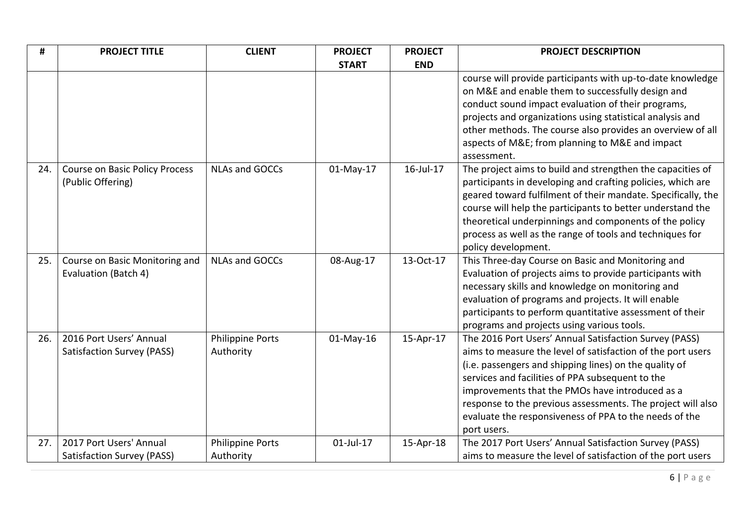| # | PROJECT TITLE | CLIENT | PROJECT START | PROJECT END | PROJECT DESCRIPTION |
|---|---|---|---|---|---|
| | | | | | course will provide participants with up-to-date knowledge on M&E and enable them to successfully design and conduct sound impact evaluation of their programs, projects and organizations using statistical analysis and other methods. The course also provides an overview of all aspects of M&E; from planning to M&E and impact assessment. |
| 24. | Course on Basic Policy Process (Public Offering) | NLAs and GOCCs | 01-May-17 | 16-Jul-17 | The project aims to build and strengthen the capacities of participants in developing and crafting policies, which are geared toward fulfilment of their mandate. Specifically, the course will help the participants to better understand the theoretical underpinnings and components of the policy process as well as the range of tools and techniques for policy development. |
| 25. | Course on Basic Monitoring and Evaluation (Batch 4) | NLAs and GOCCs | 08-Aug-17 | 13-Oct-17 | This Three-day Course on Basic and Monitoring and Evaluation of projects aims to provide participants with necessary skills and knowledge on monitoring and evaluation of programs and projects. It will enable participants to perform quantitative assessment of their programs and projects using various tools. |
| 26. | 2016 Port Users' Annual Satisfaction Survey (PASS) | Philippine Ports Authority | 01-May-16 | 15-Apr-17 | The 2016 Port Users' Annual Satisfaction Survey (PASS) aims to measure the level of satisfaction of the port users (i.e. passengers and shipping lines) on the quality of services and facilities of PPA subsequent to the improvements that the PMOs have introduced as a response to the previous assessments. The project will also evaluate the responsiveness of PPA to the needs of the port users. |
| 27. | 2017 Port Users' Annual Satisfaction Survey (PASS) | Philippine Ports Authority | 01-Jul-17 | 15-Apr-18 | The 2017 Port Users' Annual Satisfaction Survey (PASS) aims to measure the level of satisfaction of the port users |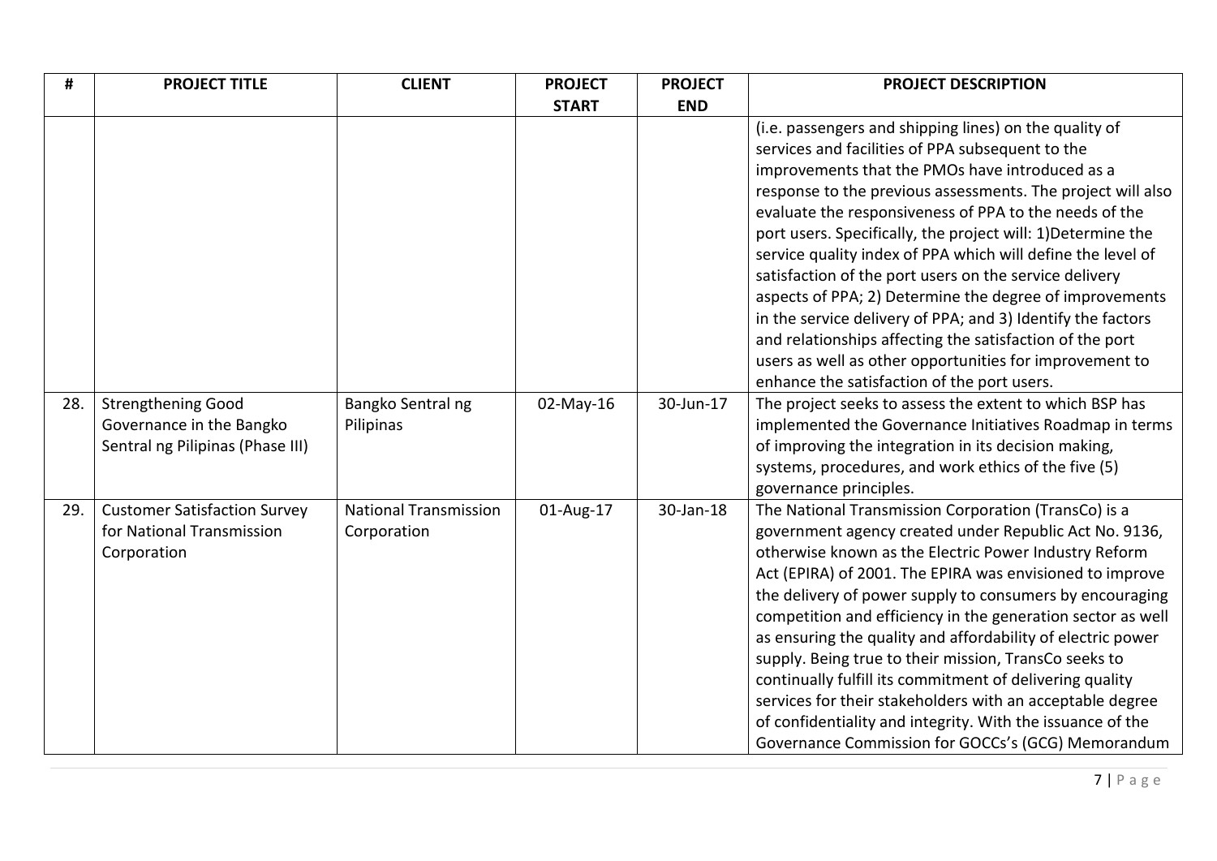| # | PROJECT TITLE | CLIENT | PROJECT START | PROJECT END | PROJECT DESCRIPTION |
|---|---|---|---|---|---|
| | | | | | (i.e. passengers and shipping lines) on the quality of services and facilities of PPA subsequent to the improvements that the PMOs have introduced as a response to the previous assessments. The project will also evaluate the responsiveness of PPA to the needs of the port users. Specifically, the project will: 1)Determine the service quality index of PPA which will define the level of satisfaction of the port users on the service delivery aspects of PPA; 2) Determine the degree of improvements in the service delivery of PPA; and 3) Identify the factors and relationships affecting the satisfaction of the port users as well as other opportunities for improvement to enhance the satisfaction of the port users. |
| 28. | Strengthening Good Governance in the Bangko Sentral ng Pilipinas (Phase III) | Bangko Sentral ng Pilipinas | 02-May-16 | 30-Jun-17 | The project seeks to assess the extent to which BSP has implemented the Governance Initiatives Roadmap in terms of improving the integration in its decision making, systems, procedures, and work ethics of the five (5) governance principles. |
| 29. | Customer Satisfaction Survey for National Transmission Corporation | National Transmission Corporation | 01-Aug-17 | 30-Jan-18 | The National Transmission Corporation (TransCo) is a government agency created under Republic Act No. 9136, otherwise known as the Electric Power Industry Reform Act (EPIRA) of 2001. The EPIRA was envisioned to improve the delivery of power supply to consumers by encouraging competition and efficiency in the generation sector as well as ensuring the quality and affordability of electric power supply. Being true to their mission, TransCo seeks to continually fulfill its commitment of delivering quality services for their stakeholders with an acceptable degree of confidentiality and integrity. With the issuance of the Governance Commission for GOCCs's (GCG) Memorandum |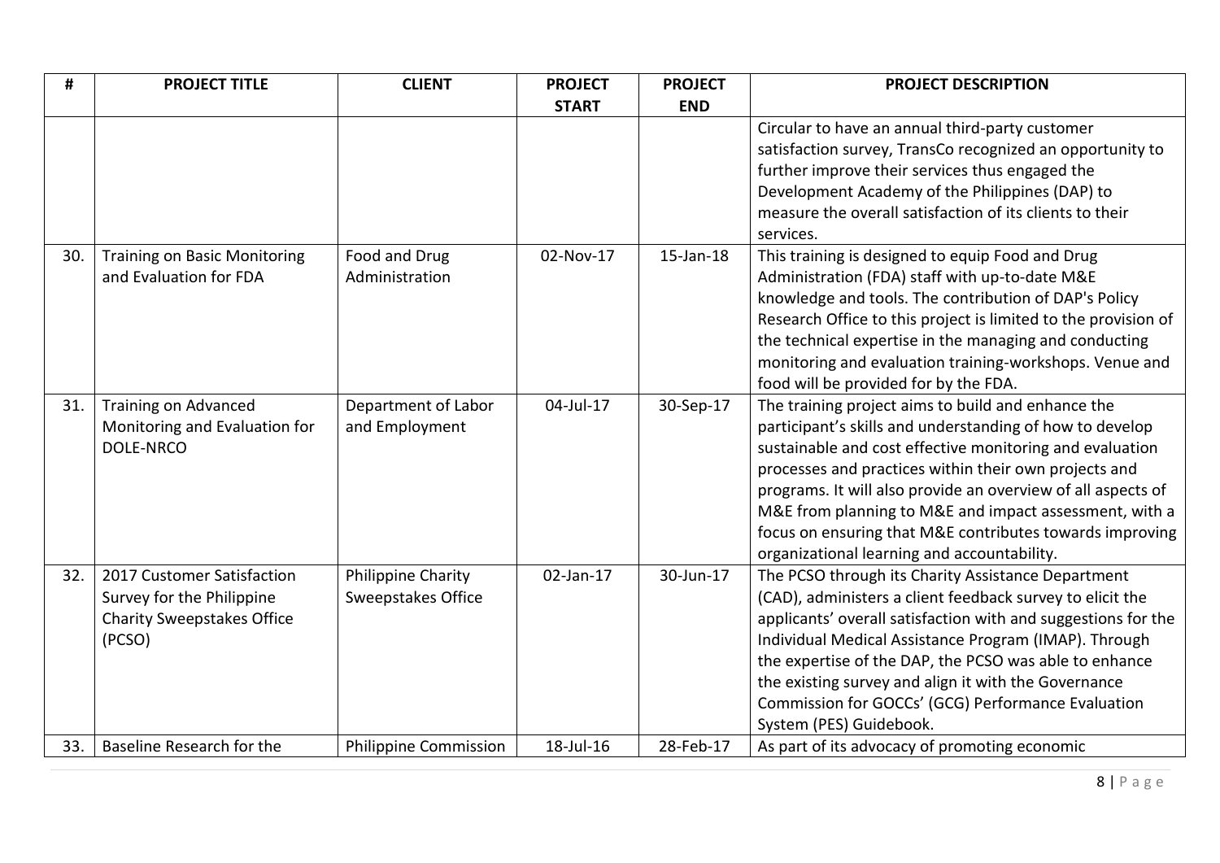| # | PROJECT TITLE | CLIENT | PROJECT START | PROJECT END | PROJECT DESCRIPTION |
|---|---|---|---|---|---|
| | | | | | Circular to have an annual third-party customer satisfaction survey, TransCo recognized an opportunity to further improve their services thus engaged the Development Academy of the Philippines (DAP) to measure the overall satisfaction of its clients to their services. |
| 30. | Training on Basic Monitoring and Evaluation for FDA | Food and Drug Administration | 02-Nov-17 | 15-Jan-18 | This training is designed to equip Food and Drug Administration (FDA) staff with up-to-date M&E knowledge and tools. The contribution of DAP's Policy Research Office to this project is limited to the provision of the technical expertise in the managing and conducting monitoring and evaluation training-workshops. Venue and food will be provided for by the FDA. |
| 31. | Training on Advanced Monitoring and Evaluation for DOLE-NRCO | Department of Labor and Employment | 04-Jul-17 | 30-Sep-17 | The training project aims to build and enhance the participant's skills and understanding of how to develop sustainable and cost effective monitoring and evaluation processes and practices within their own projects and programs. It will also provide an overview of all aspects of M&E from planning to M&E and impact assessment, with a focus on ensuring that M&E contributes towards improving organizational learning and accountability. |
| 32. | 2017 Customer Satisfaction Survey for the Philippine Charity Sweepstakes Office (PCSO) | Philippine Charity Sweepstakes Office | 02-Jan-17 | 30-Jun-17 | The PCSO through its Charity Assistance Department (CAD), administers a client feedback survey to elicit the applicants' overall satisfaction with and suggestions for the Individual Medical Assistance Program (IMAP). Through the expertise of the DAP, the PCSO was able to enhance the existing survey and align it with the Governance Commission for GOCCs' (GCG) Performance Evaluation System (PES) Guidebook. |
| 33. | Baseline Research for the | Philippine Commission | 18-Jul-16 | 28-Feb-17 | As part of its advocacy of promoting economic |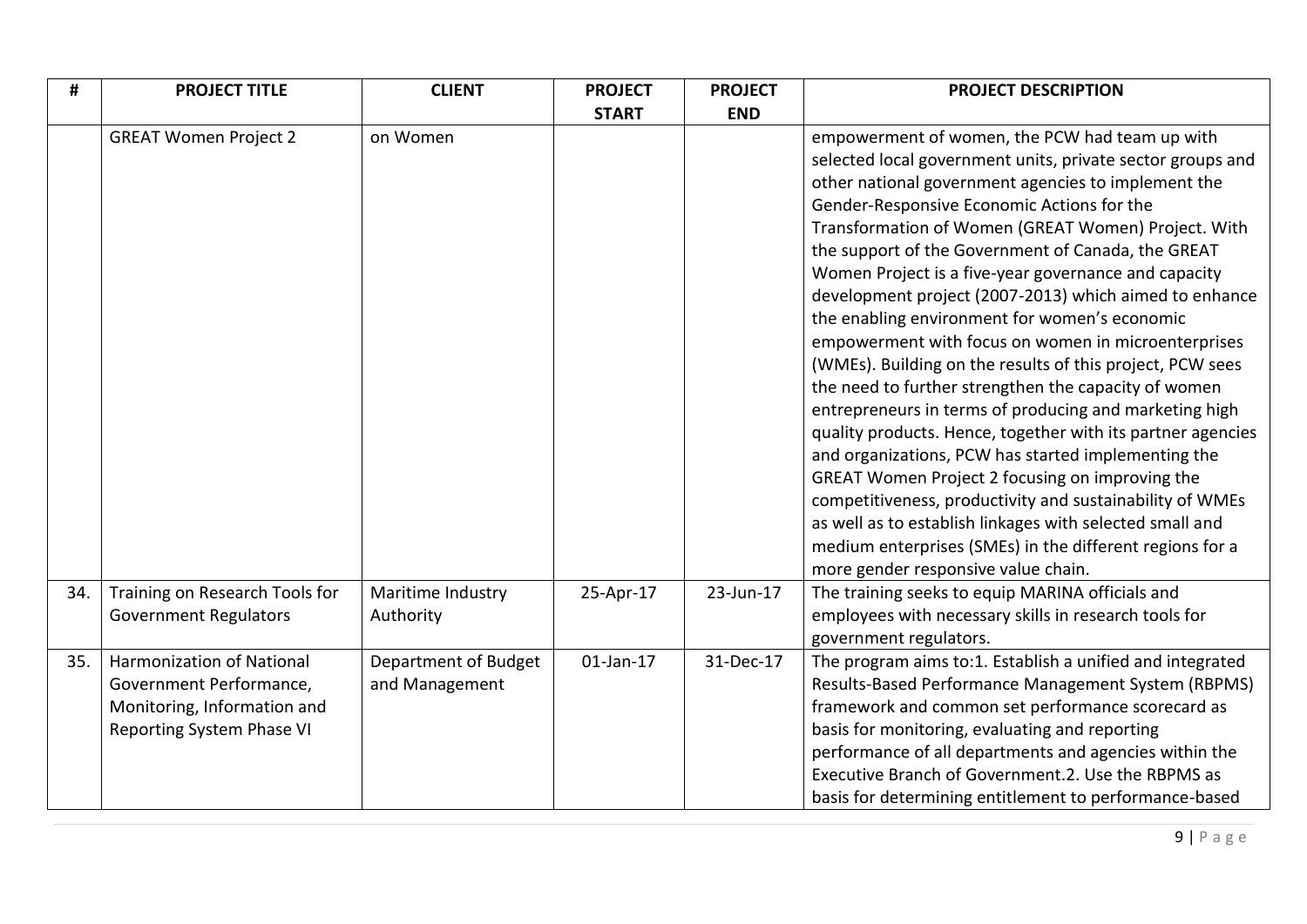| # | PROJECT TITLE | CLIENT | PROJECT START | PROJECT END | PROJECT DESCRIPTION |
|---|---|---|---|---|---|
| | GREAT Women Project 2 | on Women | | | empowerment of women, the PCW had team up with selected local government units, private sector groups and other national government agencies to implement the Gender-Responsive Economic Actions for the Transformation of Women (GREAT Women) Project. With the support of the Government of Canada, the GREAT Women Project is a five-year governance and capacity development project (2007-2013) which aimed to enhance the enabling environment for women's economic empowerment with focus on women in microenterprises (WMEs). Building on the results of this project, PCW sees the need to further strengthen the capacity of women entrepreneurs in terms of producing and marketing high quality products. Hence, together with its partner agencies and organizations, PCW has started implementing the GREAT Women Project 2 focusing on improving the competitiveness, productivity and sustainability of WMEs as well as to establish linkages with selected small and medium enterprises (SMEs) in the different regions for a more gender responsive value chain. |
| 34. | Training on Research Tools for Government Regulators | Maritime Industry Authority | 25-Apr-17 | 23-Jun-17 | The training seeks to equip MARINA officials and employees with necessary skills in research tools for government regulators. |
| 35. | Harmonization of National Government Performance, Monitoring, Information and Reporting System Phase VI | Department of Budget and Management | 01-Jan-17 | 31-Dec-17 | The program aims to:1. Establish a unified and integrated Results-Based Performance Management System (RBPMS) framework and common set performance scorecard as basis for monitoring, evaluating and reporting performance of all departments and agencies within the Executive Branch of Government.2. Use the RBPMS as basis for determining entitlement to performance-based |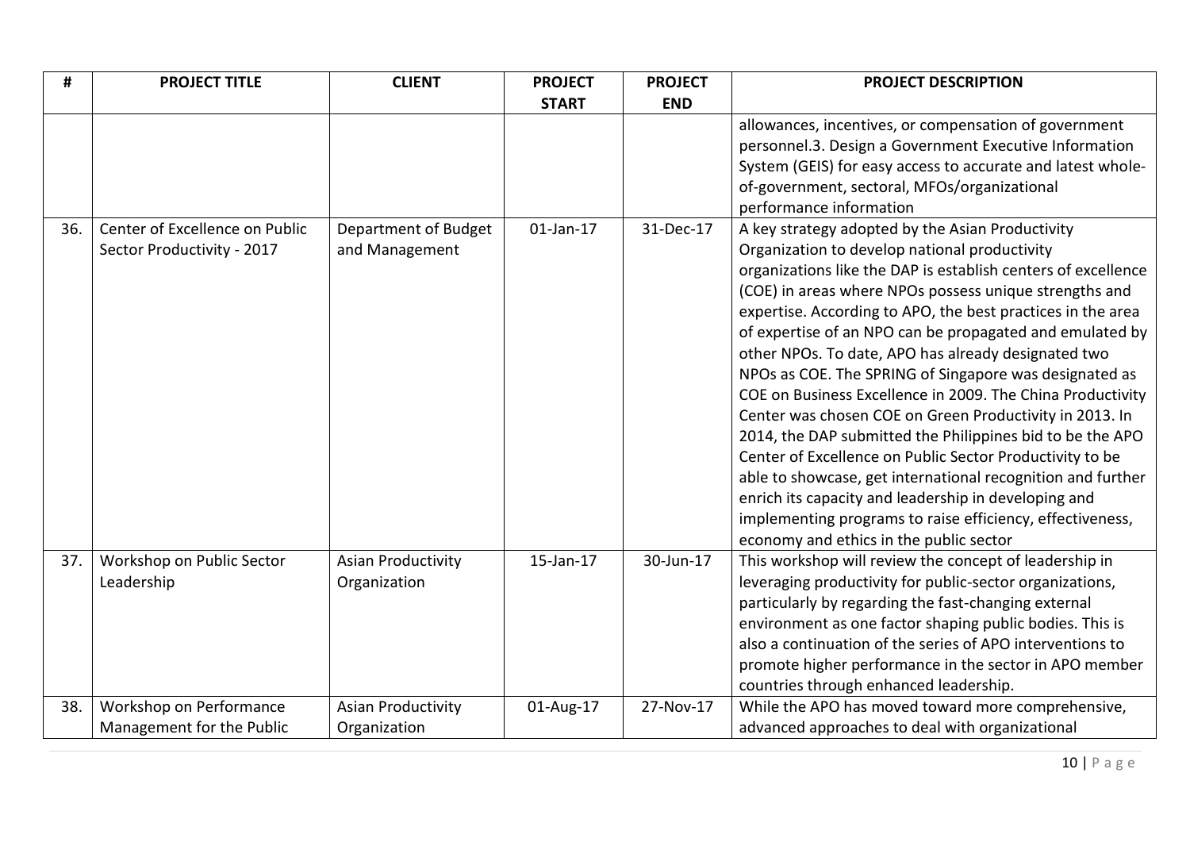| # | PROJECT TITLE | CLIENT | PROJECT START | PROJECT END | PROJECT DESCRIPTION |
|---|---|---|---|---|---|
| | | | | | allowances, incentives, or compensation of government personnel.3. Design a Government Executive Information System (GEIS) for easy access to accurate and latest whole-of-government, sectoral, MFOs/organizational performance information |
| 36. | Center of Excellence on Public Sector Productivity - 2017 | Department of Budget and Management | 01-Jan-17 | 31-Dec-17 | A key strategy adopted by the Asian Productivity Organization to develop national productivity organizations like the DAP is establish centers of excellence (COE) in areas where NPOs possess unique strengths and expertise. According to APO, the best practices in the area of expertise of an NPO can be propagated and emulated by other NPOs. To date, APO has already designated two NPOs as COE. The SPRING of Singapore was designated as COE on Business Excellence in 2009. The China Productivity Center was chosen COE on Green Productivity in 2013. In 2014, the DAP submitted the Philippines bid to be the APO Center of Excellence on Public Sector Productivity to be able to showcase, get international recognition and further enrich its capacity and leadership in developing and implementing programs to raise efficiency, effectiveness, economy and ethics in the public sector |
| 37. | Workshop on Public Sector Leadership | Asian Productivity Organization | 15-Jan-17 | 30-Jun-17 | This workshop will review the concept of leadership in leveraging productivity for public-sector organizations, particularly by regarding the fast-changing external environment as one factor shaping public bodies. This is also a continuation of the series of APO interventions to promote higher performance in the sector in APO member countries through enhanced leadership. |
| 38. | Workshop on Performance Management for the Public | Asian Productivity Organization | 01-Aug-17 | 27-Nov-17 | While the APO has moved toward more comprehensive, advanced approaches to deal with organizational |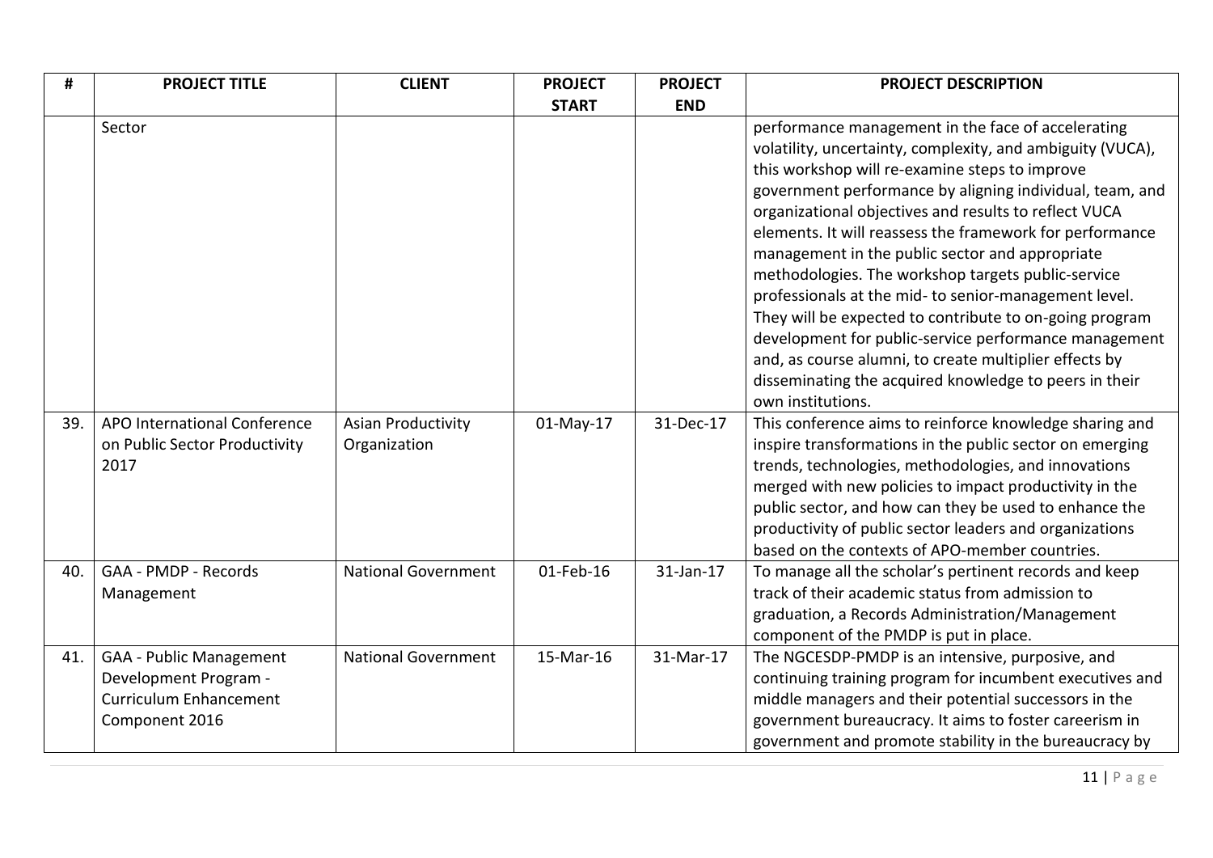| # | PROJECT TITLE | CLIENT | PROJECT START | PROJECT END | PROJECT DESCRIPTION |
|---|---|---|---|---|---|
| | Sector | | | | performance management in the face of accelerating volatility, uncertainty, complexity, and ambiguity (VUCA), this workshop will re-examine steps to improve government performance by aligning individual, team, and organizational objectives and results to reflect VUCA elements. It will reassess the framework for performance management in the public sector and appropriate methodologies. The workshop targets public-service professionals at the mid- to senior-management level. They will be expected to contribute to on-going program development for public-service performance management and, as course alumni, to create multiplier effects by disseminating the acquired knowledge to peers in their own institutions. |
| 39. | APO International Conference on Public Sector Productivity 2017 | Asian Productivity Organization | 01-May-17 | 31-Dec-17 | This conference aims to reinforce knowledge sharing and inspire transformations in the public sector on emerging trends, technologies, methodologies, and innovations merged with new policies to impact productivity in the public sector, and how can they be used to enhance the productivity of public sector leaders and organizations based on the contexts of APO-member countries. |
| 40. | GAA - PMDP - Records Management | National Government | 01-Feb-16 | 31-Jan-17 | To manage all the scholar's pertinent records and keep track of their academic status from admission to graduation, a Records Administration/Management component of the PMDP is put in place. |
| 41. | GAA - Public Management Development Program - Curriculum Enhancement Component 2016 | National Government | 15-Mar-16 | 31-Mar-17 | The NGCESDP-PMDP is an intensive, purposive, and continuing training program for incumbent executives and middle managers and their potential successors in the government bureaucracy. It aims to foster careerism in government and promote stability in the bureaucracy by |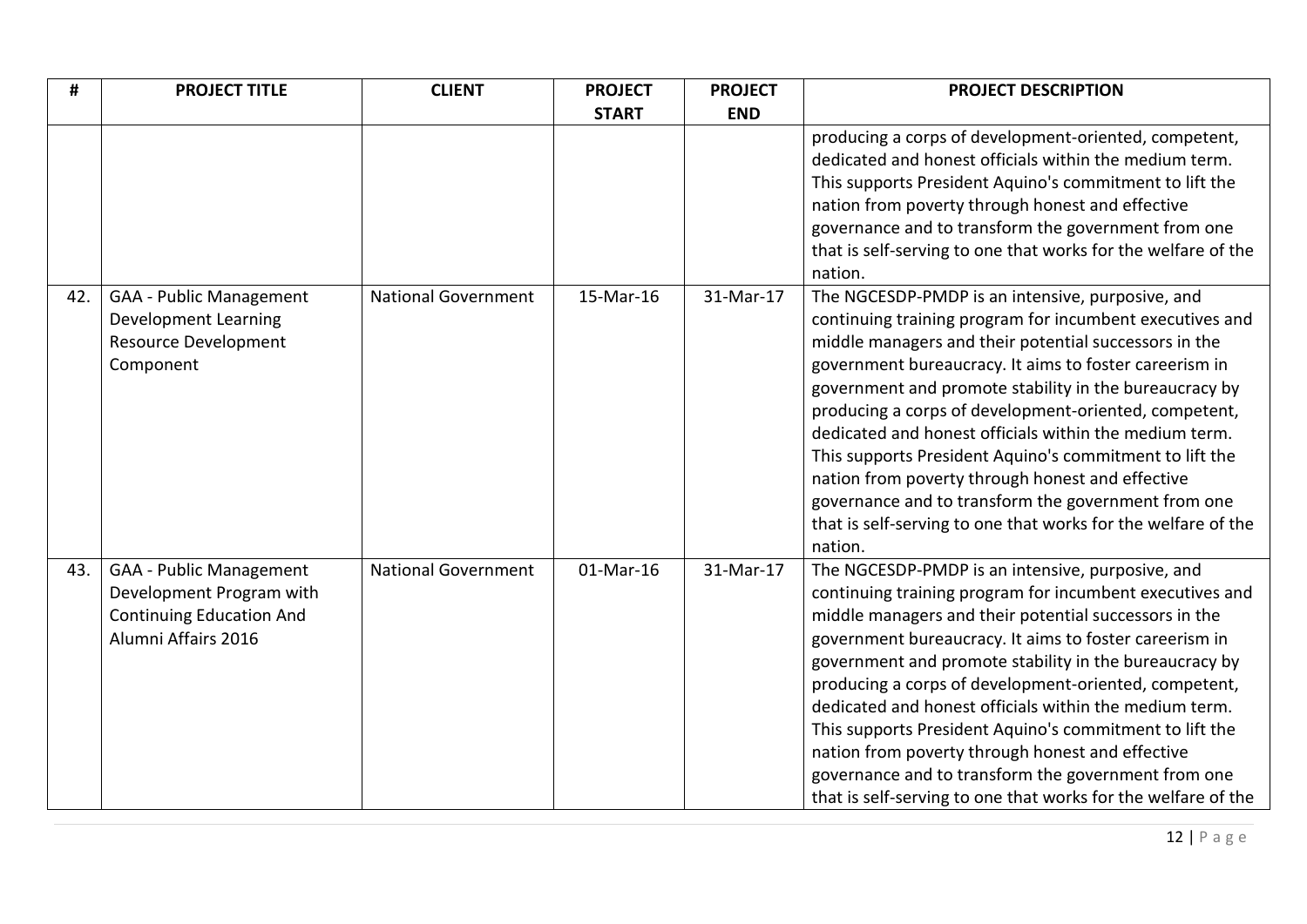| # | PROJECT TITLE | CLIENT | PROJECT START | PROJECT END | PROJECT DESCRIPTION |
|---|---|---|---|---|---|
| | | | | | producing a corps of development-oriented, competent, dedicated and honest officials within the medium term. This supports President Aquino's commitment to lift the nation from poverty through honest and effective governance and to transform the government from one that is self-serving to one that works for the welfare of the nation. |
| 42. | GAA - Public Management Development Learning Resource Development Component | National Government | 15-Mar-16 | 31-Mar-17 | The NGCESDP-PMDP is an intensive, purposive, and continuing training program for incumbent executives and middle managers and their potential successors in the government bureaucracy. It aims to foster careerism in government and promote stability in the bureaucracy by producing a corps of development-oriented, competent, dedicated and honest officials within the medium term. This supports President Aquino's commitment to lift the nation from poverty through honest and effective governance and to transform the government from one that is self-serving to one that works for the welfare of the nation. |
| 43. | GAA - Public Management Development Program with Continuing Education And Alumni Affairs 2016 | National Government | 01-Mar-16 | 31-Mar-17 | The NGCESDP-PMDP is an intensive, purposive, and continuing training program for incumbent executives and middle managers and their potential successors in the government bureaucracy. It aims to foster careerism in government and promote stability in the bureaucracy by producing a corps of development-oriented, competent, dedicated and honest officials within the medium term. This supports President Aquino's commitment to lift the nation from poverty through honest and effective governance and to transform the government from one that is self-serving to one that works for the welfare of the |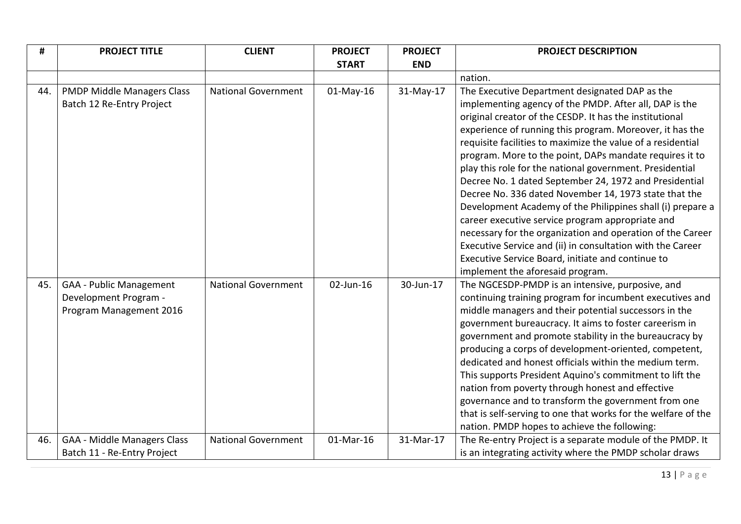| # | PROJECT TITLE | CLIENT | PROJECT START | PROJECT END | PROJECT DESCRIPTION |
|---|---|---|---|---|---|
| | | | | | nation. |
| 44. | PMDP Middle Managers Class Batch 12 Re-Entry Project | National Government | 01-May-16 | 31-May-17 | The Executive Department designated DAP as the implementing agency of the PMDP. After all, DAP is the original creator of the CESDP. It has the institutional experience of running this program. Moreover, it has the requisite facilities to maximize the value of a residential program. More to the point, DAPs mandate requires it to play this role for the national government. Presidential Decree No. 1 dated September 24, 1972 and Presidential Decree No. 336 dated November 14, 1973 state that the Development Academy of the Philippines shall (i) prepare a career executive service program appropriate and necessary for the organization and operation of the Career Executive Service and (ii) in consultation with the Career Executive Service Board, initiate and continue to implement the aforesaid program. |
| 45. | GAA - Public Management Development Program - Program Management 2016 | National Government | 02-Jun-16 | 30-Jun-17 | The NGCESDP-PMDP is an intensive, purposive, and continuing training program for incumbent executives and middle managers and their potential successors in the government bureaucracy. It aims to foster careerism in government and promote stability in the bureaucracy by producing a corps of development-oriented, competent, dedicated and honest officials within the medium term. This supports President Aquino's commitment to lift the nation from poverty through honest and effective governance and to transform the government from one that is self-serving to one that works for the welfare of the nation. PMDP hopes to achieve the following: |
| 46. | GAA - Middle Managers Class Batch 11 - Re-Entry Project | National Government | 01-Mar-16 | 31-Mar-17 | The Re-entry Project is a separate module of the PMDP. It is an integrating activity where the PMDP scholar draws |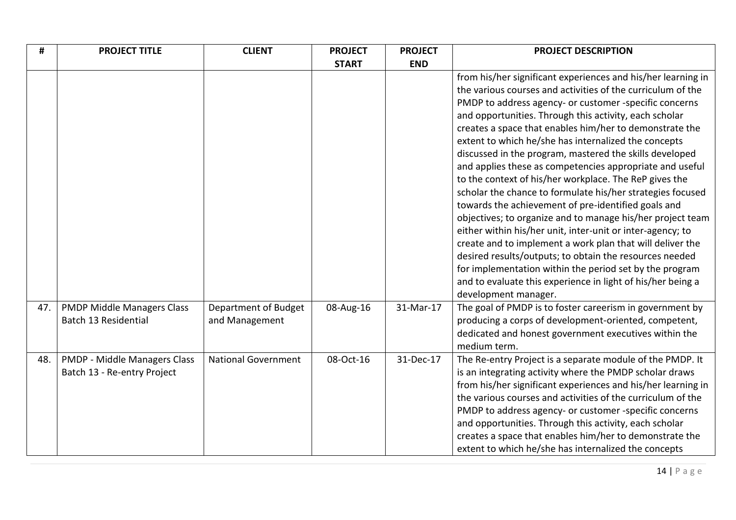| # | PROJECT TITLE | CLIENT | PROJECT START | PROJECT END | PROJECT DESCRIPTION |
|---|---|---|---|---|---|
| | | | | | from his/her significant experiences and his/her learning in the various courses and activities of the curriculum of the PMDP to address agency- or customer -specific concerns and opportunities. Through this activity, each scholar creates a space that enables him/her to demonstrate the extent to which he/she has internalized the concepts discussed in the program, mastered the skills developed and applies these as competencies appropriate and useful to the context of his/her workplace. The ReP gives the scholar the chance to formulate his/her strategies focused towards the achievement of pre-identified goals and objectives; to organize and to manage his/her project team either within his/her unit, inter-unit or inter-agency; to create and to implement a work plan that will deliver the desired results/outputs; to obtain the resources needed for implementation within the period set by the program and to evaluate this experience in light of his/her being a development manager. |
| 47. | PMDP Middle Managers Class Batch 13 Residential | Department of Budget and Management | 08-Aug-16 | 31-Mar-17 | The goal of PMDP is to foster careerism in government by producing a corps of development-oriented, competent, dedicated and honest government executives within the medium term. |
| 48. | PMDP - Middle Managers Class Batch 13 - Re-entry Project | National Government | 08-Oct-16 | 31-Dec-17 | The Re-entry Project is a separate module of the PMDP. It is an integrating activity where the PMDP scholar draws from his/her significant experiences and his/her learning in the various courses and activities of the curriculum of the PMDP to address agency- or customer -specific concerns and opportunities. Through this activity, each scholar creates a space that enables him/her to demonstrate the extent to which he/she has internalized the concepts |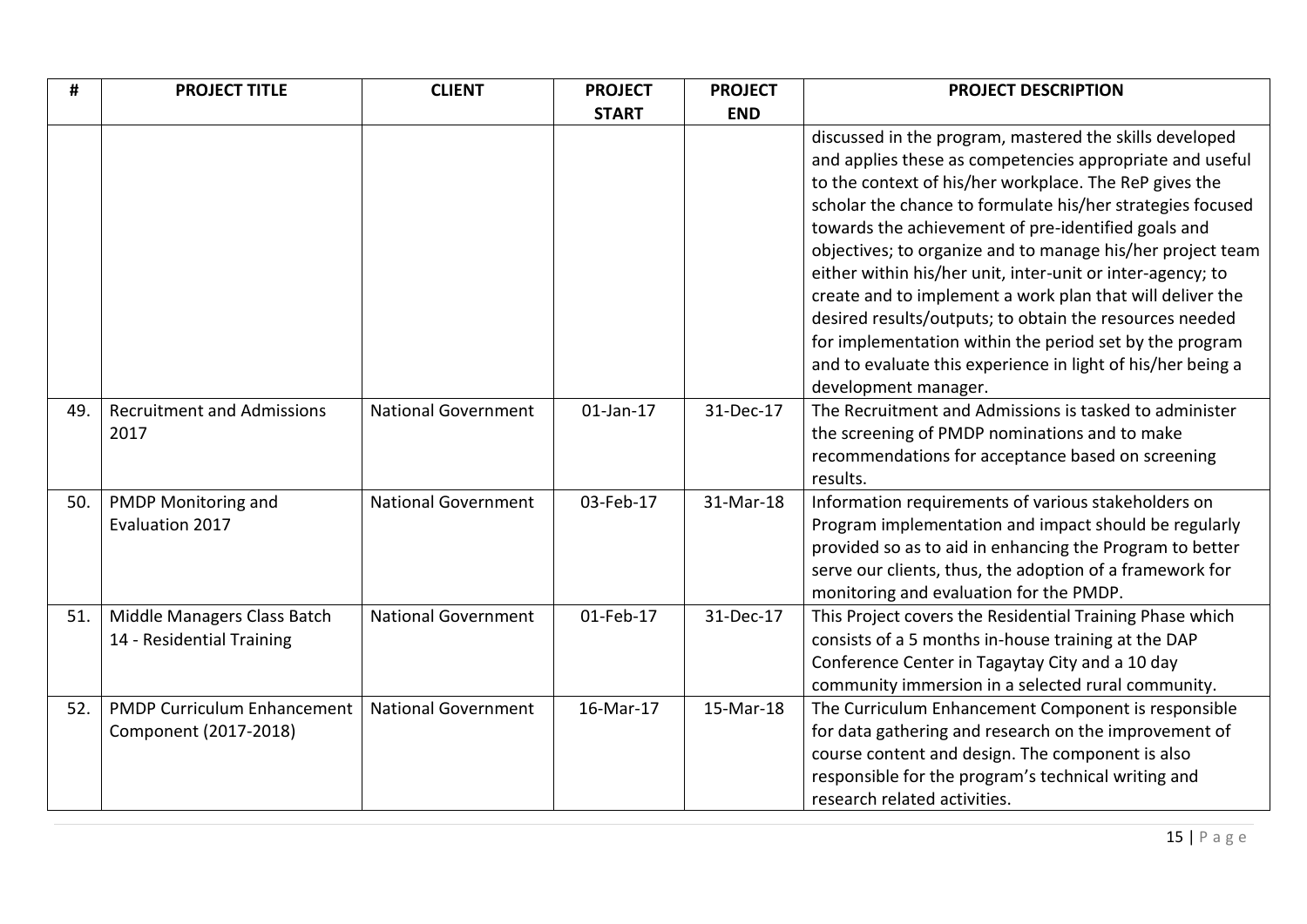| # | PROJECT TITLE | CLIENT | PROJECT START | PROJECT END | PROJECT DESCRIPTION |
|---|---|---|---|---|---|
| | | | | | discussed in the program, mastered the skills developed and applies these as competencies appropriate and useful to the context of his/her workplace. The ReP gives the scholar the chance to formulate his/her strategies focused towards the achievement of pre-identified goals and objectives; to organize and to manage his/her project team either within his/her unit, inter-unit or inter-agency; to create and to implement a work plan that will deliver the desired results/outputs; to obtain the resources needed for implementation within the period set by the program and to evaluate this experience in light of his/her being a development manager. |
| 49. | Recruitment and Admissions 2017 | National Government | 01-Jan-17 | 31-Dec-17 | The Recruitment and Admissions is tasked to administer the screening of PMDP nominations and to make recommendations for acceptance based on screening results. |
| 50. | PMDP Monitoring and Evaluation 2017 | National Government | 03-Feb-17 | 31-Mar-18 | Information requirements of various stakeholders on Program implementation and impact should be regularly provided so as to aid in enhancing the Program to better serve our clients, thus, the adoption of a framework for monitoring and evaluation for the PMDP. |
| 51. | Middle Managers Class Batch 14 - Residential Training | National Government | 01-Feb-17 | 31-Dec-17 | This Project covers the Residential Training Phase which consists of a 5 months in-house training at the DAP Conference Center in Tagaytay City and a 10 day community immersion in a selected rural community. |
| 52. | PMDP Curriculum Enhancement Component (2017-2018) | National Government | 16-Mar-17 | 15-Mar-18 | The Curriculum Enhancement Component is responsible for data gathering and research on the improvement of course content and design. The component is also responsible for the program's technical writing and research related activities. |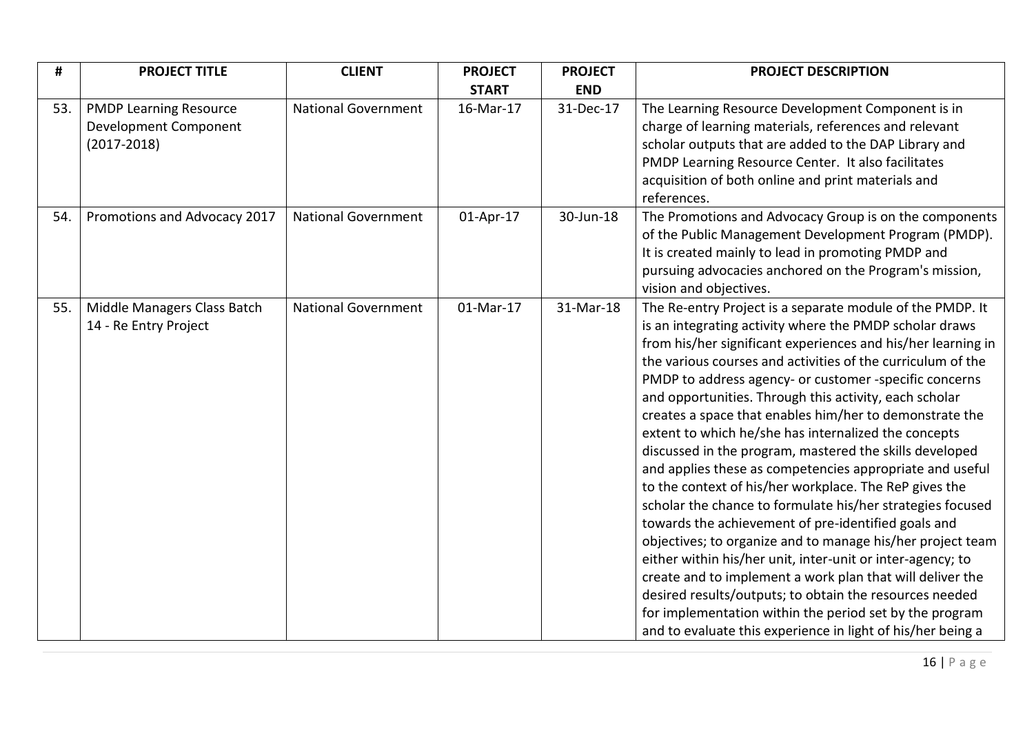| # | PROJECT TITLE | CLIENT | PROJECT START | PROJECT END | PROJECT DESCRIPTION |
|---|---|---|---|---|---|
| 53. | PMDP Learning Resource Development Component (2017-2018) | National Government | 16-Mar-17 | 31-Dec-17 | The Learning Resource Development Component is in charge of learning materials, references and relevant scholar outputs that are added to the DAP Library and PMDP Learning Resource Center. It also facilitates acquisition of both online and print materials and references. |
| 54. | Promotions and Advocacy 2017 | National Government | 01-Apr-17 | 30-Jun-18 | The Promotions and Advocacy Group is on the components of the Public Management Development Program (PMDP). It is created mainly to lead in promoting PMDP and pursuing advocacies anchored on the Program's mission, vision and objectives. |
| 55. | Middle Managers Class Batch 14 - Re Entry Project | National Government | 01-Mar-17 | 31-Mar-18 | The Re-entry Project is a separate module of the PMDP. It is an integrating activity where the PMDP scholar draws from his/her significant experiences and his/her learning in the various courses and activities of the curriculum of the PMDP to address agency- or customer -specific concerns and opportunities. Through this activity, each scholar creates a space that enables him/her to demonstrate the extent to which he/she has internalized the concepts discussed in the program, mastered the skills developed and applies these as competencies appropriate and useful to the context of his/her workplace. The ReP gives the scholar the chance to formulate his/her strategies focused towards the achievement of pre-identified goals and objectives; to organize and to manage his/her project team either within his/her unit, inter-unit or inter-agency; to create and to implement a work plan that will deliver the desired results/outputs; to obtain the resources needed for implementation within the period set by the program and to evaluate this experience in light of his/her being a |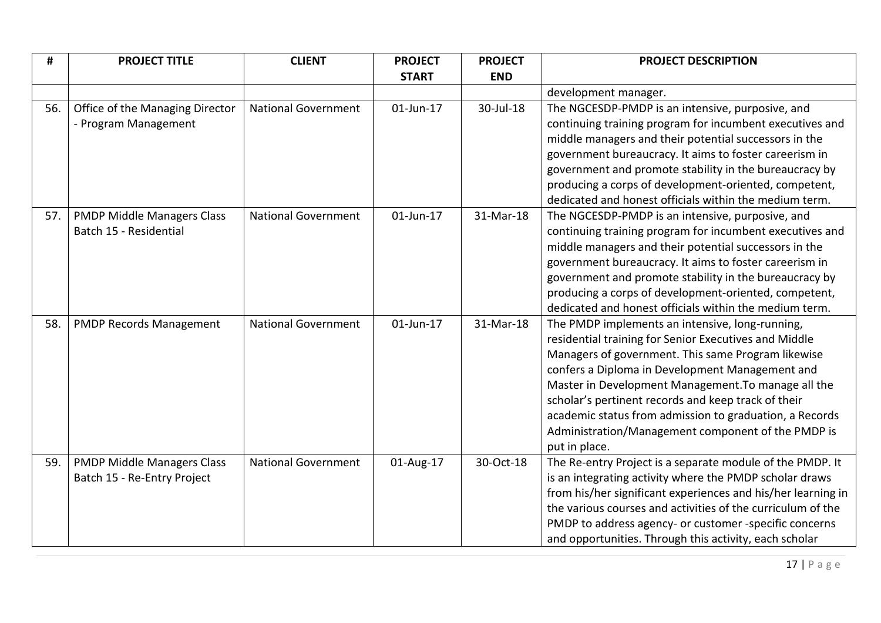| # | PROJECT TITLE | CLIENT | PROJECT START | PROJECT END | PROJECT DESCRIPTION |
|---|---|---|---|---|---|
| | | | | | development manager. |
| 56. | Office of the Managing Director - Program Management | National Government | 01-Jun-17 | 30-Jul-18 | The NGCESDP-PMDP is an intensive, purposive, and continuing training program for incumbent executives and middle managers and their potential successors in the government bureaucracy. It aims to foster careerism in government and promote stability in the bureaucracy by producing a corps of development-oriented, competent, dedicated and honest officials within the medium term. |
| 57. | PMDP Middle Managers Class Batch 15 - Residential | National Government | 01-Jun-17 | 31-Mar-18 | The NGCESDP-PMDP is an intensive, purposive, and continuing training program for incumbent executives and middle managers and their potential successors in the government bureaucracy. It aims to foster careerism in government and promote stability in the bureaucracy by producing a corps of development-oriented, competent, dedicated and honest officials within the medium term. |
| 58. | PMDP Records Management | National Government | 01-Jun-17 | 31-Mar-18 | The PMDP implements an intensive, long-running, residential training for Senior Executives and Middle Managers of government. This same Program likewise confers a Diploma in Development Management and Master in Development Management.To manage all the scholar's pertinent records and keep track of their academic status from admission to graduation, a Records Administration/Management component of the PMDP is put in place. |
| 59. | PMDP Middle Managers Class Batch 15 - Re-Entry Project | National Government | 01-Aug-17 | 30-Oct-18 | The Re-entry Project is a separate module of the PMDP. It is an integrating activity where the PMDP scholar draws from his/her significant experiences and his/her learning in the various courses and activities of the curriculum of the PMDP to address agency- or customer -specific concerns and opportunities. Through this activity, each scholar |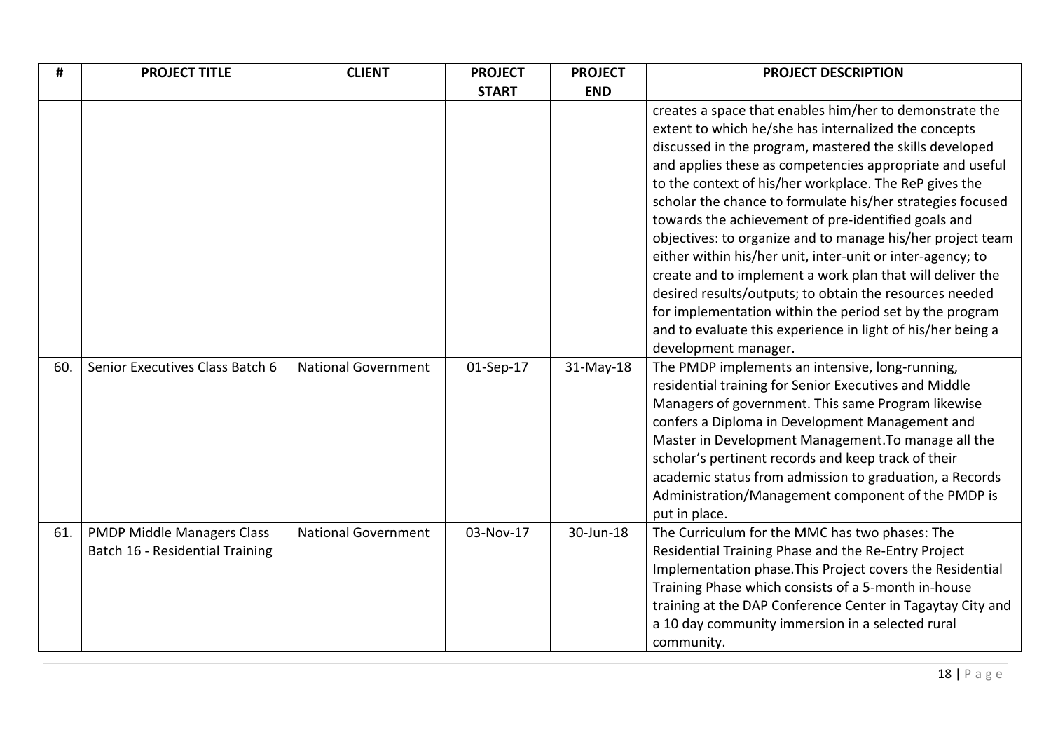| # | PROJECT TITLE | CLIENT | PROJECT START | PROJECT END | PROJECT DESCRIPTION |
|---|---|---|---|---|---|
| | | | | | creates a space that enables him/her to demonstrate the extent to which he/she has internalized the concepts discussed in the program, mastered the skills developed and applies these as competencies appropriate and useful to the context of his/her workplace. The ReP gives the scholar the chance to formulate his/her strategies focused towards the achievement of pre-identified goals and objectives: to organize and to manage his/her project team either within his/her unit, inter-unit or inter-agency; to create and to implement a work plan that will deliver the desired results/outputs; to obtain the resources needed for implementation within the period set by the program and to evaluate this experience in light of his/her being a development manager. |
| 60. | Senior Executives Class Batch 6 | National Government | 01-Sep-17 | 31-May-18 | The PMDP implements an intensive, long-running, residential training for Senior Executives and Middle Managers of government. This same Program likewise confers a Diploma in Development Management and Master in Development Management.To manage all the scholar's pertinent records and keep track of their academic status from admission to graduation, a Records Administration/Management component of the PMDP is put in place. |
| 61. | PMDP Middle Managers Class Batch 16 - Residential Training | National Government | 03-Nov-17 | 30-Jun-18 | The Curriculum for the MMC has two phases: The Residential Training Phase and the Re-Entry Project Implementation phase.This Project covers the Residential Training Phase which consists of a 5-month in-house training at the DAP Conference Center in Tagaytay City and a 10 day community immersion in a selected rural community. |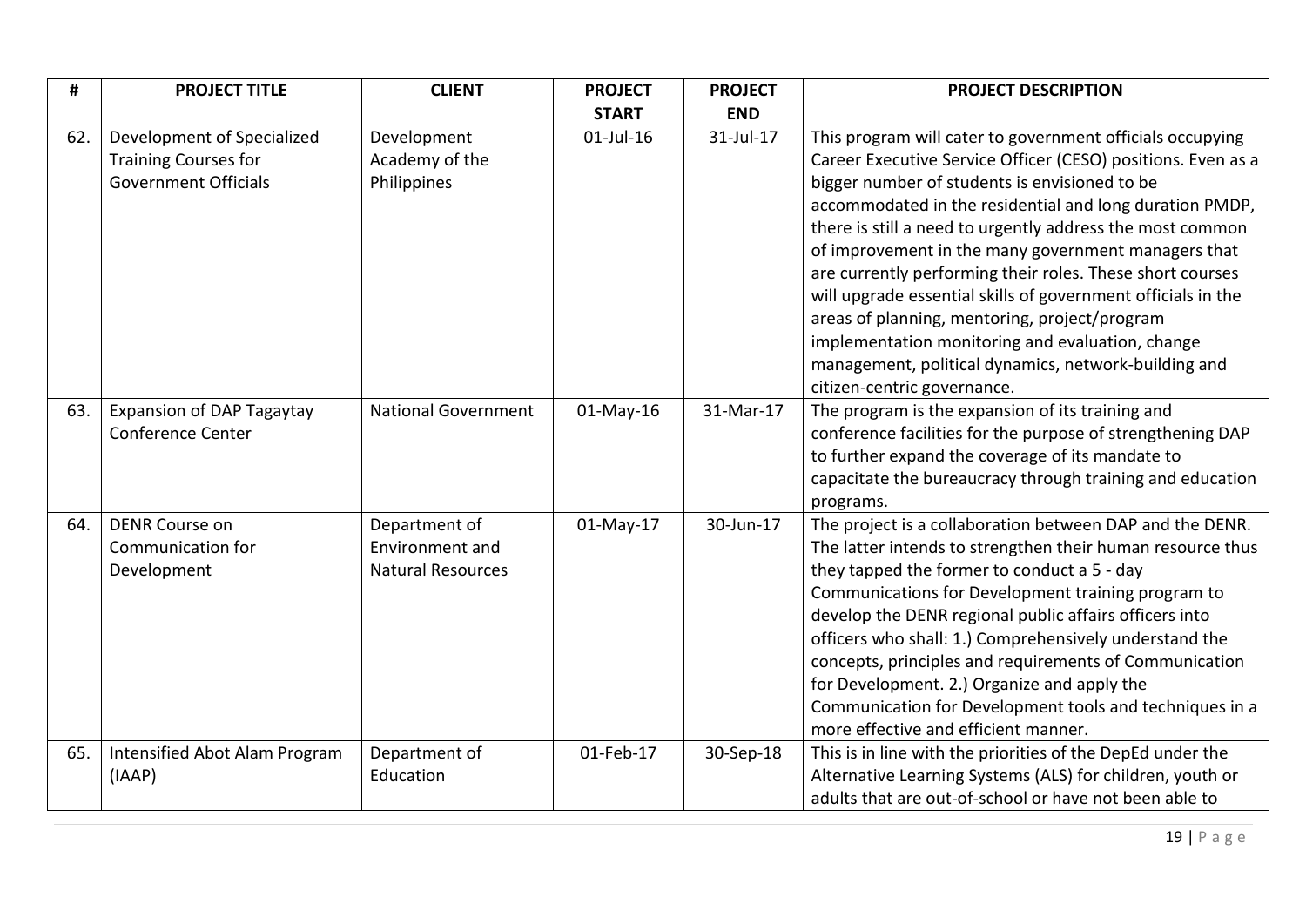| # | PROJECT TITLE | CLIENT | PROJECT START | PROJECT END | PROJECT DESCRIPTION |
|---|---|---|---|---|---|
| 62. | Development of Specialized Training Courses for Government Officials | Development Academy of the Philippines | 01-Jul-16 | 31-Jul-17 | This program will cater to government officials occupying Career Executive Service Officer (CESO) positions. Even as a bigger number of students is envisioned to be accommodated in the residential and long duration PMDP, there is still a need to urgently address the most common of improvement in the many government managers that are currently performing their roles. These short courses will upgrade essential skills of government officials in the areas of planning, mentoring, project/program implementation monitoring and evaluation, change management, political dynamics, network-building and citizen-centric governance. |
| 63. | Expansion of DAP Tagaytay Conference Center | National Government | 01-May-16 | 31-Mar-17 | The program is the expansion of its training and conference facilities for the purpose of strengthening DAP to further expand the coverage of its mandate to capacitate the bureaucracy through training and education programs. |
| 64. | DENR Course on Communication for Development | Department of Environment and Natural Resources | 01-May-17 | 30-Jun-17 | The project is a collaboration between DAP and the DENR. The latter intends to strengthen their human resource thus they tapped the former to conduct a 5 - day Communications for Development training program to develop the DENR regional public affairs officers into officers who shall: 1.) Comprehensively understand the concepts, principles and requirements of Communication for Development. 2.) Organize and apply the Communication for Development tools and techniques in a more effective and efficient manner. |
| 65. | Intensified Abot Alam Program (IAAP) | Department of Education | 01-Feb-17 | 30-Sep-18 | This is in line with the priorities of the DepEd under the Alternative Learning Systems (ALS) for children, youth or adults that are out-of-school or have not been able to |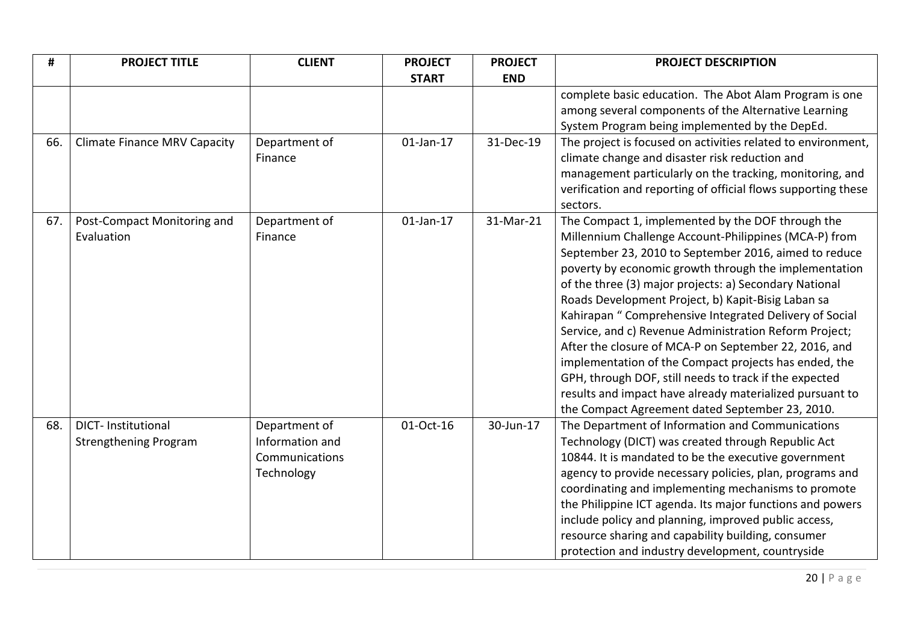| # | PROJECT TITLE | CLIENT | PROJECT START | PROJECT END | PROJECT DESCRIPTION |
|---|---|---|---|---|---|
| | | | | | complete basic education. The Abot Alam Program is one among several components of the Alternative Learning System Program being implemented by the DepEd. |
| 66. | Climate Finance MRV Capacity | Department of Finance | 01-Jan-17 | 31-Dec-19 | The project is focused on activities related to environment, climate change and disaster risk reduction and management particularly on the tracking, monitoring, and verification and reporting of official flows supporting these sectors. |
| 67. | Post-Compact Monitoring and Evaluation | Department of Finance | 01-Jan-17 | 31-Mar-21 | The Compact 1, implemented by the DOF through the Millennium Challenge Account-Philippines (MCA-P) from September 23, 2010 to September 2016, aimed to reduce poverty by economic growth through the implementation of the three (3) major projects: a) Secondary National Roads Development Project, b) Kapit-Bisig Laban sa Kahirapan " Comprehensive Integrated Delivery of Social Service, and c) Revenue Administration Reform Project; After the closure of MCA-P on September 22, 2016, and implementation of the Compact projects has ended, the GPH, through DOF, still needs to track if the expected results and impact have already materialized pursuant to the Compact Agreement dated September 23, 2010. |
| 68. | DICT- Institutional Strengthening Program | Department of Information and Communications Technology | 01-Oct-16 | 30-Jun-17 | The Department of Information and Communications Technology (DICT) was created through Republic Act 10844. It is mandated to be the executive government agency to provide necessary policies, plan, programs and coordinating and implementing mechanisms to promote the Philippine ICT agenda. Its major functions and powers include policy and planning, improved public access, resource sharing and capability building, consumer protection and industry development, countryside |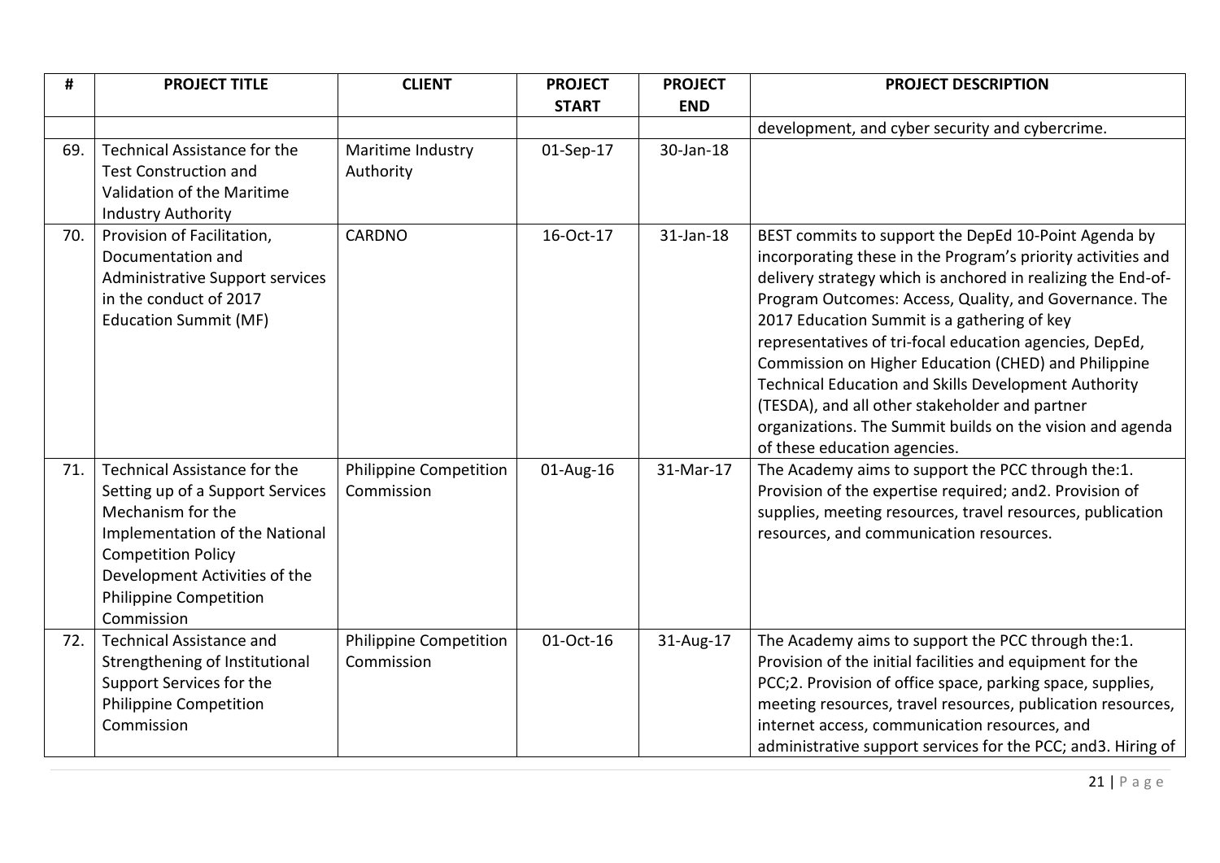| # | PROJECT TITLE | CLIENT | PROJECT START | PROJECT END | PROJECT DESCRIPTION |
|---|---|---|---|---|---|
| | | | | | development, and cyber security and cybercrime. |
| 69. | Technical Assistance for the Test Construction and Validation of the Maritime Industry Authority | Maritime Industry Authority | 01-Sep-17 | 30-Jan-18 | |
| 70. | Provision of Facilitation, Documentation and Administrative Support services in the conduct of 2017 Education Summit (MF) | CARDNO | 16-Oct-17 | 31-Jan-18 | BEST commits to support the DepEd 10-Point Agenda by incorporating these in the Program's priority activities and delivery strategy which is anchored in realizing the End-of-Program Outcomes: Access, Quality, and Governance. The 2017 Education Summit is a gathering of key representatives of tri-focal education agencies, DepEd, Commission on Higher Education (CHED) and Philippine Technical Education and Skills Development Authority (TESDA), and all other stakeholder and partner organizations. The Summit builds on the vision and agenda of these education agencies. |
| 71. | Technical Assistance for the Setting up of a Support Services Mechanism for the Implementation of the National Competition Policy Development Activities of the Philippine Competition Commission | Philippine Competition Commission | 01-Aug-16 | 31-Mar-17 | The Academy aims to support the PCC through the:1. Provision of the expertise required; and2. Provision of supplies, meeting resources, travel resources, publication resources, and communication resources. |
| 72. | Technical Assistance and Strengthening of Institutional Support Services for the Philippine Competition Commission | Philippine Competition Commission | 01-Oct-16 | 31-Aug-17 | The Academy aims to support the PCC through the:1. Provision of the initial facilities and equipment for the PCC;2. Provision of office space, parking space, supplies, meeting resources, travel resources, publication resources, internet access, communication resources, and administrative support services for the PCC; and3. Hiring of |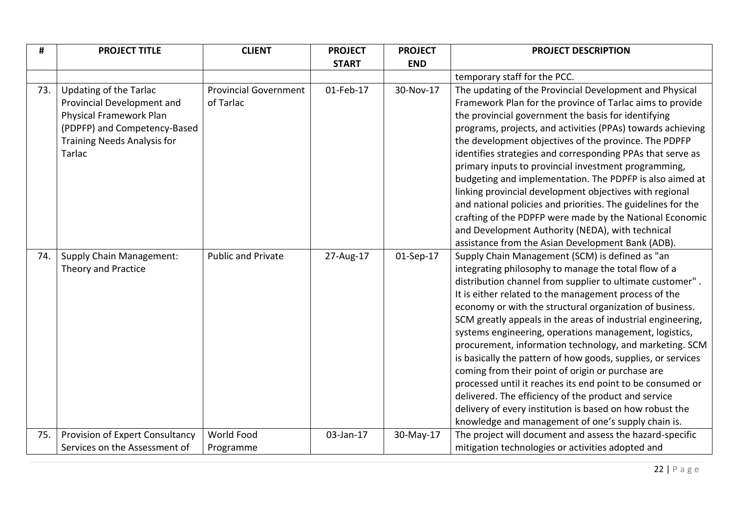| # | PROJECT TITLE | CLIENT | PROJECT START | PROJECT END | PROJECT DESCRIPTION |
|---|---|---|---|---|---|
| | | | | | temporary staff for the PCC. |
| 73. | Updating of the Tarlac Provincial Development and Physical Framework Plan (PDPFP) and Competency-Based Training Needs Analysis for Tarlac | Provincial Government of Tarlac | 01-Feb-17 | 30-Nov-17 | The updating of the Provincial Development and Physical Framework Plan for the province of Tarlac aims to provide the provincial government the basis for identifying programs, projects, and activities (PPAs) towards achieving the development objectives of the province. The PDPFP identifies strategies and corresponding PPAs that serve as primary inputs to provincial investment programming, budgeting and implementation. The PDPFP is also aimed at linking provincial development objectives with regional and national policies and priorities. The guidelines for the crafting of the PDPFP were made by the National Economic and Development Authority (NEDA), with technical assistance from the Asian Development Bank (ADB). |
| 74. | Supply Chain Management: Theory and Practice | Public and Private | 27-Aug-17 | 01-Sep-17 | Supply Chain Management (SCM) is defined as "an integrating philosophy to manage the total flow of a distribution channel from supplier to ultimate customer" . It is either related to the management process of the economy or with the structural organization of business. SCM greatly appeals in the areas of industrial engineering, systems engineering, operations management, logistics, procurement, information technology, and marketing. SCM is basically the pattern of how goods, supplies, or services coming from their point of origin or purchase are processed until it reaches its end point to be consumed or delivered. The efficiency of the product and service delivery of every institution is based on how robust the knowledge and management of one's supply chain is. |
| 75. | Provision of Expert Consultancy Services on the Assessment of | World Food Programme | 03-Jan-17 | 30-May-17 | The project will document and assess the hazard-specific mitigation technologies or activities adopted and |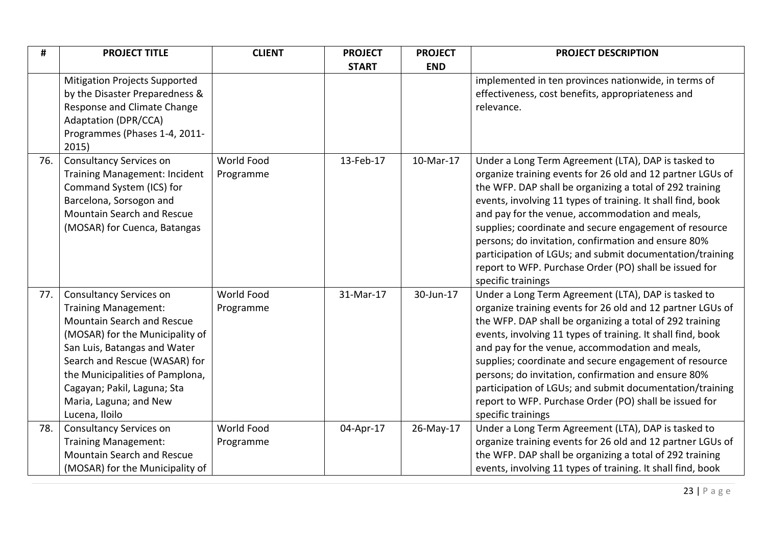| # | PROJECT TITLE | CLIENT | PROJECT START | PROJECT END | PROJECT DESCRIPTION |
|---|---|---|---|---|---|
| | Mitigation Projects Supported by the Disaster Preparedness & Response and Climate Change Adaptation (DPR/CCA) Programmes (Phases 1-4, 2011-2015) | | | | implemented in ten provinces nationwide, in terms of effectiveness, cost benefits, appropriateness and relevance. |
| 76. | Consultancy Services on Training Management: Incident Command System (ICS) for Barcelona, Sorsogon and Mountain Search and Rescue (MOSAR) for Cuenca, Batangas | World Food Programme | 13-Feb-17 | 10-Mar-17 | Under a Long Term Agreement (LTA), DAP is tasked to organize training events for 26 old and 12 partner LGUs of the WFP. DAP shall be organizing a total of 292 training events, involving 11 types of training. It shall find, book and pay for the venue, accommodation and meals, supplies; coordinate and secure engagement of resource persons; do invitation, confirmation and ensure 80% participation of LGUs; and submit documentation/training report to WFP. Purchase Order (PO) shall be issued for specific trainings |
| 77. | Consultancy Services on Training Management: Mountain Search and Rescue (MOSAR) for the Municipality of San Luis, Batangas and Water Search and Rescue (WASAR) for the Municipalities of Pamplona, Cagayan; Pakil, Laguna; Sta Maria, Laguna; and New Lucena, Iloilo | World Food Programme | 31-Mar-17 | 30-Jun-17 | Under a Long Term Agreement (LTA), DAP is tasked to organize training events for 26 old and 12 partner LGUs of the WFP. DAP shall be organizing a total of 292 training events, involving 11 types of training. It shall find, book and pay for the venue, accommodation and meals, supplies; coordinate and secure engagement of resource persons; do invitation, confirmation and ensure 80% participation of LGUs; and submit documentation/training report to WFP. Purchase Order (PO) shall be issued for specific trainings |
| 78. | Consultancy Services on Training Management: Mountain Search and Rescue (MOSAR) for the Municipality of | World Food Programme | 04-Apr-17 | 26-May-17 | Under a Long Term Agreement (LTA), DAP is tasked to organize training events for 26 old and 12 partner LGUs of the WFP. DAP shall be organizing a total of 292 training events, involving 11 types of training. It shall find, book |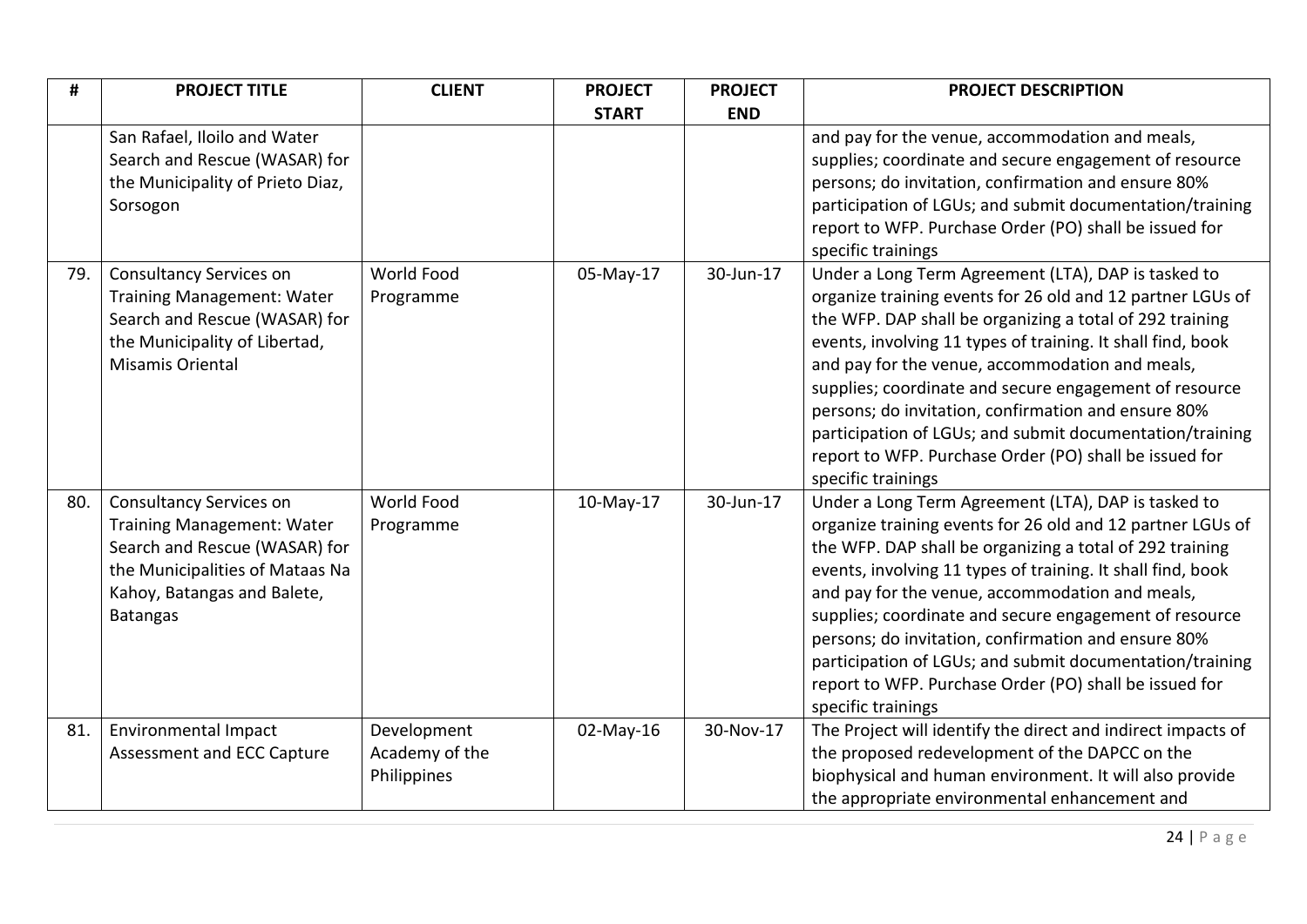| # | PROJECT TITLE | CLIENT | PROJECT START | PROJECT END | PROJECT DESCRIPTION |
|---|---|---|---|---|---|
| | San Rafael, Iloilo and Water Search and Rescue (WASAR) for the Municipality of Prieto Diaz, Sorsogon | | | | and pay for the venue, accommodation and meals, supplies; coordinate and secure engagement of resource persons; do invitation, confirmation and ensure 80% participation of LGUs; and submit documentation/training report to WFP. Purchase Order (PO) shall be issued for specific trainings |
| 79. | Consultancy Services on Training Management: Water Search and Rescue (WASAR) for the Municipality of Libertad, Misamis Oriental | World Food Programme | 05-May-17 | 30-Jun-17 | Under a Long Term Agreement (LTA), DAP is tasked to organize training events for 26 old and 12 partner LGUs of the WFP. DAP shall be organizing a total of 292 training events, involving 11 types of training. It shall find, book and pay for the venue, accommodation and meals, supplies; coordinate and secure engagement of resource persons; do invitation, confirmation and ensure 80% participation of LGUs; and submit documentation/training report to WFP. Purchase Order (PO) shall be issued for specific trainings |
| 80. | Consultancy Services on Training Management: Water Search and Rescue (WASAR) for the Municipalities of Mataas Na Kahoy, Batangas and Balete, Batangas | World Food Programme | 10-May-17 | 30-Jun-17 | Under a Long Term Agreement (LTA), DAP is tasked to organize training events for 26 old and 12 partner LGUs of the WFP. DAP shall be organizing a total of 292 training events, involving 11 types of training. It shall find, book and pay for the venue, accommodation and meals, supplies; coordinate and secure engagement of resource persons; do invitation, confirmation and ensure 80% participation of LGUs; and submit documentation/training report to WFP. Purchase Order (PO) shall be issued for specific trainings |
| 81. | Environmental Impact Assessment and ECC Capture | Development Academy of the Philippines | 02-May-16 | 30-Nov-17 | The Project will identify the direct and indirect impacts of the proposed redevelopment of the DAPCC on the biophysical and human environment. It will also provide the appropriate environmental enhancement and |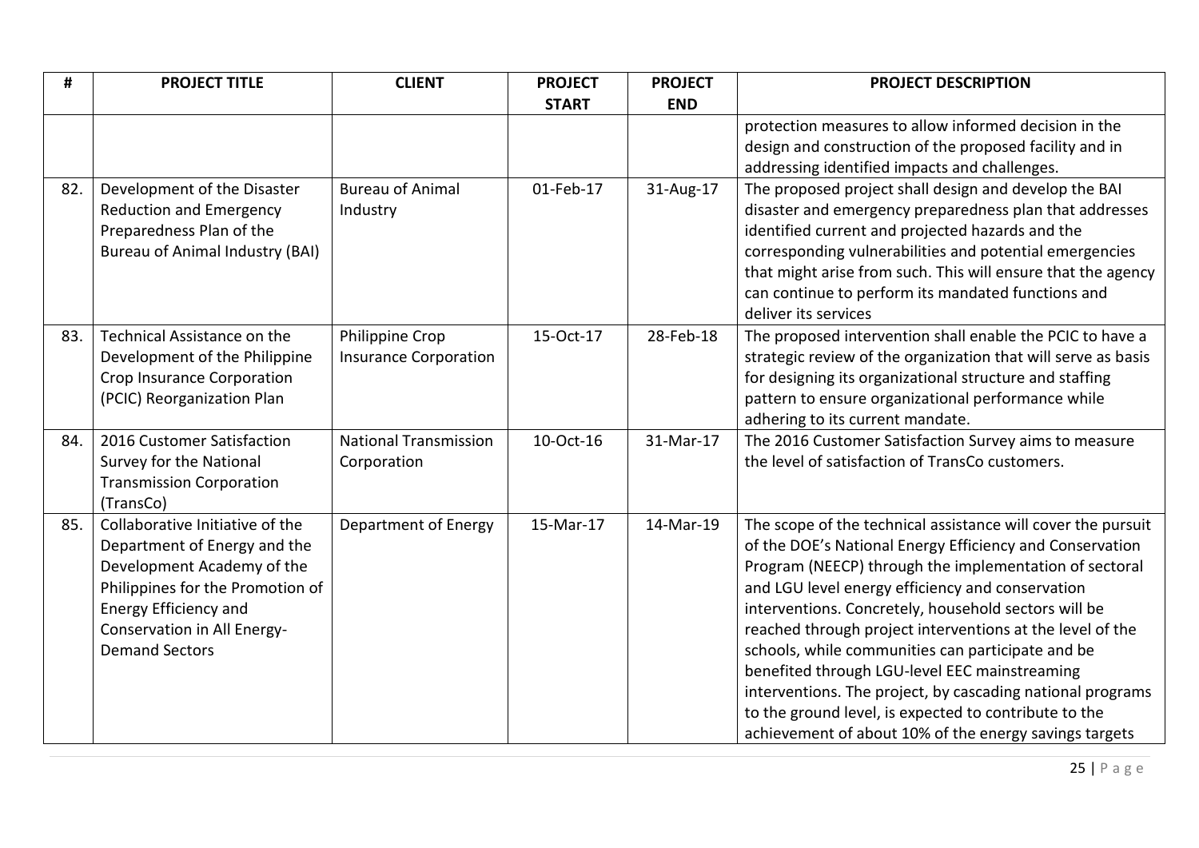| # | PROJECT TITLE | CLIENT | PROJECT START | PROJECT END | PROJECT DESCRIPTION |
|---|---|---|---|---|---|
| | | | | | protection measures to allow informed decision in the design and construction of the proposed facility and in addressing identified impacts and challenges. |
| 82. | Development of the Disaster Reduction and Emergency Preparedness Plan of the Bureau of Animal Industry (BAI) | Bureau of Animal Industry | 01-Feb-17 | 31-Aug-17 | The proposed project shall design and develop the BAI disaster and emergency preparedness plan that addresses identified current and projected hazards and the corresponding vulnerabilities and potential emergencies that might arise from such. This will ensure that the agency can continue to perform its mandated functions and deliver its services |
| 83. | Technical Assistance on the Development of the Philippine Crop Insurance Corporation (PCIC) Reorganization Plan | Philippine Crop Insurance Corporation | 15-Oct-17 | 28-Feb-18 | The proposed intervention shall enable the PCIC to have a strategic review of the organization that will serve as basis for designing its organizational structure and staffing pattern to ensure organizational performance while adhering to its current mandate. |
| 84. | 2016 Customer Satisfaction Survey for the National Transmission Corporation (TransCo) | National Transmission Corporation | 10-Oct-16 | 31-Mar-17 | The 2016 Customer Satisfaction Survey aims to measure the level of satisfaction of TransCo customers. |
| 85. | Collaborative Initiative of the Department of Energy and the Development Academy of the Philippines for the Promotion of Energy Efficiency and Conservation in All Energy-Demand Sectors | Department of Energy | 15-Mar-17 | 14-Mar-19 | The scope of the technical assistance will cover the pursuit of the DOE's National Energy Efficiency and Conservation Program (NEECP) through the implementation of sectoral and LGU level energy efficiency and conservation interventions. Concretely, household sectors will be reached through project interventions at the level of the schools, while communities can participate and be benefited through LGU-level EEC mainstreaming interventions. The project, by cascading national programs to the ground level, is expected to contribute to the achievement of about 10% of the energy savings targets |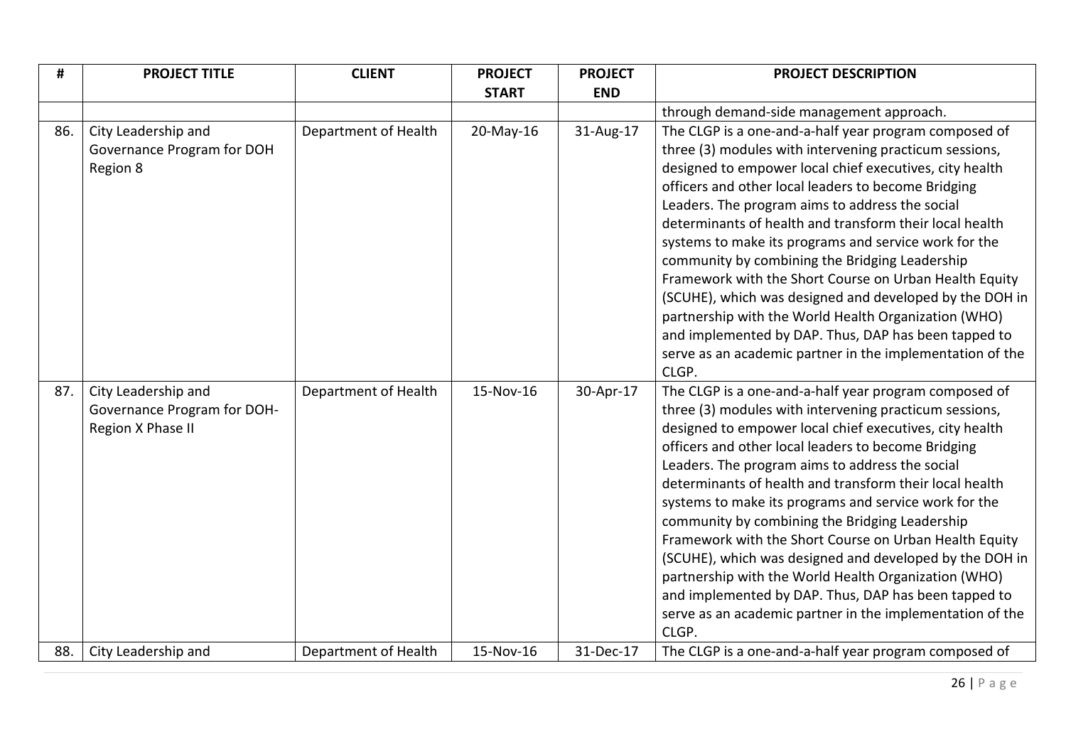| # | PROJECT TITLE | CLIENT | PROJECT START | PROJECT END | PROJECT DESCRIPTION |
|---|---|---|---|---|---|
| | | | | | through demand-side management approach. |
| 86. | City Leadership and Governance Program for DOH Region 8 | Department of Health | 20-May-16 | 31-Aug-17 | The CLGP is a one-and-a-half year program composed of three (3) modules with intervening practicum sessions, designed to empower local chief executives, city health officers and other local leaders to become Bridging Leaders. The program aims to address the social determinants of health and transform their local health systems to make its programs and service work for the community by combining the Bridging Leadership Framework with the Short Course on Urban Health Equity (SCUHE), which was designed and developed by the DOH in partnership with the World Health Organization (WHO) and implemented by DAP. Thus, DAP has been tapped to serve as an academic partner in the implementation of the CLGP. |
| 87. | City Leadership and Governance Program for DOH-Region X Phase II | Department of Health | 15-Nov-16 | 30-Apr-17 | The CLGP is a one-and-a-half year program composed of three (3) modules with intervening practicum sessions, designed to empower local chief executives, city health officers and other local leaders to become Bridging Leaders. The program aims to address the social determinants of health and transform their local health systems to make its programs and service work for the community by combining the Bridging Leadership Framework with the Short Course on Urban Health Equity (SCUHE), which was designed and developed by the DOH in partnership with the World Health Organization (WHO) and implemented by DAP. Thus, DAP has been tapped to serve as an academic partner in the implementation of the CLGP. |
| 88. | City Leadership and | Department of Health | 15-Nov-16 | 31-Dec-17 | The CLGP is a one-and-a-half year program composed of |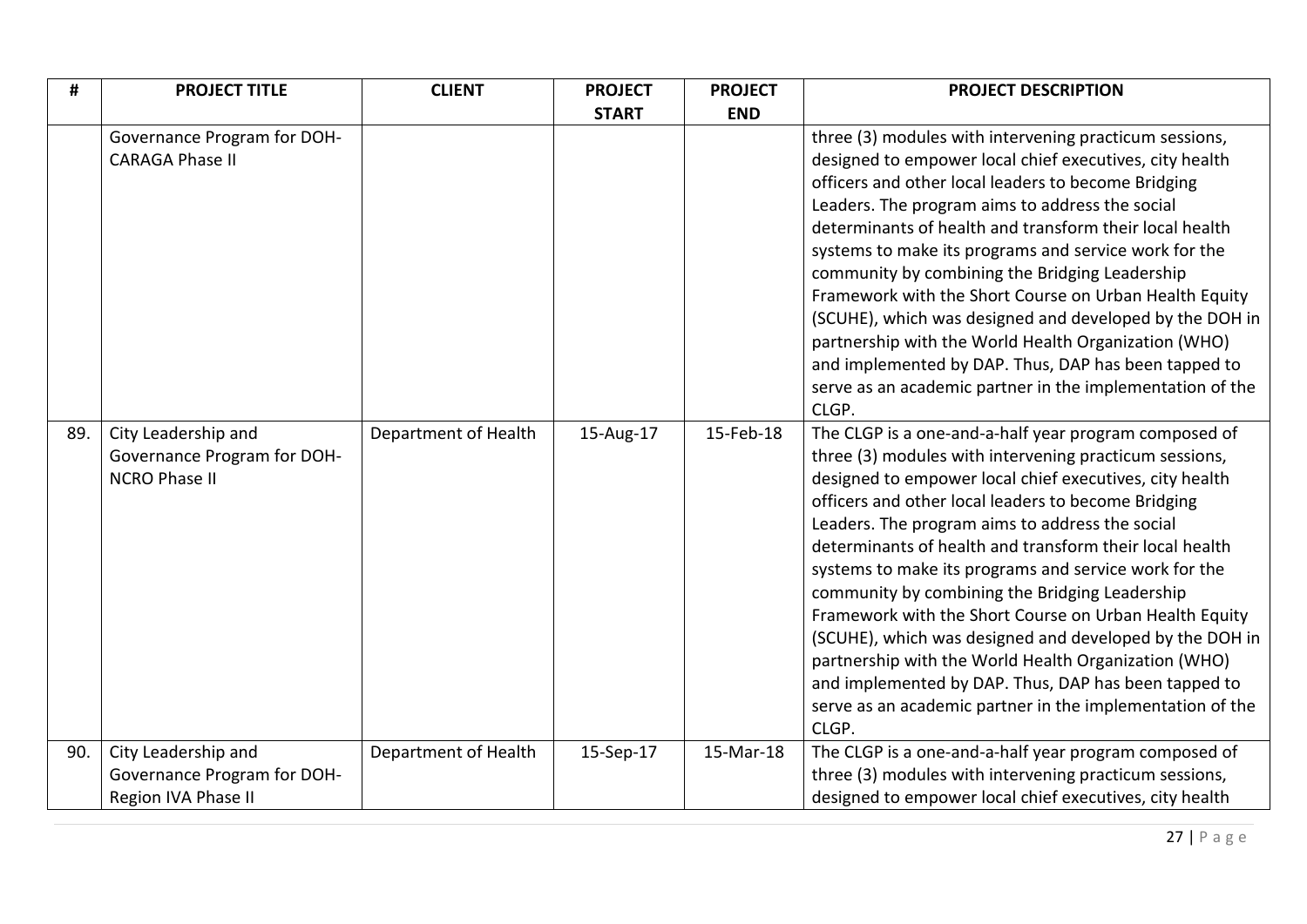| # | PROJECT TITLE | CLIENT | PROJECT START | PROJECT END | PROJECT DESCRIPTION |
|---|---|---|---|---|---|
| | Governance Program for DOH-CARAGA Phase II | | | | three (3) modules with intervening practicum sessions, designed to empower local chief executives, city health officers and other local leaders to become Bridging Leaders. The program aims to address the social determinants of health and transform their local health systems to make its programs and service work for the community by combining the Bridging Leadership Framework with the Short Course on Urban Health Equity (SCUHE), which was designed and developed by the DOH in partnership with the World Health Organization (WHO) and implemented by DAP. Thus, DAP has been tapped to serve as an academic partner in the implementation of the CLGP. |
| 89. | City Leadership and Governance Program for DOH-NCRO Phase II | Department of Health | 15-Aug-17 | 15-Feb-18 | The CLGP is a one-and-a-half year program composed of three (3) modules with intervening practicum sessions, designed to empower local chief executives, city health officers and other local leaders to become Bridging Leaders. The program aims to address the social determinants of health and transform their local health systems to make its programs and service work for the community by combining the Bridging Leadership Framework with the Short Course on Urban Health Equity (SCUHE), which was designed and developed by the DOH in partnership with the World Health Organization (WHO) and implemented by DAP. Thus, DAP has been tapped to serve as an academic partner in the implementation of the CLGP. |
| 90. | City Leadership and Governance Program for DOH-Region IVA Phase II | Department of Health | 15-Sep-17 | 15-Mar-18 | The CLGP is a one-and-a-half year program composed of three (3) modules with intervening practicum sessions, designed to empower local chief executives, city health |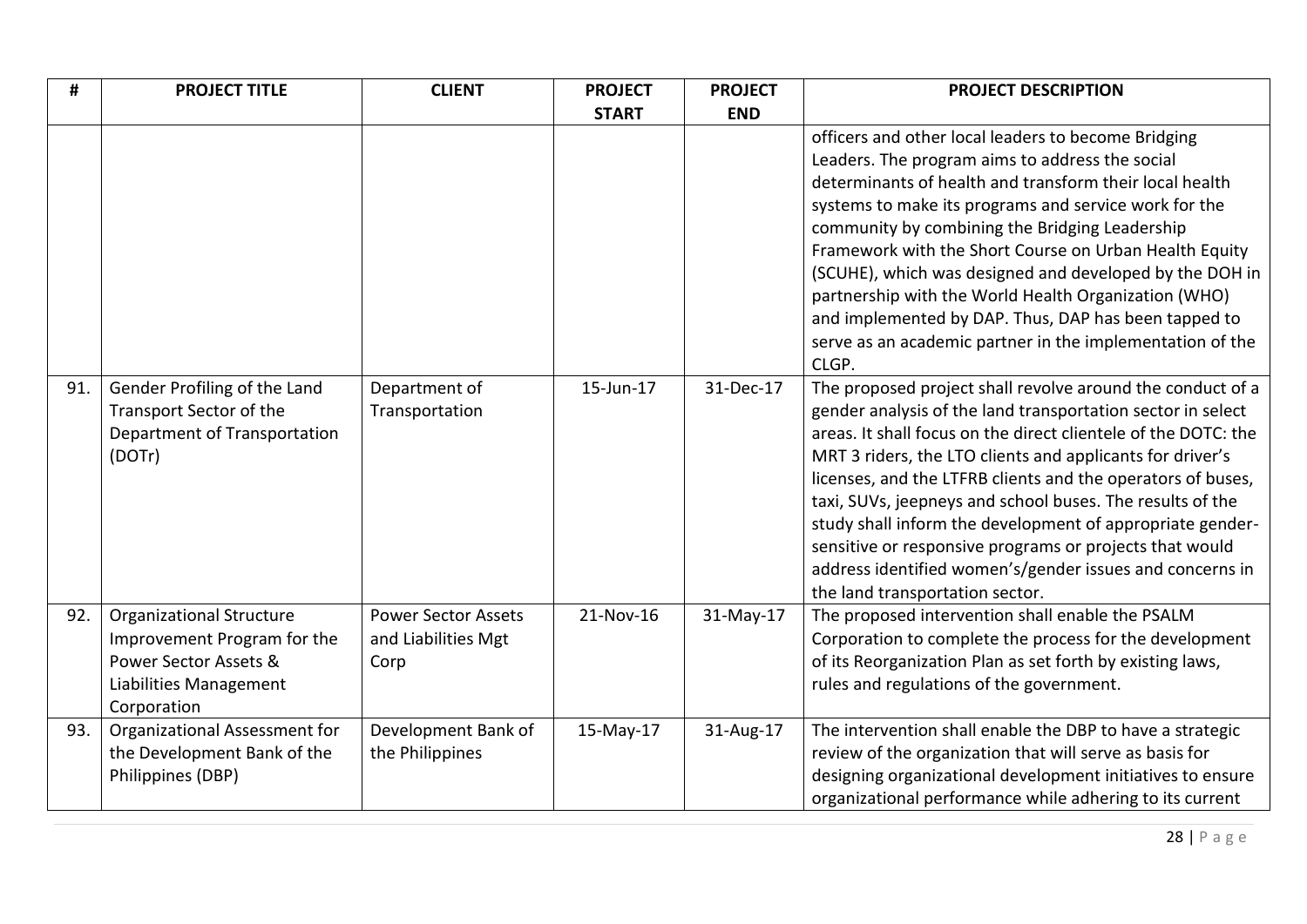| # | PROJECT TITLE | CLIENT | PROJECT START | PROJECT END | PROJECT DESCRIPTION |
|---|---|---|---|---|---|
| | | | | | officers and other local leaders to become Bridging Leaders. The program aims to address the social determinants of health and transform their local health systems to make its programs and service work for the community by combining the Bridging Leadership Framework with the Short Course on Urban Health Equity (SCUHE), which was designed and developed by the DOH in partnership with the World Health Organization (WHO) and implemented by DAP. Thus, DAP has been tapped to serve as an academic partner in the implementation of the CLGP. |
| 91. | Gender Profiling of the Land Transport Sector of the Department of Transportation (DOTr) | Department of Transportation | 15-Jun-17 | 31-Dec-17 | The proposed project shall revolve around the conduct of a gender analysis of the land transportation sector in select areas. It shall focus on the direct clientele of the DOTC: the MRT 3 riders, the LTO clients and applicants for driver's licenses, and the LTFRB clients and the operators of buses, taxi, SUVs, jeepneys and school buses. The results of the study shall inform the development of appropriate gender-sensitive or responsive programs or projects that would address identified women's/gender issues and concerns in the land transportation sector. |
| 92. | Organizational Structure Improvement Program for the Power Sector Assets & Liabilities Management Corporation | Power Sector Assets and Liabilities Mgt Corp | 21-Nov-16 | 31-May-17 | The proposed intervention shall enable the PSALM Corporation to complete the process for the development of its Reorganization Plan as set forth by existing laws, rules and regulations of the government. |
| 93. | Organizational Assessment for the Development Bank of the Philippines (DBP) | Development Bank of the Philippines | 15-May-17 | 31-Aug-17 | The intervention shall enable the DBP to have a strategic review of the organization that will serve as basis for designing organizational development initiatives to ensure organizational performance while adhering to its current |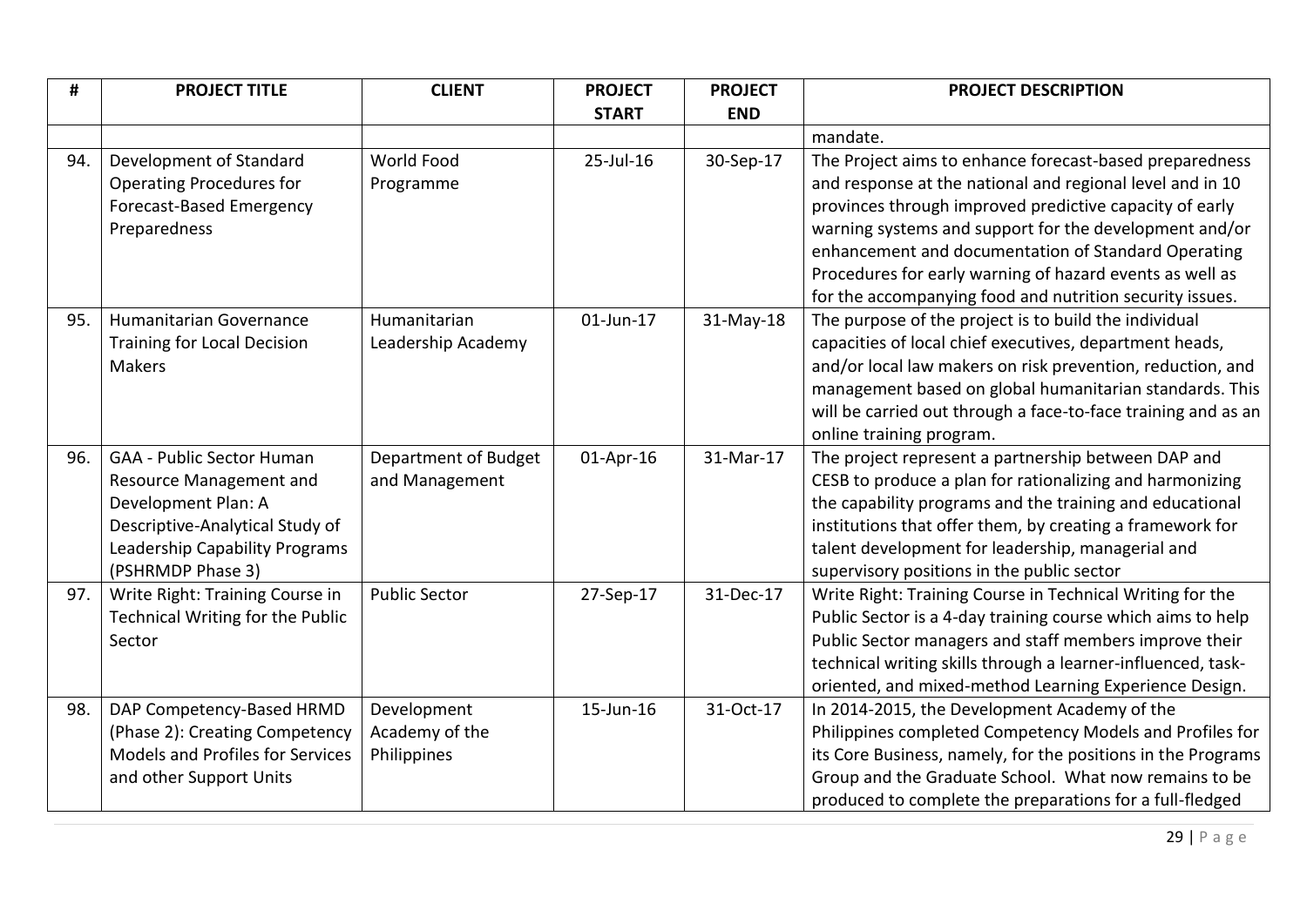| # | PROJECT TITLE | CLIENT | PROJECT START | PROJECT END | PROJECT DESCRIPTION |
|---|---|---|---|---|---|
| | | | | | mandate. |
| 94. | Development of Standard Operating Procedures for Forecast-Based Emergency Preparedness | World Food Programme | 25-Jul-16 | 30-Sep-17 | The Project aims to enhance forecast-based preparedness and response at the national and regional level and in 10 provinces through improved predictive capacity of early warning systems and support for the development and/or enhancement and documentation of Standard Operating Procedures for early warning of hazard events as well as for the accompanying food and nutrition security issues. |
| 95. | Humanitarian Governance Training for Local Decision Makers | Humanitarian Leadership Academy | 01-Jun-17 | 31-May-18 | The purpose of the project is to build the individual capacities of local chief executives, department heads, and/or local law makers on risk prevention, reduction, and management based on global humanitarian standards. This will be carried out through a face-to-face training and as an online training program. |
| 96. | GAA - Public Sector Human Resource Management and Development Plan: A Descriptive-Analytical Study of Leadership Capability Programs (PSHRMDP Phase 3) | Department of Budget and Management | 01-Apr-16 | 31-Mar-17 | The project represent a partnership between DAP and CESB to produce a plan for rationalizing and harmonizing the capability programs and the training and educational institutions that offer them, by creating a framework for talent development for leadership, managerial and supervisory positions in the public sector |
| 97. | Write Right: Training Course in Technical Writing for the Public Sector | Public Sector | 27-Sep-17 | 31-Dec-17 | Write Right: Training Course in Technical Writing for the Public Sector is a 4-day training course which aims to help Public Sector managers and staff members improve their technical writing skills through a learner-influenced, task-oriented, and mixed-method Learning Experience Design. |
| 98. | DAP Competency-Based HRMD (Phase 2): Creating Competency Models and Profiles for Services and other Support Units | Development Academy of the Philippines | 15-Jun-16 | 31-Oct-17 | In 2014-2015, the Development Academy of the Philippines completed Competency Models and Profiles for its Core Business, namely, for the positions in the Programs Group and the Graduate School. What now remains to be produced to complete the preparations for a full-fledged |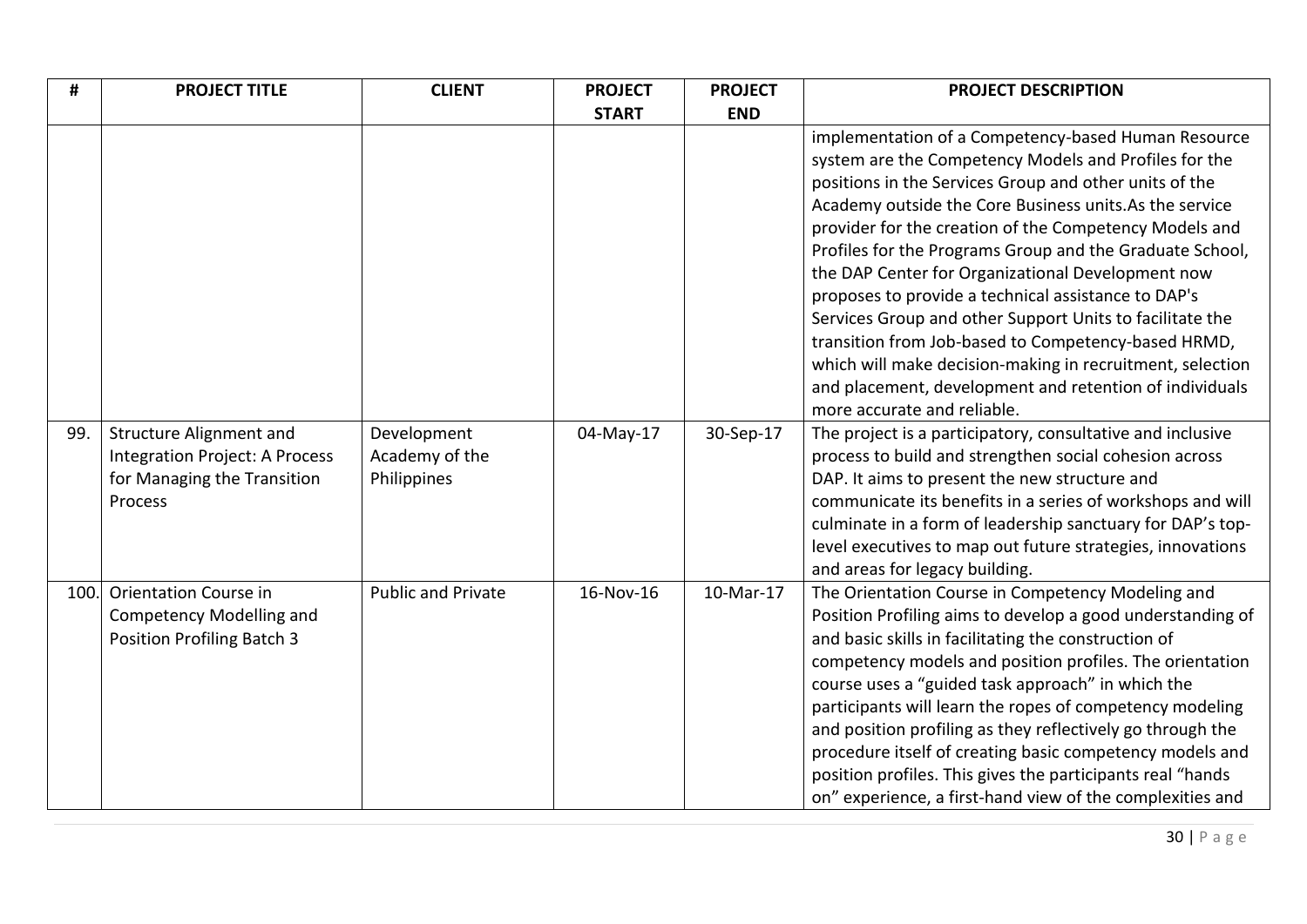| # | PROJECT TITLE | CLIENT | PROJECT START | PROJECT END | PROJECT DESCRIPTION |
|---|---|---|---|---|---|
| | | | | | implementation of a Competency-based Human Resource system are the Competency Models and Profiles for the positions in the Services Group and other units of the Academy outside the Core Business units.As the service provider for the creation of the Competency Models and Profiles for the Programs Group and the Graduate School, the DAP Center for Organizational Development now proposes to provide a technical assistance to DAP's Services Group and other Support Units to facilitate the transition from Job-based to Competency-based HRMD, which will make decision-making in recruitment, selection and placement, development and retention of individuals more accurate and reliable. |
| 99. | Structure Alignment and Integration Project: A Process for Managing the Transition Process | Development Academy of the Philippines | 04-May-17 | 30-Sep-17 | The project is a participatory, consultative and inclusive process to build and strengthen social cohesion across DAP. It aims to present the new structure and communicate its benefits in a series of workshops and will culminate in a form of leadership sanctuary for DAP's top-level executives to map out future strategies, innovations and areas for legacy building. |
| 100. | Orientation Course in Competency Modelling and Position Profiling Batch 3 | Public and Private | 16-Nov-16 | 10-Mar-17 | The Orientation Course in Competency Modeling and Position Profiling aims to develop a good understanding of and basic skills in facilitating the construction of competency models and position profiles. The orientation course uses a "guided task approach" in which the participants will learn the ropes of competency modeling and position profiling as they reflectively go through the procedure itself of creating basic competency models and position profiles. This gives the participants real "hands on" experience, a first-hand view of the complexities and |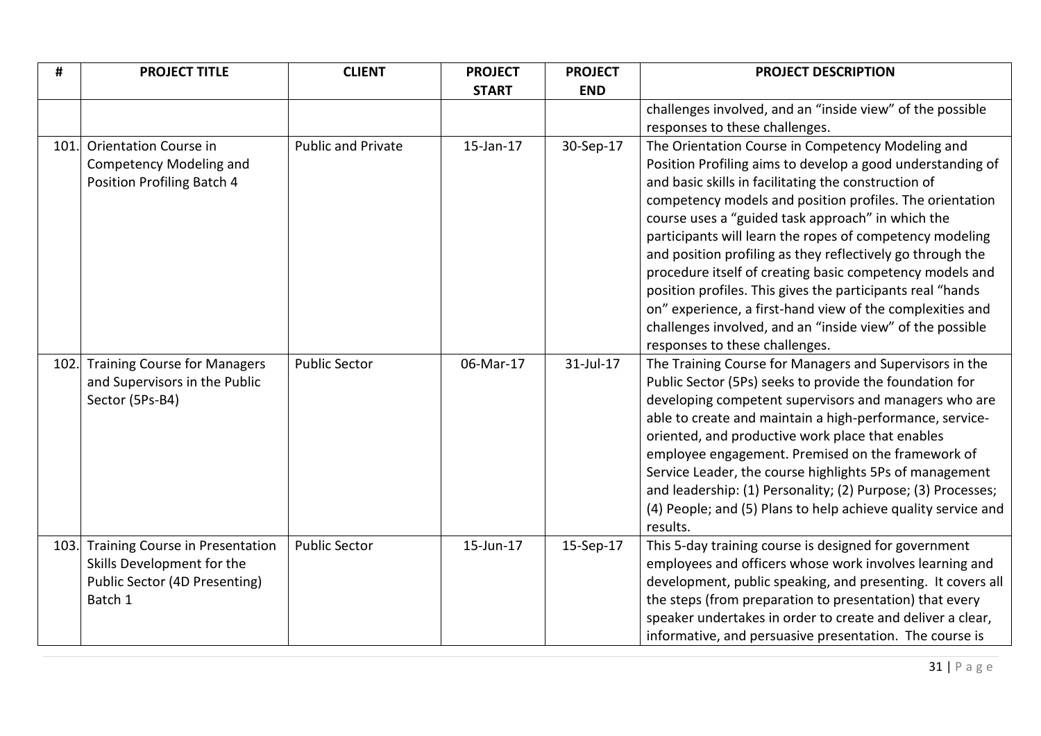| # | PROJECT TITLE | CLIENT | PROJECT START | PROJECT END | PROJECT DESCRIPTION |
|---|---|---|---|---|---|
| | | | | | challenges involved, and an "inside view" of the possible responses to these challenges. |
| 101. | Orientation Course in Competency Modeling and Position Profiling Batch 4 | Public and Private | 15-Jan-17 | 30-Sep-17 | The Orientation Course in Competency Modeling and Position Profiling aims to develop a good understanding of and basic skills in facilitating the construction of competency models and position profiles. The orientation course uses a "guided task approach" in which the participants will learn the ropes of competency modeling and position profiling as they reflectively go through the procedure itself of creating basic competency models and position profiles. This gives the participants real "hands on" experience, a first-hand view of the complexities and challenges involved, and an "inside view" of the possible responses to these challenges. |
| 102. | Training Course for Managers and Supervisors in the Public Sector (5Ps-B4) | Public Sector | 06-Mar-17 | 31-Jul-17 | The Training Course for Managers and Supervisors in the Public Sector (5Ps) seeks to provide the foundation for developing competent supervisors and managers who are able to create and maintain a high-performance, service-oriented, and productive work place that enables employee engagement. Premised on the framework of Service Leader, the course highlights 5Ps of management and leadership: (1) Personality; (2) Purpose; (3) Processes; (4) People; and (5) Plans to help achieve quality service and results. |
| 103. | Training Course in Presentation Skills Development for the Public Sector (4D Presenting) Batch 1 | Public Sector | 15-Jun-17 | 15-Sep-17 | This 5-day training course is designed for government employees and officers whose work involves learning and development, public speaking, and presenting. It covers all the steps (from preparation to presentation) that every speaker undertakes in order to create and deliver a clear, informative, and persuasive presentation. The course is |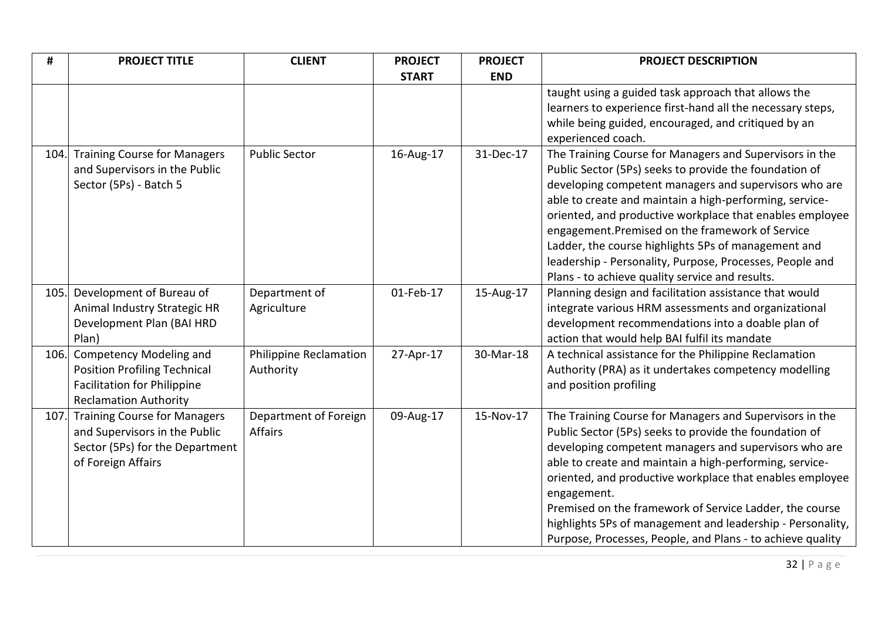| # | PROJECT TITLE | CLIENT | PROJECT START | PROJECT END | PROJECT DESCRIPTION |
|---|---|---|---|---|---|
| | | | | | taught using a guided task approach that allows the learners to experience first-hand all the necessary steps, while being guided, encouraged, and critiqued by an experienced coach. |
| 104. | Training Course for Managers and Supervisors in the Public Sector (5Ps) - Batch 5 | Public Sector | 16-Aug-17 | 31-Dec-17 | The Training Course for Managers and Supervisors in the Public Sector (5Ps) seeks to provide the foundation of developing competent managers and supervisors who are able to create and maintain a high-performing, service-oriented, and productive workplace that enables employee engagement.Premised on the framework of Service Ladder, the course highlights 5Ps of management and leadership - Personality, Purpose, Processes, People and Plans - to achieve quality service and results. |
| 105. | Development of Bureau of Animal Industry Strategic HR Development Plan (BAI HRD Plan) | Department of Agriculture | 01-Feb-17 | 15-Aug-17 | Planning design and facilitation assistance that would integrate various HRM assessments and organizational development recommendations into a doable plan of action that would help BAI fulfil its mandate |
| 106. | Competency Modeling and Position Profiling Technical Facilitation for Philippine Reclamation Authority | Philippine Reclamation Authority | 27-Apr-17 | 30-Mar-18 | A technical assistance for the Philippine Reclamation Authority (PRA) as it undertakes competency modelling and position profiling |
| 107. | Training Course for Managers and Supervisors in the Public Sector (5Ps) for the Department of Foreign Affairs | Department of Foreign Affairs | 09-Aug-17 | 15-Nov-17 | The Training Course for Managers and Supervisors in the Public Sector (5Ps) seeks to provide the foundation of developing competent managers and supervisors who are able to create and maintain a high-performing, service-oriented, and productive workplace that enables employee engagement.<br>Premised on the framework of Service Ladder, the course highlights 5Ps of management and leadership - Personality, Purpose, Processes, People, and Plans - to achieve quality |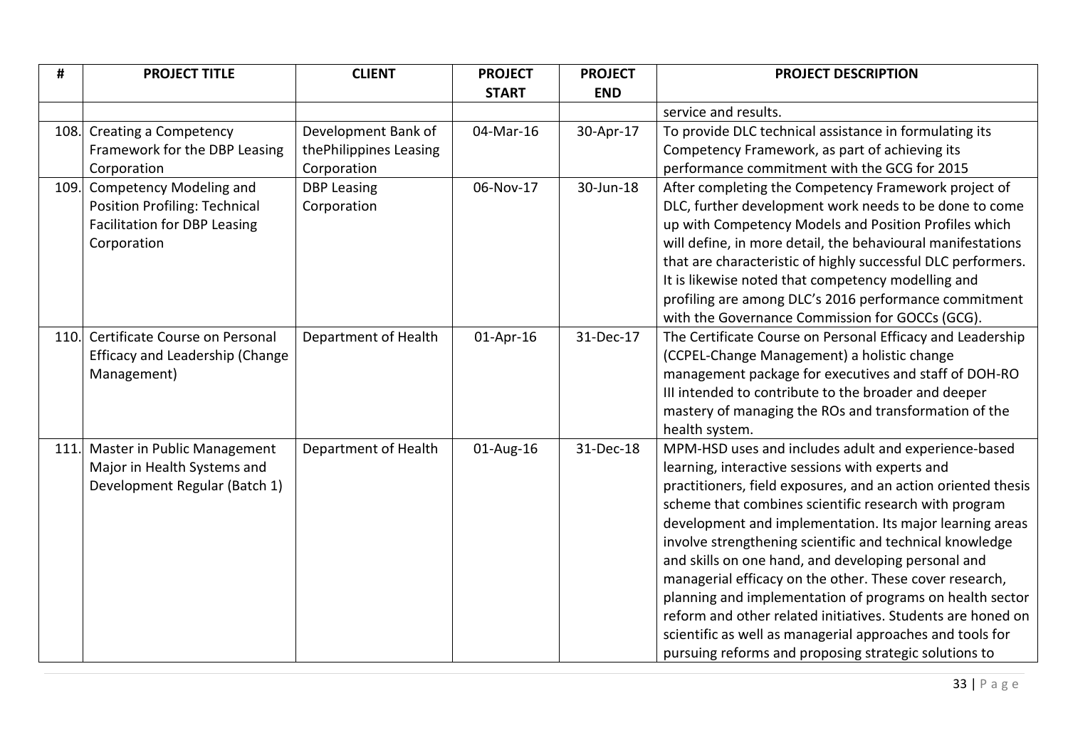| # | PROJECT TITLE | CLIENT | PROJECT START | PROJECT END | PROJECT DESCRIPTION |
| --- | --- | --- | --- | --- | --- |
| | | | | | service and results. |
| 108. | Creating a Competency Framework for the DBP Leasing Corporation | Development Bank of thePhilippines Leasing Corporation | 04-Mar-16 | 30-Apr-17 | To provide DLC technical assistance in formulating its Competency Framework, as part of achieving its performance commitment with the GCG for 2015 |
| 109. | Competency Modeling and Position Profiling: Technical Facilitation for DBP Leasing Corporation | DBP Leasing Corporation | 06-Nov-17 | 30-Jun-18 | After completing the Competency Framework project of DLC, further development work needs to be done to come up with Competency Models and Position Profiles which will define, in more detail, the behavioural manifestations that are characteristic of highly successful DLC performers. It is likewise noted that competency modelling and profiling are among DLC's 2016 performance commitment with the Governance Commission for GOCCs (GCG). |
| 110. | Certificate Course on Personal Efficacy and Leadership (Change Management) | Department of Health | 01-Apr-16 | 31-Dec-17 | The Certificate Course on Personal Efficacy and Leadership (CCPEL-Change Management) a holistic change management package for executives and staff of DOH-RO III intended to contribute to the broader and deeper mastery of managing the ROs and transformation of the health system. |
| 111. | Master in Public Management Major in Health Systems and Development Regular (Batch 1) | Department of Health | 01-Aug-16 | 31-Dec-18 | MPM-HSD uses and includes adult and experience-based learning, interactive sessions with experts and practitioners, field exposures, and an action oriented thesis scheme that combines scientific research with program development and implementation. Its major learning areas involve strengthening scientific and technical knowledge and skills on one hand, and developing personal and managerial efficacy on the other. These cover research, planning and implementation of programs on health sector reform and other related initiatives. Students are honed on scientific as well as managerial approaches and tools for pursuing reforms and proposing strategic solutions to |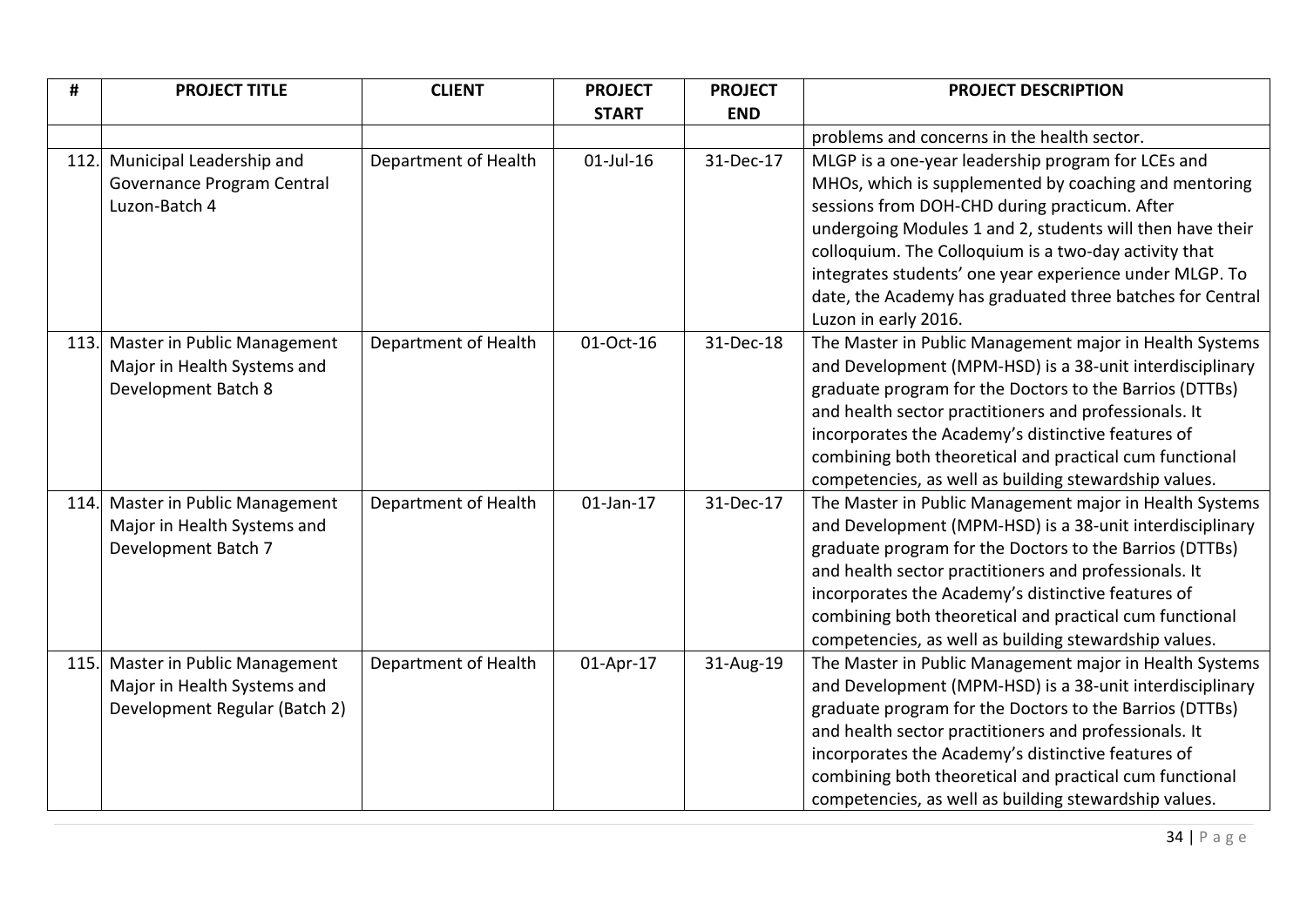| # | PROJECT TITLE | CLIENT | PROJECT START | PROJECT END | PROJECT DESCRIPTION |
|---|---|---|---|---|---|
| | | | | | problems and concerns in the health sector. |
| 112. | Municipal Leadership and Governance Program Central Luzon-Batch 4 | Department of Health | 01-Jul-16 | 31-Dec-17 | MLGP is a one-year leadership program for LCEs and MHOs, which is supplemented by coaching and mentoring sessions from DOH-CHD during practicum. After undergoing Modules 1 and 2, students will then have their colloquium. The Colloquium is a two-day activity that integrates students' one year experience under MLGP. To date, the Academy has graduated three batches for Central Luzon in early 2016. |
| 113. | Master in Public Management Major in Health Systems and Development Batch 8 | Department of Health | 01-Oct-16 | 31-Dec-18 | The Master in Public Management major in Health Systems and Development (MPM-HSD) is a 38-unit interdisciplinary graduate program for the Doctors to the Barrios (DTTBs) and health sector practitioners and professionals. It incorporates the Academy's distinctive features of combining both theoretical and practical cum functional competencies, as well as building stewardship values. |
| 114. | Master in Public Management Major in Health Systems and Development Batch 7 | Department of Health | 01-Jan-17 | 31-Dec-17 | The Master in Public Management major in Health Systems and Development (MPM-HSD) is a 38-unit interdisciplinary graduate program for the Doctors to the Barrios (DTTBs) and health sector practitioners and professionals. It incorporates the Academy's distinctive features of combining both theoretical and practical cum functional competencies, as well as building stewardship values. |
| 115. | Master in Public Management Major in Health Systems and Development Regular (Batch 2) | Department of Health | 01-Apr-17 | 31-Aug-19 | The Master in Public Management major in Health Systems and Development (MPM-HSD) is a 38-unit interdisciplinary graduate program for the Doctors to the Barrios (DTTBs) and health sector practitioners and professionals. It incorporates the Academy's distinctive features of combining both theoretical and practical cum functional competencies, as well as building stewardship values. |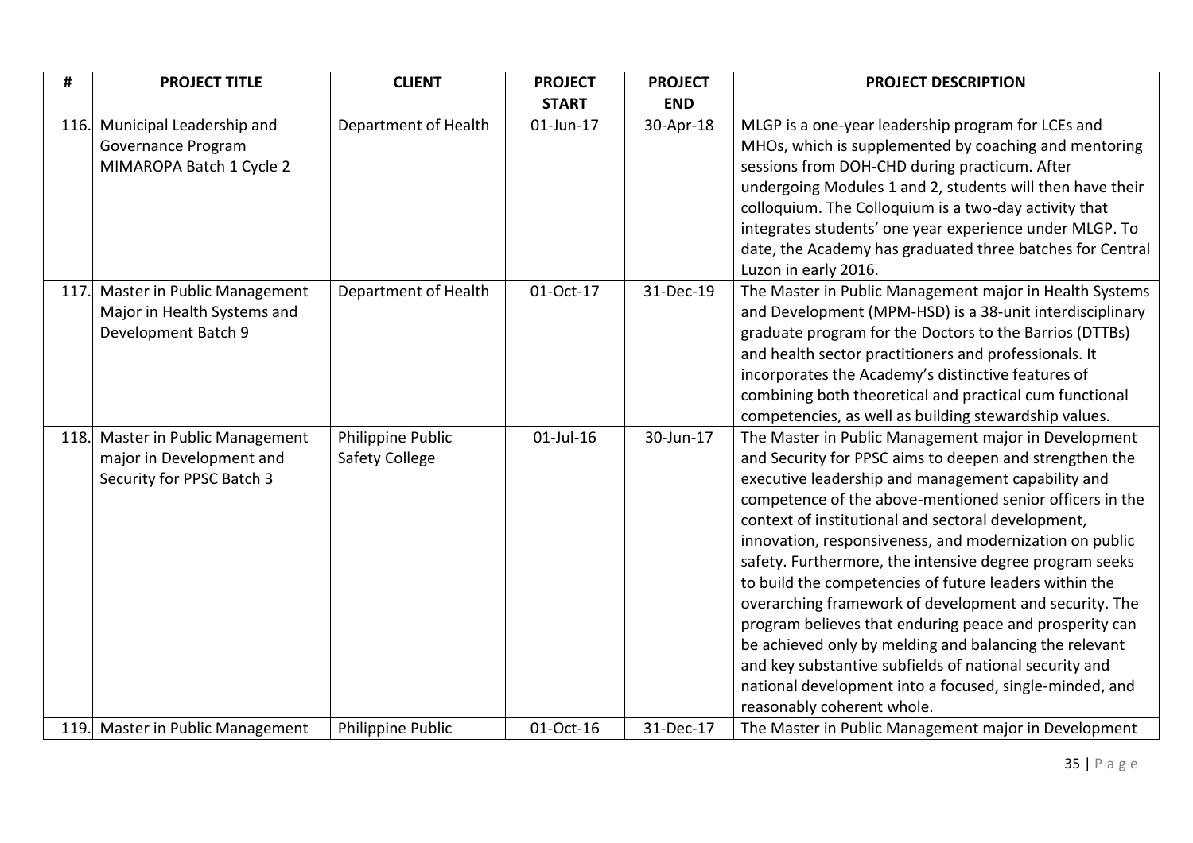| # | PROJECT TITLE | CLIENT | PROJECT START | PROJECT END | PROJECT DESCRIPTION |
|---|---|---|---|---|---|
| 116. | Municipal Leadership and Governance Program MIMAROPA Batch 1 Cycle 2 | Department of Health | 01-Jun-17 | 30-Apr-18 | MLGP is a one-year leadership program for LCEs and MHOs, which is supplemented by coaching and mentoring sessions from DOH-CHD during practicum. After undergoing Modules 1 and 2, students will then have their colloquium. The Colloquium is a two-day activity that integrates students' one year experience under MLGP. To date, the Academy has graduated three batches for Central Luzon in early 2016. |
| 117. | Master in Public Management Major in Health Systems and Development Batch 9 | Department of Health | 01-Oct-17 | 31-Dec-19 | The Master in Public Management major in Health Systems and Development (MPM-HSD) is a 38-unit interdisciplinary graduate program for the Doctors to the Barrios (DTTBs) and health sector practitioners and professionals. It incorporates the Academy's distinctive features of combining both theoretical and practical cum functional competencies, as well as building stewardship values. |
| 118. | Master in Public Management major in Development and Security for PPSC Batch 3 | Philippine Public Safety College | 01-Jul-16 | 30-Jun-17 | The Master in Public Management major in Development and Security for PPSC aims to deepen and strengthen the executive leadership and management capability and competence of the above-mentioned senior officers in the context of institutional and sectoral development, innovation, responsiveness, and modernization on public safety. Furthermore, the intensive degree program seeks to build the competencies of future leaders within the overarching framework of development and security. The program believes that enduring peace and prosperity can be achieved only by melding and balancing the relevant and key substantive subfields of national security and national development into a focused, single-minded, and reasonably coherent whole. |
| 119. | Master in Public Management | Philippine Public | 01-Oct-16 | 31-Dec-17 | The Master in Public Management major in Development |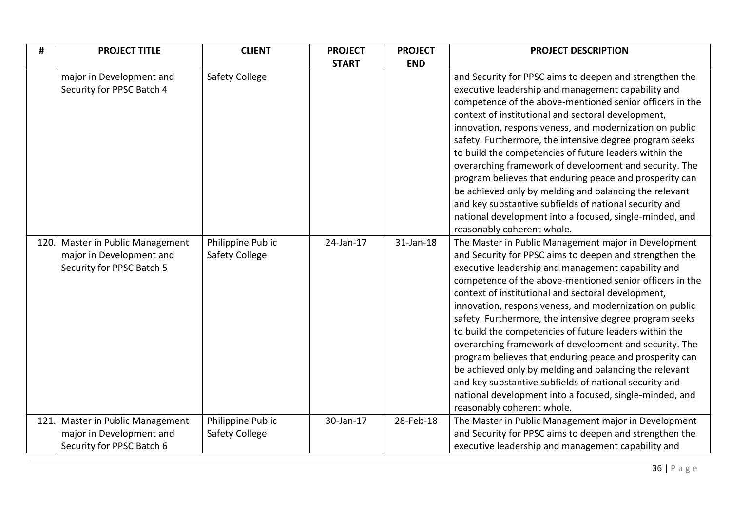| # | PROJECT TITLE | CLIENT | PROJECT START | PROJECT END | PROJECT DESCRIPTION |
|---|---|---|---|---|---|
| | major in Development and Security for PPSC Batch 4 | Safety College | | | and Security for PPSC aims to deepen and strengthen the executive leadership and management capability and competence of the above-mentioned senior officers in the context of institutional and sectoral development, innovation, responsiveness, and modernization on public safety. Furthermore, the intensive degree program seeks to build the competencies of future leaders within the overarching framework of development and security. The program believes that enduring peace and prosperity can be achieved only by melding and balancing the relevant and key substantive subfields of national security and national development into a focused, single-minded, and reasonably coherent whole. |
| 120. | Master in Public Management major in Development and Security for PPSC Batch 5 | Philippine Public Safety College | 24-Jan-17 | 31-Jan-18 | The Master in Public Management major in Development and Security for PPSC aims to deepen and strengthen the executive leadership and management capability and competence of the above-mentioned senior officers in the context of institutional and sectoral development, innovation, responsiveness, and modernization on public safety. Furthermore, the intensive degree program seeks to build the competencies of future leaders within the overarching framework of development and security. The program believes that enduring peace and prosperity can be achieved only by melding and balancing the relevant and key substantive subfields of national security and national development into a focused, single-minded, and reasonably coherent whole. |
| 121. | Master in Public Management major in Development and Security for PPSC Batch 6 | Philippine Public Safety College | 30-Jan-17 | 28-Feb-18 | The Master in Public Management major in Development and Security for PPSC aims to deepen and strengthen the executive leadership and management capability and |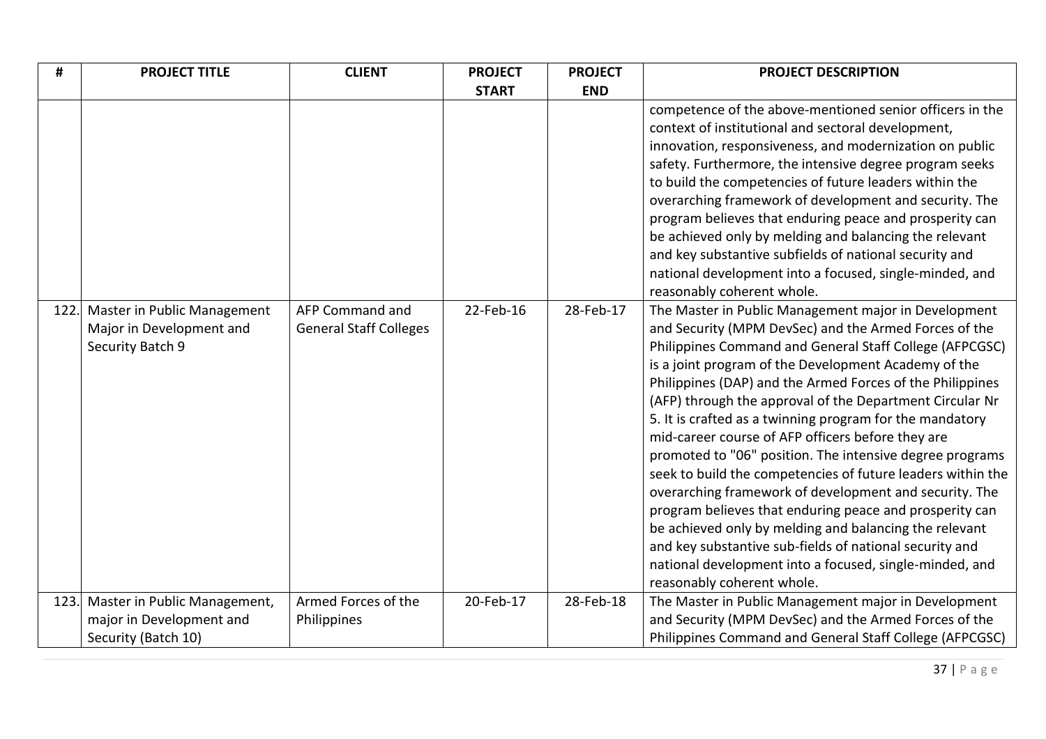| # | PROJECT TITLE | CLIENT | PROJECT START | PROJECT END | PROJECT DESCRIPTION |
|---|---|---|---|---|---|
| | | | | | competence of the above-mentioned senior officers in the context of institutional and sectoral development, innovation, responsiveness, and modernization on public safety. Furthermore, the intensive degree program seeks to build the competencies of future leaders within the overarching framework of development and security. The program believes that enduring peace and prosperity can be achieved only by melding and balancing the relevant and key substantive subfields of national security and national development into a focused, single-minded, and reasonably coherent whole. |
| 122. | Master in Public Management Major in Development and Security Batch 9 | AFP Command and General Staff Colleges | 22-Feb-16 | 28-Feb-17 | The Master in Public Management major in Development and Security (MPM DevSec) and the Armed Forces of the Philippines Command and General Staff College (AFPCGSC) is a joint program of the Development Academy of the Philippines (DAP) and the Armed Forces of the Philippines (AFP) through the approval of the Department Circular Nr 5. It is crafted as a twinning program for the mandatory mid-career course of AFP officers before they are promoted to "06" position. The intensive degree programs seek to build the competencies of future leaders within the overarching framework of development and security. The program believes that enduring peace and prosperity can be achieved only by melding and balancing the relevant and key substantive sub-fields of national security and national development into a focused, single-minded, and reasonably coherent whole. |
| 123. | Master in Public Management, major in Development and Security (Batch 10) | Armed Forces of the Philippines | 20-Feb-17 | 28-Feb-18 | The Master in Public Management major in Development and Security (MPM DevSec) and the Armed Forces of the Philippines Command and General Staff College (AFPCGSC) |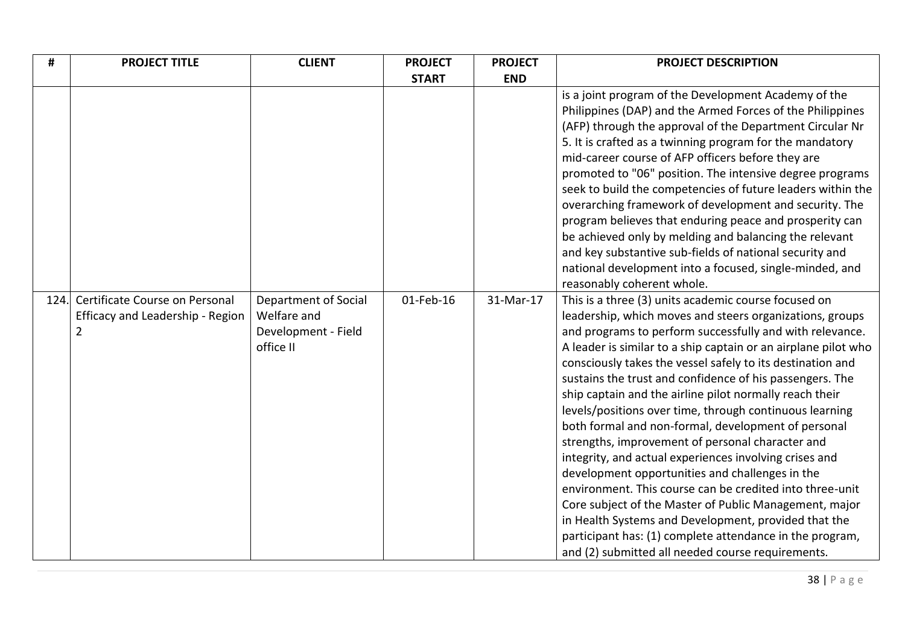| # | PROJECT TITLE | CLIENT | PROJECT START | PROJECT END | PROJECT DESCRIPTION |
|---|---|---|---|---|---|
| | | | | | is a joint program of the Development Academy of the Philippines (DAP) and the Armed Forces of the Philippines (AFP) through the approval of the Department Circular Nr 5. It is crafted as a twinning program for the mandatory mid-career course of AFP officers before they are promoted to "06" position. The intensive degree programs seek to build the competencies of future leaders within the overarching framework of development and security. The program believes that enduring peace and prosperity can be achieved only by melding and balancing the relevant and key substantive sub-fields of national security and national development into a focused, single-minded, and reasonably coherent whole. |
| 124. | Certificate Course on Personal Efficacy and Leadership - Region 2 | Department of Social Welfare and Development - Field office II | 01-Feb-16 | 31-Mar-17 | This is a three (3) units academic course focused on leadership, which moves and steers organizations, groups and programs to perform successfully and with relevance. A leader is similar to a ship captain or an airplane pilot who consciously takes the vessel safely to its destination and sustains the trust and confidence of his passengers. The ship captain and the airline pilot normally reach their levels/positions over time, through continuous learning both formal and non-formal, development of personal strengths, improvement of personal character and integrity, and actual experiences involving crises and development opportunities and challenges in the environment. This course can be credited into three-unit Core subject of the Master of Public Management, major in Health Systems and Development, provided that the participant has: (1) complete attendance in the program, and (2) submitted all needed course requirements. |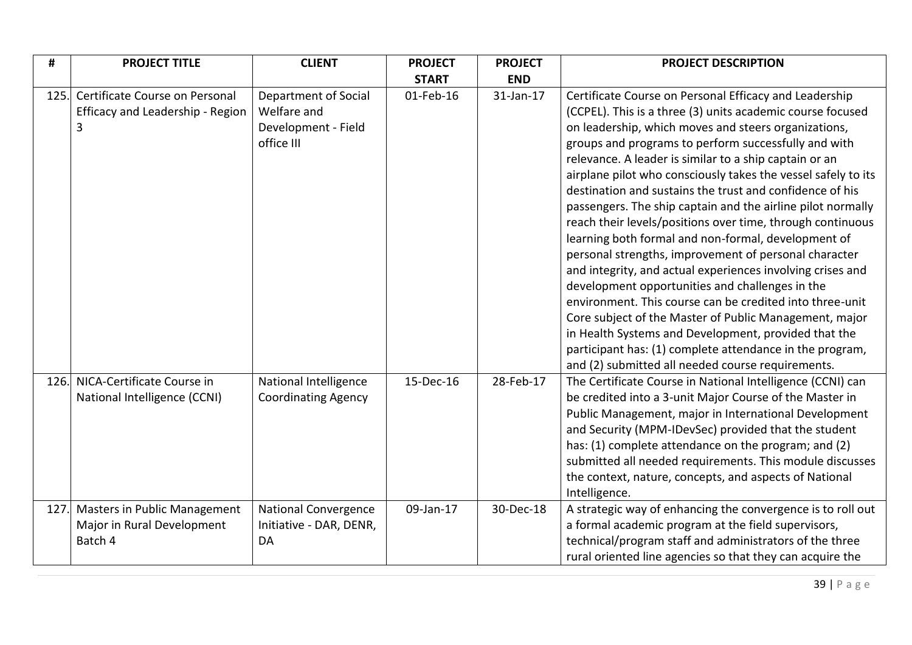| # | PROJECT TITLE | CLIENT | PROJECT START | PROJECT END | PROJECT DESCRIPTION |
|---|---|---|---|---|---|
| 125. | Certificate Course on Personal Efficacy and Leadership - Region 3 | Department of Social Welfare and Development - Field office III | 01-Feb-16 | 31-Jan-17 | Certificate Course on Personal Efficacy and Leadership (CCPEL). This is a three (3) units academic course focused on leadership, which moves and steers organizations, groups and programs to perform successfully and with relevance. A leader is similar to a ship captain or an airplane pilot who consciously takes the vessel safely to its destination and sustains the trust and confidence of his passengers. The ship captain and the airline pilot normally reach their levels/positions over time, through continuous learning both formal and non-formal, development of personal strengths, improvement of personal character and integrity, and actual experiences involving crises and development opportunities and challenges in the environment. This course can be credited into three-unit Core subject of the Master of Public Management, major in Health Systems and Development, provided that the participant has: (1) complete attendance in the program, and (2) submitted all needed course requirements. |
| 126. | NICA-Certificate Course in National Intelligence (CCNI) | National Intelligence Coordinating Agency | 15-Dec-16 | 28-Feb-17 | The Certificate Course in National Intelligence (CCNI) can be credited into a 3-unit Major Course of the Master in Public Management, major in International Development and Security (MPM-IDevSec) provided that the student has: (1) complete attendance on the program; and (2) submitted all needed requirements. This module discusses the context, nature, concepts, and aspects of National Intelligence. |
| 127. | Masters in Public Management Major in Rural Development Batch 4 | National Convergence Initiative - DAR, DENR, DA | 09-Jan-17 | 30-Dec-18 | A strategic way of enhancing the convergence is to roll out a formal academic program at the field supervisors, technical/program staff and administrators of the three rural oriented line agencies so that they can acquire the |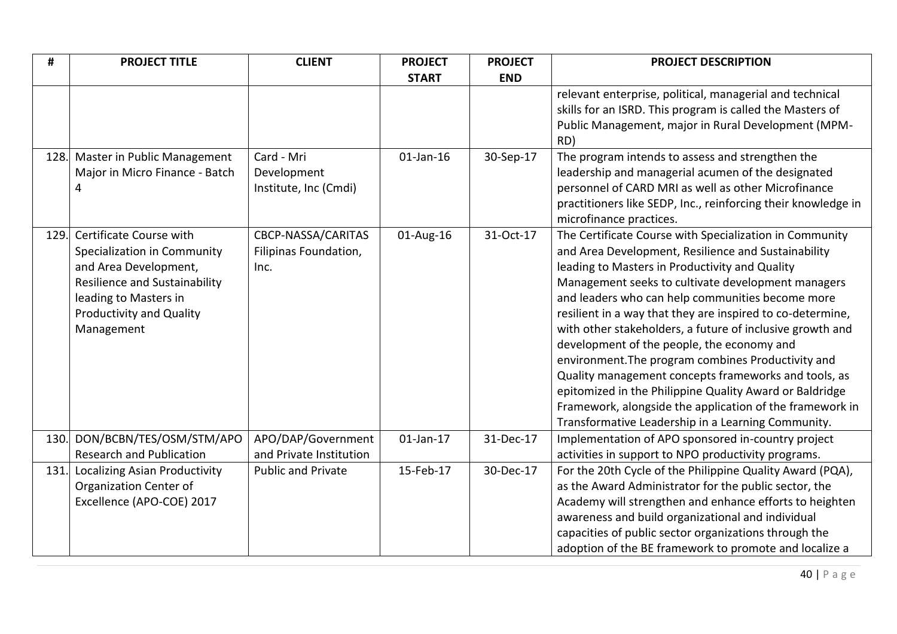| # | PROJECT TITLE | CLIENT | PROJECT START | PROJECT END | PROJECT DESCRIPTION |
|---|---|---|---|---|---|
| | | | | | relevant enterprise, political, managerial and technical skills for an ISRD. This program is called the Masters of Public Management, major in Rural Development (MPM-RD) |
| 128. | Master in Public Management Major in Micro Finance - Batch 4 | Card - Mri Development Institute, Inc (Cmdi) | 01-Jan-16 | 30-Sep-17 | The program intends to assess and strengthen the leadership and managerial acumen of the designated personnel of CARD MRI as well as other Microfinance practitioners like SEDP, Inc., reinforcing their knowledge in microfinance practices. |
| 129. | Certificate Course with Specialization in Community and Area Development, Resilience and Sustainability leading to Masters in Productivity and Quality Management | CBCP-NASSA/CARITAS Filipinas Foundation, Inc. | 01-Aug-16 | 31-Oct-17 | The Certificate Course with Specialization in Community and Area Development, Resilience and Sustainability leading to Masters in Productivity and Quality Management seeks to cultivate development managers and leaders who can help communities become more resilient in a way that they are inspired to co-determine, with other stakeholders, a future of inclusive growth and development of the people, the economy and environment.The program combines Productivity and Quality management concepts frameworks and tools, as epitomized in the Philippine Quality Award or Baldridge Framework, alongside the application of the framework in Transformative Leadership in a Learning Community. |
| 130. | DON/BCBN/TES/OSM/STM/APO Research and Publication | APO/DAP/Government and Private Institution | 01-Jan-17 | 31-Dec-17 | Implementation of APO sponsored in-country project activities in support to NPO productivity programs. |
| 131. | Localizing Asian Productivity Organization Center of Excellence (APO-COE) 2017 | Public and Private | 15-Feb-17 | 30-Dec-17 | For the 20th Cycle of the Philippine Quality Award (PQA), as the Award Administrator for the public sector, the Academy will strengthen and enhance efforts to heighten awareness and build organizational and individual capacities of public sector organizations through the adoption of the BE framework to promote and localize a |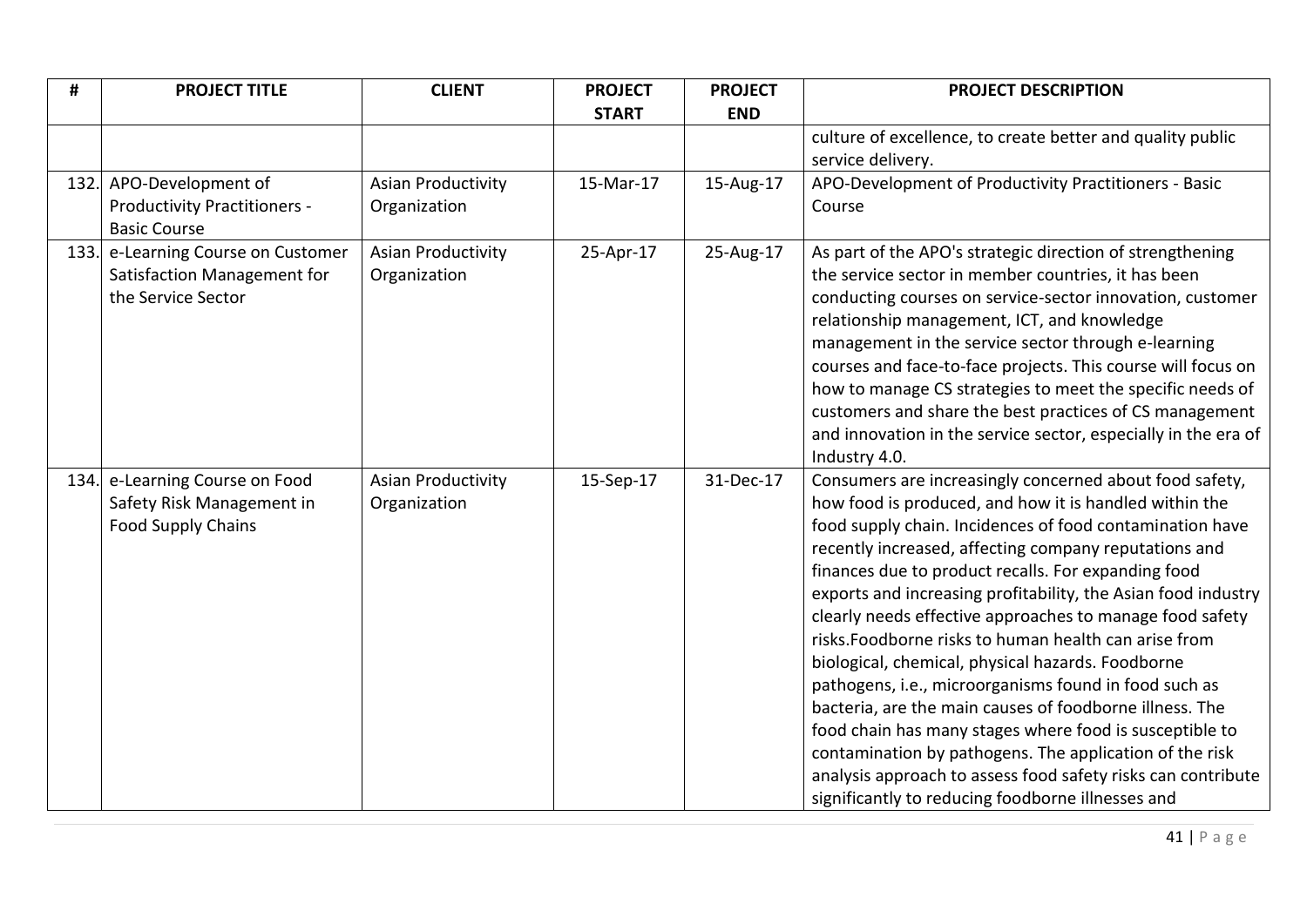| # | PROJECT TITLE | CLIENT | PROJECT START | PROJECT END | PROJECT DESCRIPTION |
|---|---|---|---|---|---|
| | | | | | culture of excellence, to create better and quality public service delivery. |
| 132. | APO-Development of Productivity Practitioners - Basic Course | Asian Productivity Organization | 15-Mar-17 | 15-Aug-17 | APO-Development of Productivity Practitioners - Basic Course |
| 133. | e-Learning Course on Customer Satisfaction Management for the Service Sector | Asian Productivity Organization | 25-Apr-17 | 25-Aug-17 | As part of the APO's strategic direction of strengthening the service sector in member countries, it has been conducting courses on service-sector innovation, customer relationship management, ICT, and knowledge management in the service sector through e-learning courses and face-to-face projects. This course will focus on how to manage CS strategies to meet the specific needs of customers and share the best practices of CS management and innovation in the service sector, especially in the era of Industry 4.0. |
| 134. | e-Learning Course on Food Safety Risk Management in Food Supply Chains | Asian Productivity Organization | 15-Sep-17 | 31-Dec-17 | Consumers are increasingly concerned about food safety, how food is produced, and how it is handled within the food supply chain. Incidences of food contamination have recently increased, affecting company reputations and finances due to product recalls. For expanding food exports and increasing profitability, the Asian food industry clearly needs effective approaches to manage food safety risks.Foodborne risks to human health can arise from biological, chemical, physical hazards. Foodborne pathogens, i.e., microorganisms found in food such as bacteria, are the main causes of foodborne illness. The food chain has many stages where food is susceptible to contamination by pathogens. The application of the risk analysis approach to assess food safety risks can contribute significantly to reducing foodborne illnesses and |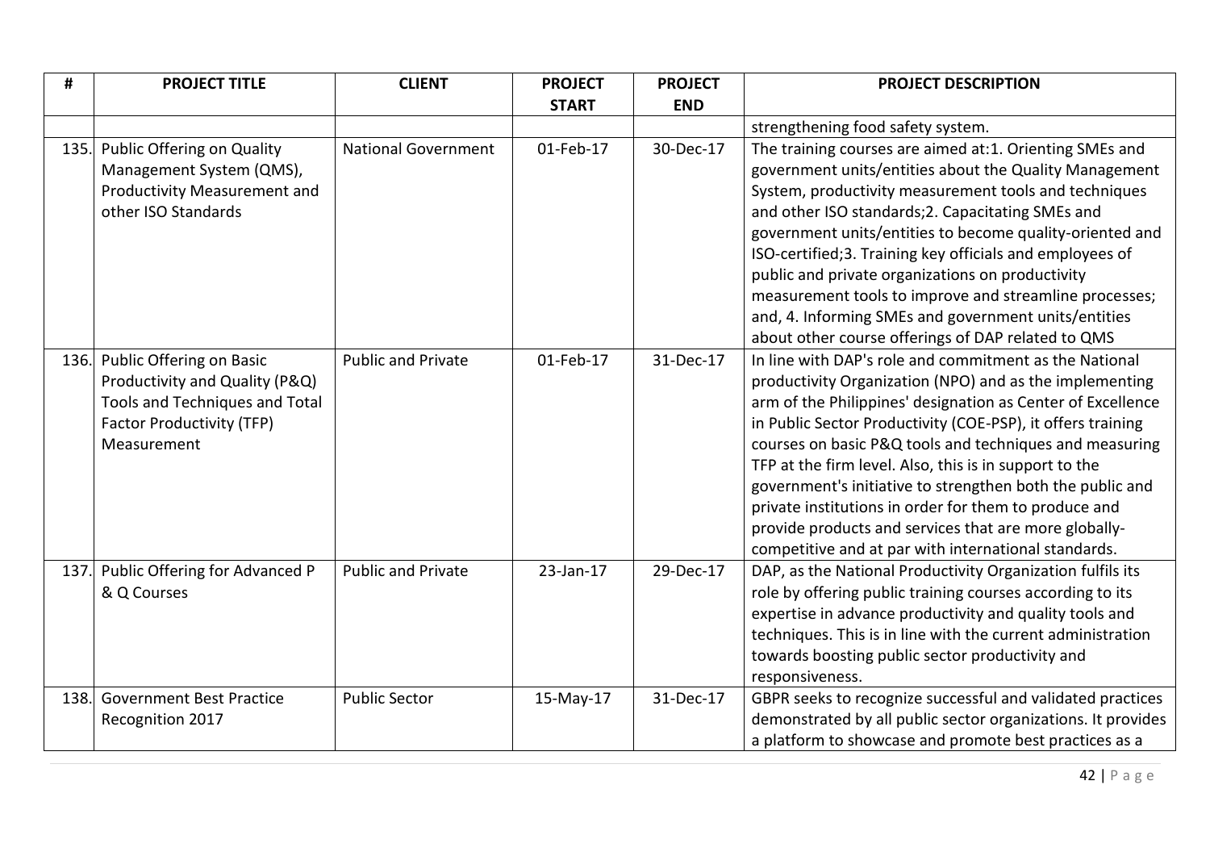| # | PROJECT TITLE | CLIENT | PROJECT START | PROJECT END | PROJECT DESCRIPTION |
|---|---|---|---|---|---|
| | | | | | strengthening food safety system. |
| 135. | Public Offering on Quality Management System (QMS), Productivity Measurement and other ISO Standards | National Government | 01-Feb-17 | 30-Dec-17 | The training courses are aimed at:1. Orienting SMEs and government units/entities about the Quality Management System, productivity measurement tools and techniques and other ISO standards;2. Capacitating SMEs and government units/entities to become quality-oriented and ISO-certified;3. Training key officials and employees of public and private organizations on productivity measurement tools to improve and streamline processes; and, 4. Informing SMEs and government units/entities about other course offerings of DAP related to QMS |
| 136. | Public Offering on Basic Productivity and Quality (P&Q) Tools and Techniques and Total Factor Productivity (TFP) Measurement | Public and Private | 01-Feb-17 | 31-Dec-17 | In line with DAP's role and commitment as the National productivity Organization (NPO) and as the implementing arm of the Philippines' designation as Center of Excellence in Public Sector Productivity (COE-PSP), it offers training courses on basic P&Q tools and techniques and measuring TFP at the firm level. Also, this is in support to the government's initiative to strengthen both the public and private institutions in order for them to produce and provide products and services that are more globally-competitive and at par with international standards. |
| 137. | Public Offering for Advanced P & Q Courses | Public and Private | 23-Jan-17 | 29-Dec-17 | DAP, as the National Productivity Organization fulfils its role by offering public training courses according to its expertise in advance productivity and quality tools and techniques. This is in line with the current administration towards boosting public sector productivity and responsiveness. |
| 138. | Government Best Practice Recognition 2017 | Public Sector | 15-May-17 | 31-Dec-17 | GBPR seeks to recognize successful and validated practices demonstrated by all public sector organizations. It provides a platform to showcase and promote best practices as a |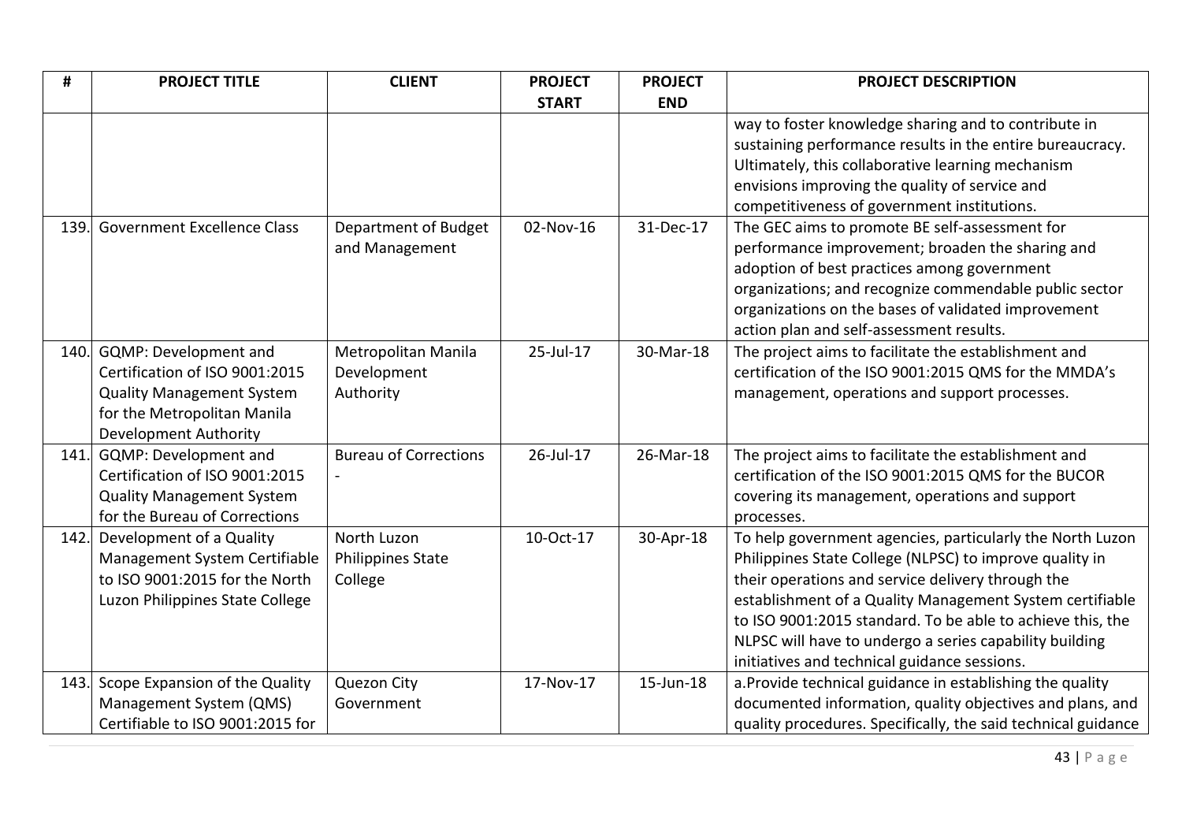| # | PROJECT TITLE | CLIENT | PROJECT START | PROJECT END | PROJECT DESCRIPTION |
|---|---|---|---|---|---|
| | | | | | way to foster knowledge sharing and to contribute in sustaining performance results in the entire bureaucracy. Ultimately, this collaborative learning mechanism envisions improving the quality of service and competitiveness of government institutions. |
| 139. | Government Excellence Class | Department of Budget and Management | 02-Nov-16 | 31-Dec-17 | The GEC aims to promote BE self-assessment for performance improvement; broaden the sharing and adoption of best practices among government organizations; and recognize commendable public sector organizations on the bases of validated improvement action plan and self-assessment results. |
| 140. | GQMP: Development and Certification of ISO 9001:2015 Quality Management System for the Metropolitan Manila Development Authority | Metropolitan Manila Development Authority | 25-Jul-17 | 30-Mar-18 | The project aims to facilitate the establishment and certification of the ISO 9001:2015 QMS for the MMDA's management, operations and support processes. |
| 141. | GQMP: Development and Certification of ISO 9001:2015 Quality Management System for the Bureau of Corrections | Bureau of Corrections - | 26-Jul-17 | 26-Mar-18 | The project aims to facilitate the establishment and certification of the ISO 9001:2015 QMS for the BUCOR covering its management, operations and support processes. |
| 142. | Development of a Quality Management System Certifiable to ISO 9001:2015 for the North Luzon Philippines State College | North Luzon Philippines State College | 10-Oct-17 | 30-Apr-18 | To help government agencies, particularly the North Luzon Philippines State College (NLPSC) to improve quality in their operations and service delivery through the establishment of a Quality Management System certifiable to ISO 9001:2015 standard. To be able to achieve this, the NLPSC will have to undergo a series capability building initiatives and technical guidance sessions. |
| 143. | Scope Expansion of the Quality Management System (QMS) Certifiable to ISO 9001:2015 for | Quezon City Government | 17-Nov-17 | 15-Jun-18 | a.Provide technical guidance in establishing the quality documented information, quality objectives and plans, and quality procedures. Specifically, the said technical guidance |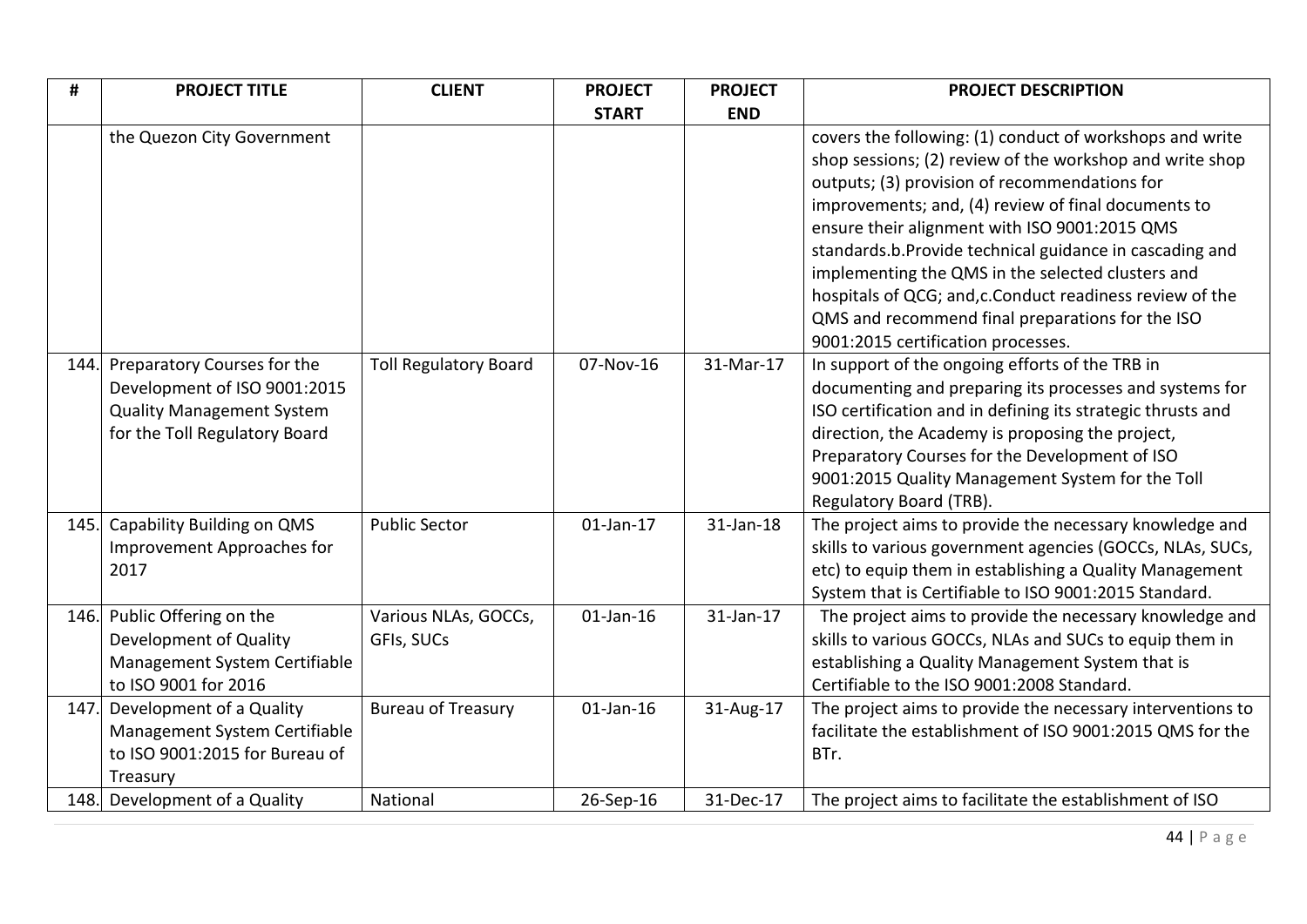| # | PROJECT TITLE | CLIENT | PROJECT START | PROJECT END | PROJECT DESCRIPTION |
|---|---|---|---|---|---|
| | the Quezon City Government | | | | covers the following: (1) conduct of workshops and write shop sessions; (2) review of the workshop and write shop outputs; (3) provision of recommendations for improvements; and, (4) review of final documents to ensure their alignment with ISO 9001:2015 QMS standards.b.Provide technical guidance in cascading and implementing the QMS in the selected clusters and hospitals of QCG; and,c.Conduct readiness review of the QMS and recommend final preparations for the ISO 9001:2015 certification processes. |
| 144. | Preparatory Courses for the Development of ISO 9001:2015 Quality Management System for the Toll Regulatory Board | Toll Regulatory Board | 07-Nov-16 | 31-Mar-17 | In support of the ongoing efforts of the TRB in documenting and preparing its processes and systems for ISO certification and in defining its strategic thrusts and direction, the Academy is proposing the project, Preparatory Courses for the Development of ISO 9001:2015 Quality Management System for the Toll Regulatory Board (TRB). |
| 145. | Capability Building on QMS Improvement Approaches for 2017 | Public Sector | 01-Jan-17 | 31-Jan-18 | The project aims to provide the necessary knowledge and skills to various government agencies (GOCCs, NLAs, SUCs, etc) to equip them in establishing a Quality Management System that is Certifiable to ISO 9001:2015 Standard. |
| 146. | Public Offering on the Development of Quality Management System Certifiable to ISO 9001 for 2016 | Various NLAs, GOCCs, GFIs, SUCs | 01-Jan-16 | 31-Jan-17 | The project aims to provide the necessary knowledge and skills to various GOCCs, NLAs and SUCs to equip them in establishing a Quality Management System that is Certifiable to the ISO 9001:2008 Standard. |
| 147. | Development of a Quality Management System Certifiable to ISO 9001:2015 for Bureau of Treasury | Bureau of Treasury | 01-Jan-16 | 31-Aug-17 | The project aims to provide the necessary interventions to facilitate the establishment of ISO 9001:2015 QMS for the BTr. |
| 148. | Development of a Quality | National | 26-Sep-16 | 31-Dec-17 | The project aims to facilitate the establishment of ISO |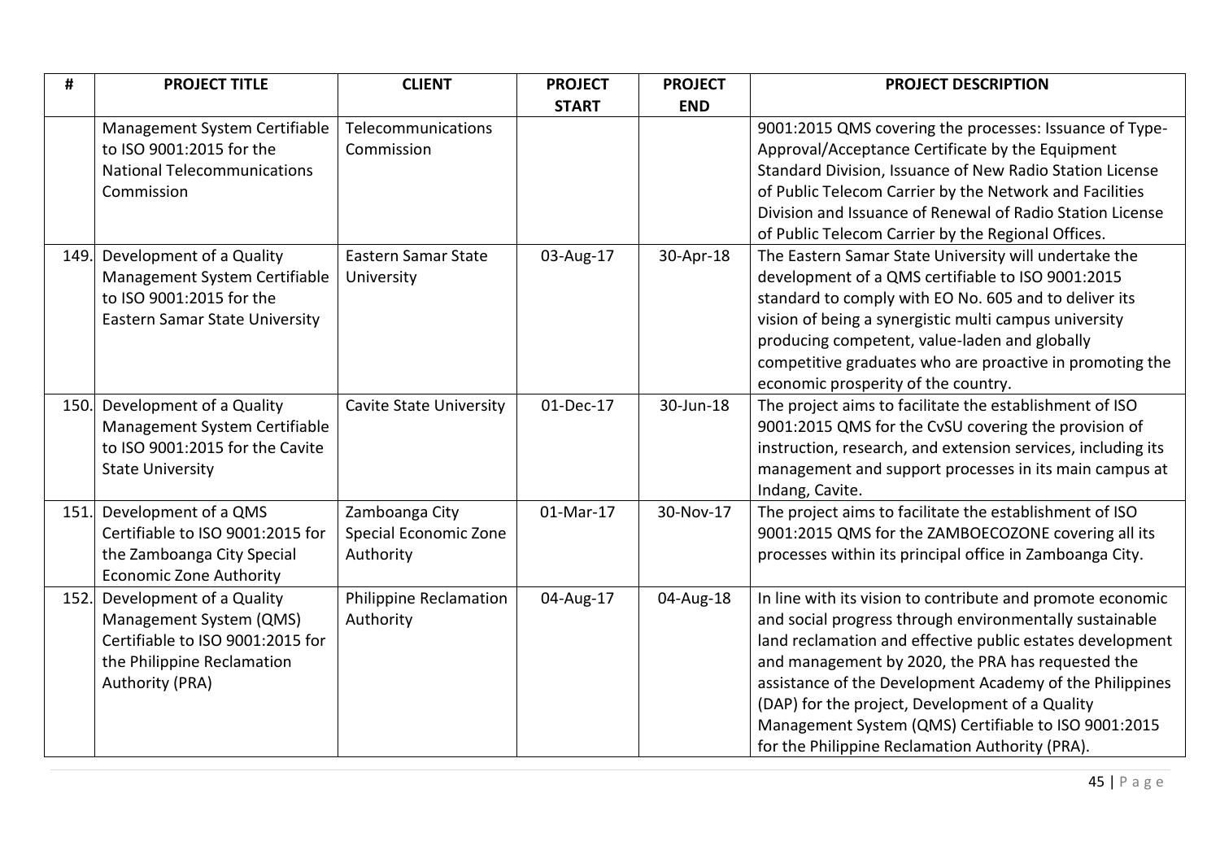| # | PROJECT TITLE | CLIENT | PROJECT START | PROJECT END | PROJECT DESCRIPTION |
|---|---|---|---|---|---|
| | Management System Certifiable to ISO 9001:2015 for the National Telecommunications Commission | Telecommunications Commission | | | 9001:2015 QMS covering the processes: Issuance of Type-Approval/Acceptance Certificate by the Equipment Standard Division, Issuance of New Radio Station License of Public Telecom Carrier by the Network and Facilities Division and Issuance of Renewal of Radio Station License of Public Telecom Carrier by the Regional Offices. |
| 149. | Development of a Quality Management System Certifiable to ISO 9001:2015 for the Eastern Samar State University | Eastern Samar State University | 03-Aug-17 | 30-Apr-18 | The Eastern Samar State University will undertake the development of a QMS certifiable to ISO 9001:2015 standard to comply with EO No. 605 and to deliver its vision of being a synergistic multi campus university producing competent, value-laden and globally competitive graduates who are proactive in promoting the economic prosperity of the country. |
| 150. | Development of a Quality Management System Certifiable to ISO 9001:2015 for the Cavite State University | Cavite State University | 01-Dec-17 | 30-Jun-18 | The project aims to facilitate the establishment of ISO 9001:2015 QMS for the CvSU covering the provision of instruction, research, and extension services, including its management and support processes in its main campus at Indang, Cavite. |
| 151. | Development of a QMS Certifiable to ISO 9001:2015 for the Zamboanga City Special Economic Zone Authority | Zamboanga City Special Economic Zone Authority | 01-Mar-17 | 30-Nov-17 | The project aims to facilitate the establishment of ISO 9001:2015 QMS for the ZAMBOECOZONE covering all its processes within its principal office in Zamboanga City. |
| 152. | Development of a Quality Management System (QMS) Certifiable to ISO 9001:2015 for the Philippine Reclamation Authority (PRA) | Philippine Reclamation Authority | 04-Aug-17 | 04-Aug-18 | In line with its vision to contribute and promote economic and social progress through environmentally sustainable land reclamation and effective public estates development and management by 2020, the PRA has requested the assistance of the Development Academy of the Philippines (DAP) for the project, Development of a Quality Management System (QMS) Certifiable to ISO 9001:2015 for the Philippine Reclamation Authority (PRA). |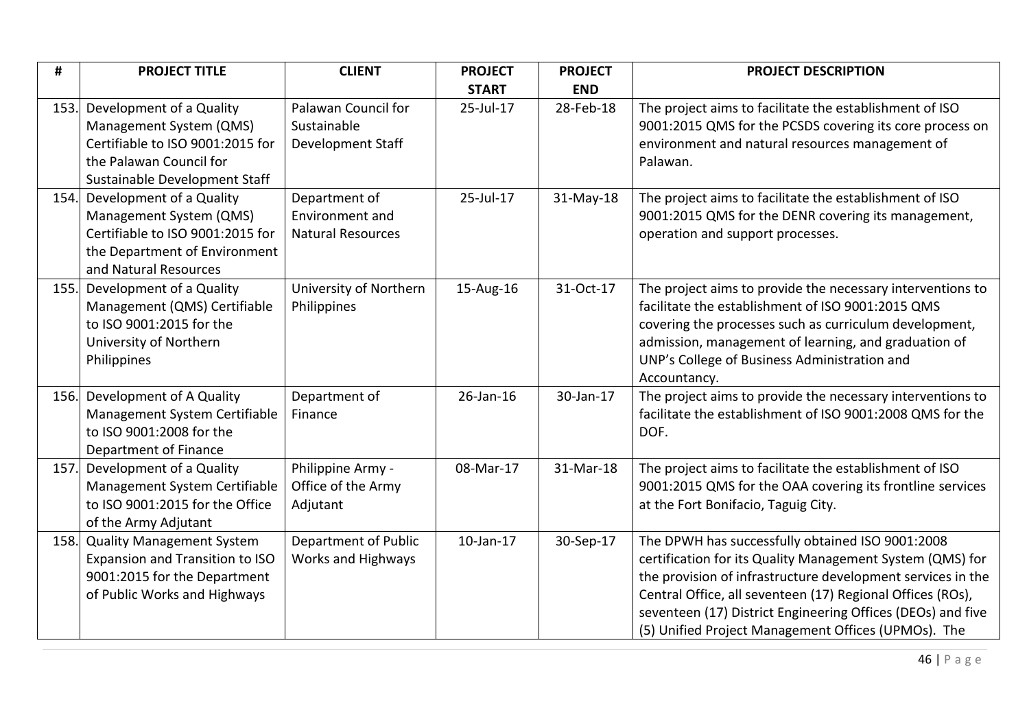| # | PROJECT TITLE | CLIENT | PROJECT START | PROJECT END | PROJECT DESCRIPTION |
|---|---|---|---|---|---|
| 153. | Development of a Quality Management System (QMS) Certifiable to ISO 9001:2015 for the Palawan Council for Sustainable Development Staff | Palawan Council for Sustainable Development Staff | 25-Jul-17 | 28-Feb-18 | The project aims to facilitate the establishment of ISO 9001:2015 QMS for the PCSDS covering its core process on environment and natural resources management of Palawan. |
| 154. | Development of a Quality Management System (QMS) Certifiable to ISO 9001:2015 for the Department of Environment and Natural Resources | Department of Environment and Natural Resources | 25-Jul-17 | 31-May-18 | The project aims to facilitate the establishment of ISO 9001:2015 QMS for the DENR covering its management, operation and support processes. |
| 155. | Development of a Quality Management (QMS) Certifiable to ISO 9001:2015 for the University of Northern Philippines | University of Northern Philippines | 15-Aug-16 | 31-Oct-17 | The project aims to provide the necessary interventions to facilitate the establishment of ISO 9001:2015 QMS covering the processes such as curriculum development, admission, management of learning, and graduation of UNP's College of Business Administration and Accountancy. |
| 156. | Development of A Quality Management System Certifiable to ISO 9001:2008 for the Department of Finance | Department of Finance | 26-Jan-16 | 30-Jan-17 | The project aims to provide the necessary interventions to facilitate the establishment of ISO 9001:2008 QMS for the DOF. |
| 157. | Development of a Quality Management System Certifiable to ISO 9001:2015 for the Office of the Army Adjutant | Philippine Army - Office of the Army Adjutant | 08-Mar-17 | 31-Mar-18 | The project aims to facilitate the establishment of ISO 9001:2015 QMS for the OAA covering its frontline services at the Fort Bonifacio, Taguig City. |
| 158. | Quality Management System Expansion and Transition to ISO 9001:2015 for the Department of Public Works and Highways | Department of Public Works and Highways | 10-Jan-17 | 30-Sep-17 | The DPWH has successfully obtained ISO 9001:2008 certification for its Quality Management System (QMS) for the provision of infrastructure development services in the Central Office, all seventeen (17) Regional Offices (ROs), seventeen (17) District Engineering Offices (DEOs) and five (5) Unified Project Management Offices (UPMOs). The |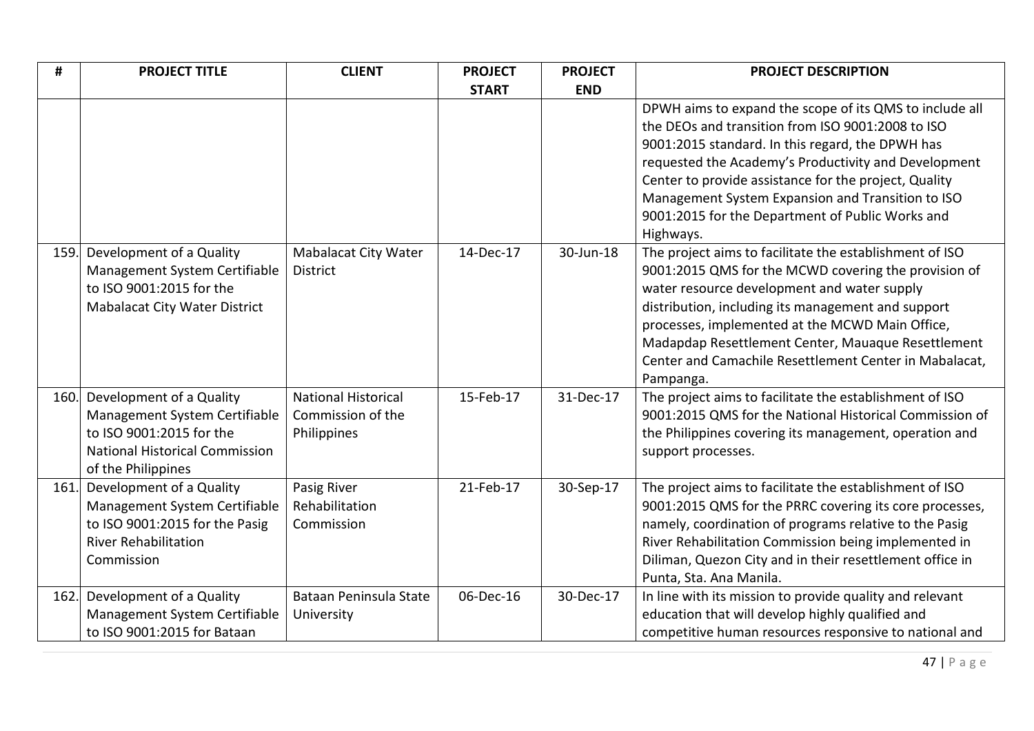| # | PROJECT TITLE | CLIENT | PROJECT START | PROJECT END | PROJECT DESCRIPTION |
|---|---|---|---|---|---|
| | | | | | DPWH aims to expand the scope of its QMS to include all the DEOs and transition from ISO 9001:2008 to ISO 9001:2015 standard. In this regard, the DPWH has requested the Academy's Productivity and Development Center to provide assistance for the project, Quality Management System Expansion and Transition to ISO 9001:2015 for the Department of Public Works and Highways. |
| 159. | Development of a Quality Management System Certifiable to ISO 9001:2015 for the Mabalacat City Water District | Mabalacat City Water District | 14-Dec-17 | 30-Jun-18 | The project aims to facilitate the establishment of ISO 9001:2015 QMS for the MCWD covering the provision of water resource development and water supply distribution, including its management and support processes, implemented at the MCWD Main Office, Madapdap Resettlement Center, Mauaque Resettlement Center and Camachile Resettlement Center in Mabalacat, Pampanga. |
| 160. | Development of a Quality Management System Certifiable to ISO 9001:2015 for the National Historical Commission of the Philippines | National Historical Commission of the Philippines | 15-Feb-17 | 31-Dec-17 | The project aims to facilitate the establishment of ISO 9001:2015 QMS for the National Historical Commission of the Philippines covering its management, operation and support processes. |
| 161. | Development of a Quality Management System Certifiable to ISO 9001:2015 for the Pasig River Rehabilitation Commission | Pasig River Rehabilitation Commission | 21-Feb-17 | 30-Sep-17 | The project aims to facilitate the establishment of ISO 9001:2015 QMS for the PRRC covering its core processes, namely, coordination of programs relative to the Pasig River Rehabilitation Commission being implemented in Diliman, Quezon City and in their resettlement office in Punta, Sta. Ana Manila. |
| 162. | Development of a Quality Management System Certifiable to ISO 9001:2015 for Bataan | Bataan Peninsula State University | 06-Dec-16 | 30-Dec-17 | In line with its mission to provide quality and relevant education that will develop highly qualified and competitive human resources responsive to national and |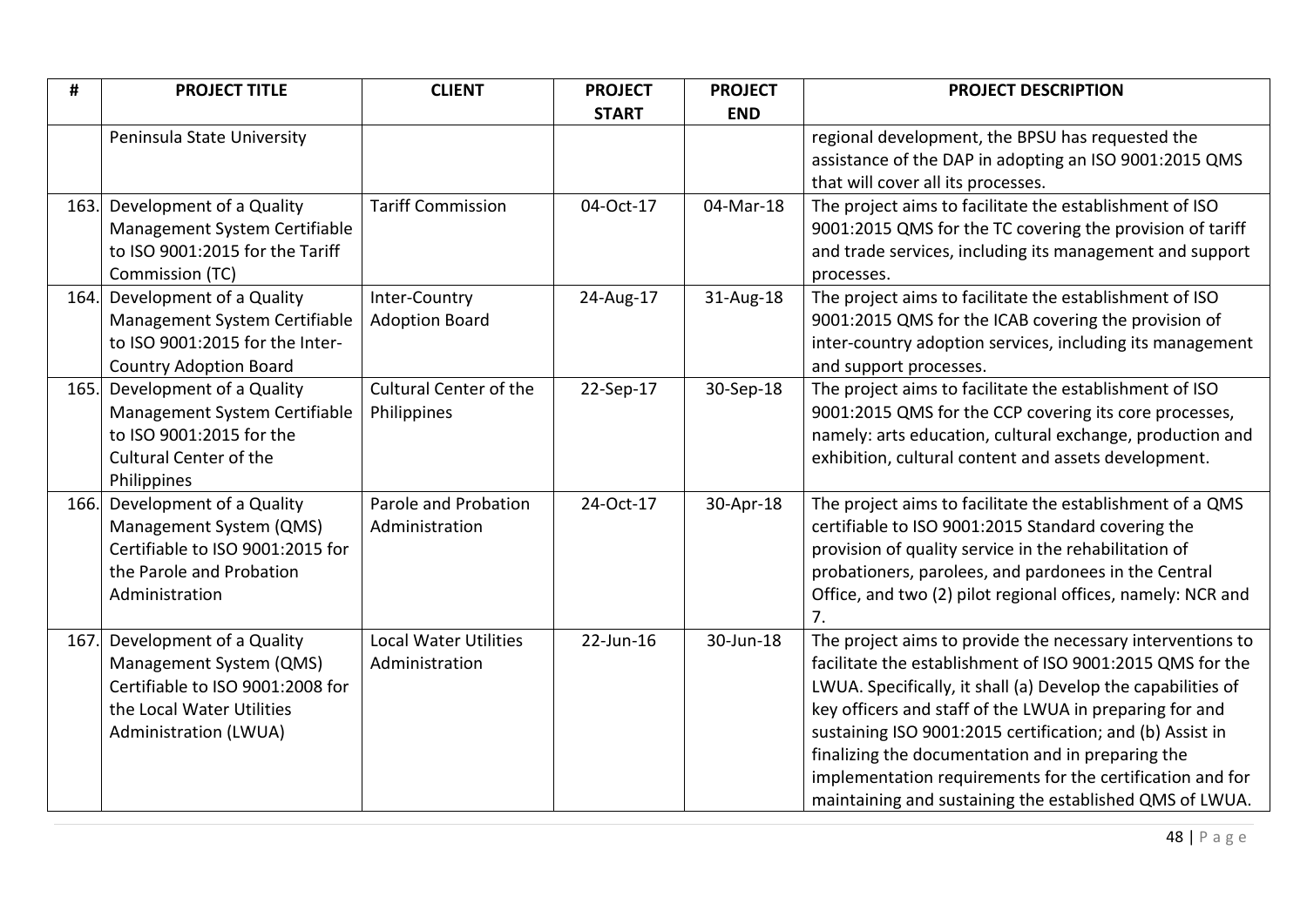| # | PROJECT TITLE | CLIENT | PROJECT START | PROJECT END | PROJECT DESCRIPTION |
|---|---|---|---|---|---|
| | Peninsula State University | | | | regional development, the BPSU has requested the assistance of the DAP in adopting an ISO 9001:2015 QMS that will cover all its processes. |
| 163. | Development of a Quality Management System Certifiable to ISO 9001:2015 for the Tariff Commission (TC) | Tariff Commission | 04-Oct-17 | 04-Mar-18 | The project aims to facilitate the establishment of ISO 9001:2015 QMS for the TC covering the provision of tariff and trade services, including its management and support processes. |
| 164. | Development of a Quality Management System Certifiable to ISO 9001:2015 for the Inter-Country Adoption Board | Inter-Country Adoption Board | 24-Aug-17 | 31-Aug-18 | The project aims to facilitate the establishment of ISO 9001:2015 QMS for the ICAB covering the provision of inter-country adoption services, including its management and support processes. |
| 165. | Development of a Quality Management System Certifiable to ISO 9001:2015 for the Cultural Center of the Philippines | Cultural Center of the Philippines | 22-Sep-17 | 30-Sep-18 | The project aims to facilitate the establishment of ISO 9001:2015 QMS for the CCP covering its core processes, namely: arts education, cultural exchange, production and exhibition, cultural content and assets development. |
| 166. | Development of a Quality Management System (QMS) Certifiable to ISO 9001:2015 for the Parole and Probation Administration | Parole and Probation Administration | 24-Oct-17 | 30-Apr-18 | The project aims to facilitate the establishment of a QMS certifiable to ISO 9001:2015 Standard covering the provision of quality service in the rehabilitation of probationers, parolees, and pardonees in the Central Office, and two (2) pilot regional offices, namely: NCR and 7. |
| 167. | Development of a Quality Management System (QMS) Certifiable to ISO 9001:2008 for the Local Water Utilities Administration (LWUA) | Local Water Utilities Administration | 22-Jun-16 | 30-Jun-18 | The project aims to provide the necessary interventions to facilitate the establishment of ISO 9001:2015 QMS for the LWUA. Specifically, it shall (a) Develop the capabilities of key officers and staff of the LWUA in preparing for and sustaining ISO 9001:2015 certification; and (b) Assist in finalizing the documentation and in preparing the implementation requirements for the certification and for maintaining and sustaining the established QMS of LWUA. |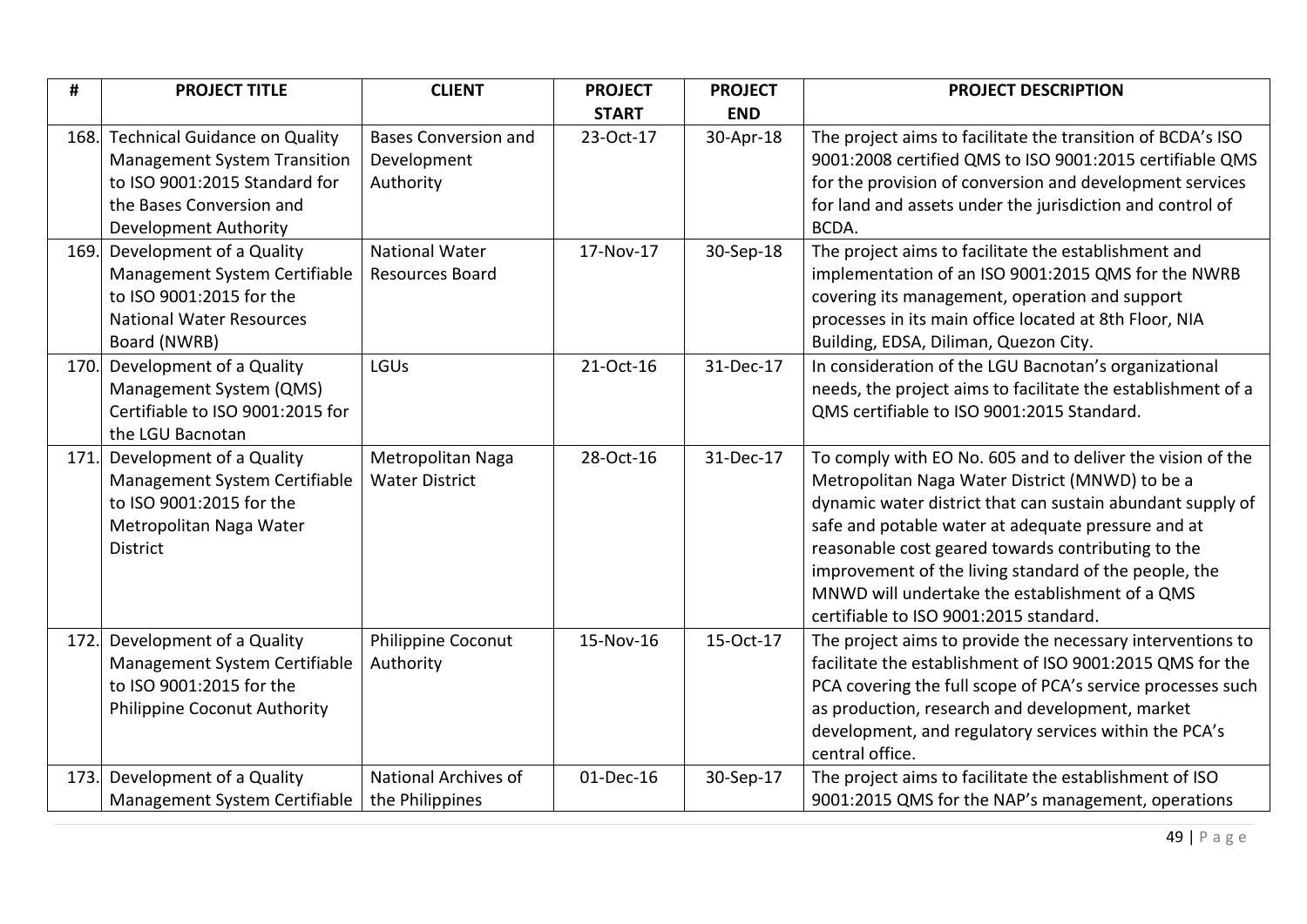| # | PROJECT TITLE | CLIENT | PROJECT START | PROJECT END | PROJECT DESCRIPTION |
|---|---|---|---|---|---|
| 168. | Technical Guidance on Quality Management System Transition to ISO 9001:2015 Standard for the Bases Conversion and Development Authority | Bases Conversion and Development Authority | 23-Oct-17 | 30-Apr-18 | The project aims to facilitate the transition of BCDA's ISO 9001:2008 certified QMS to ISO 9001:2015 certifiable QMS for the provision of conversion and development services for land and assets under the jurisdiction and control of BCDA. |
| 169. | Development of a Quality Management System Certifiable to ISO 9001:2015 for the National Water Resources Board (NWRB) | National Water Resources Board | 17-Nov-17 | 30-Sep-18 | The project aims to facilitate the establishment and implementation of an ISO 9001:2015 QMS for the NWRB covering its management, operation and support processes in its main office located at 8th Floor, NIA Building, EDSA, Diliman, Quezon City. |
| 170. | Development of a Quality Management System (QMS) Certifiable to ISO 9001:2015 for the LGU Bacnotan | LGUs | 21-Oct-16 | 31-Dec-17 | In consideration of the LGU Bacnotan's organizational needs, the project aims to facilitate the establishment of a QMS certifiable to ISO 9001:2015 Standard. |
| 171. | Development of a Quality Management System Certifiable to ISO 9001:2015 for the Metropolitan Naga Water District | Metropolitan Naga Water District | 28-Oct-16 | 31-Dec-17 | To comply with EO No. 605 and to deliver the vision of the Metropolitan Naga Water District (MNWD) to be a dynamic water district that can sustain abundant supply of safe and potable water at adequate pressure and at reasonable cost geared towards contributing to the improvement of the living standard of the people, the MNWD will undertake the establishment of a QMS certifiable to ISO 9001:2015 standard. |
| 172. | Development of a Quality Management System Certifiable to ISO 9001:2015 for the Philippine Coconut Authority | Philippine Coconut Authority | 15-Nov-16 | 15-Oct-17 | The project aims to provide the necessary interventions to facilitate the establishment of ISO 9001:2015 QMS for the PCA covering the full scope of PCA's service processes such as production, research and development, market development, and regulatory services within the PCA's central office. |
| 173. | Development of a Quality Management System Certifiable | National Archives of the Philippines | 01-Dec-16 | 30-Sep-17 | The project aims to facilitate the establishment of ISO 9001:2015 QMS for the NAP's management, operations |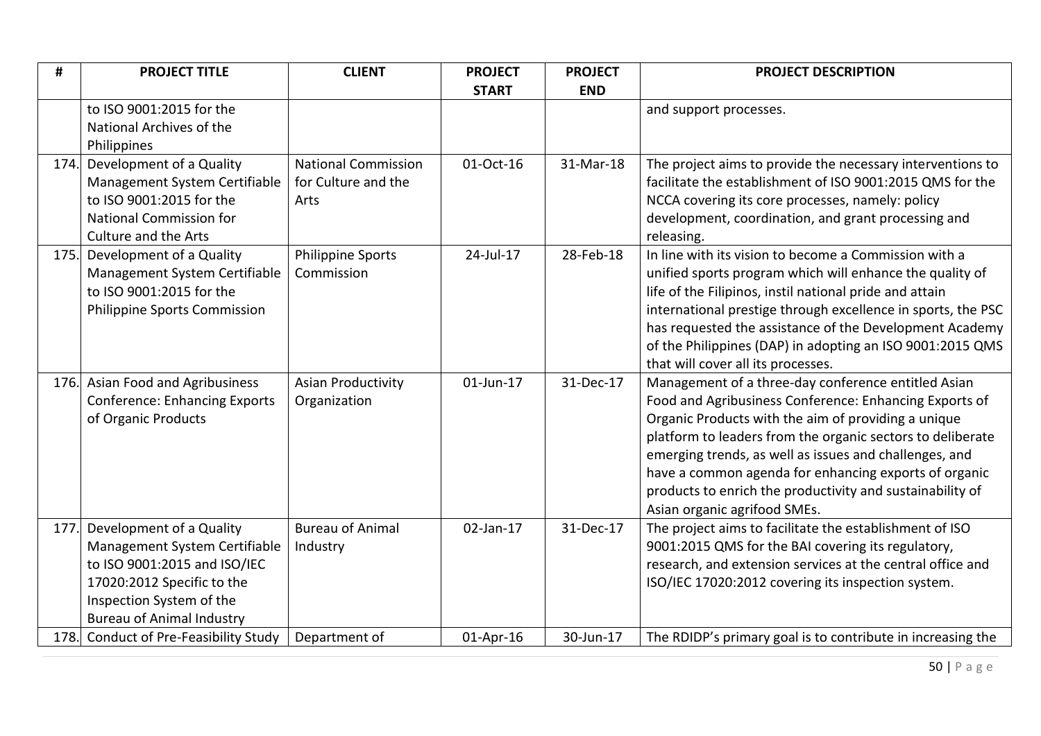| # | PROJECT TITLE | CLIENT | PROJECT START | PROJECT END | PROJECT DESCRIPTION |
|---|---|---|---|---|---|
| | to ISO 9001:2015 for the National Archives of the Philippines | | | | and support processes. |
| 174. | Development of a Quality Management System Certifiable to ISO 9001:2015 for the National Commission for Culture and the Arts | National Commission for Culture and the Arts | 01-Oct-16 | 31-Mar-18 | The project aims to provide the necessary interventions to facilitate the establishment of ISO 9001:2015 QMS for the NCCA covering its core processes, namely: policy development, coordination, and grant processing and releasing. |
| 175. | Development of a Quality Management System Certifiable to ISO 9001:2015 for the Philippine Sports Commission | Philippine Sports Commission | 24-Jul-17 | 28-Feb-18 | In line with its vision to become a Commission with a unified sports program which will enhance the quality of life of the Filipinos, instil national pride and attain international prestige through excellence in sports, the PSC has requested the assistance of the Development Academy of the Philippines (DAP) in adopting an ISO 9001:2015 QMS that will cover all its processes. |
| 176. | Asian Food and Agribusiness Conference: Enhancing Exports of Organic Products | Asian Productivity Organization | 01-Jun-17 | 31-Dec-17 | Management of a three-day conference entitled Asian Food and Agribusiness Conference: Enhancing Exports of Organic Products with the aim of providing a unique platform to leaders from the organic sectors to deliberate emerging trends, as well as issues and challenges, and have a common agenda for enhancing exports of organic products to enrich the productivity and sustainability of Asian organic agrifood SMEs. |
| 177. | Development of a Quality Management System Certifiable to ISO 9001:2015 and ISO/IEC 17020:2012 Specific to the Inspection System of the Bureau of Animal Industry | Bureau of Animal Industry | 02-Jan-17 | 31-Dec-17 | The project aims to facilitate the establishment of ISO 9001:2015 QMS for the BAI covering its regulatory, research, and extension services at the central office and ISO/IEC 17020:2012 covering its inspection system. |
| 178. | Conduct of Pre-Feasibility Study | Department of | 01-Apr-16 | 30-Jun-17 | The RDIDP's primary goal is to contribute in increasing the |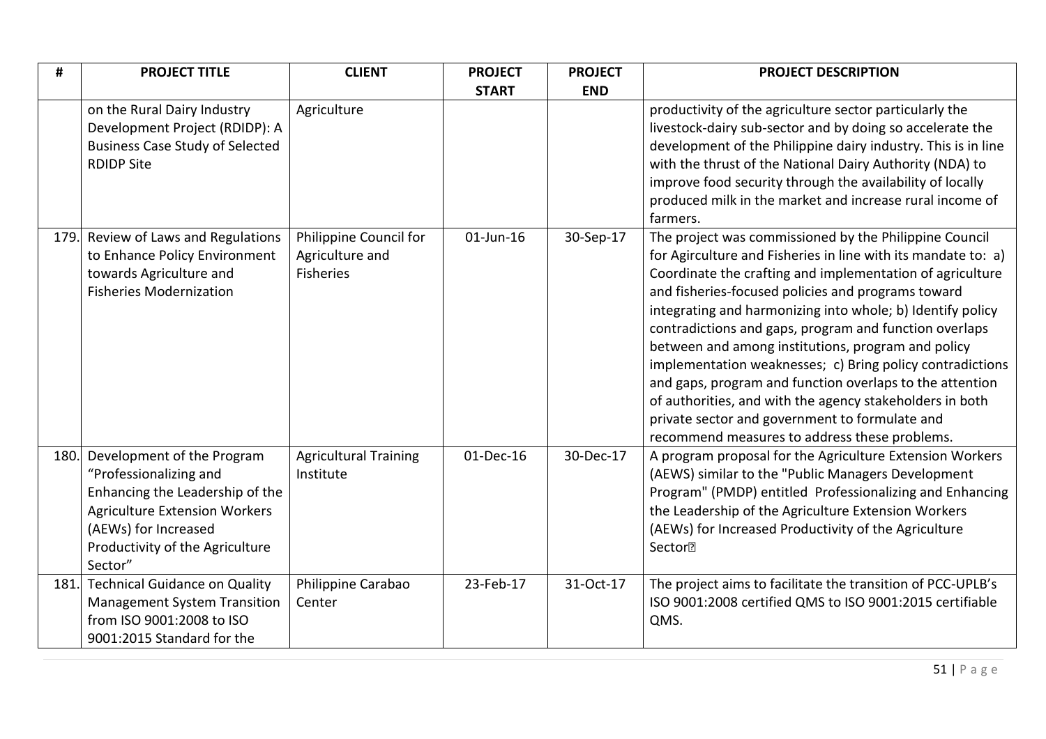| # | PROJECT TITLE | CLIENT | PROJECT START | PROJECT END | PROJECT DESCRIPTION |
|---|---|---|---|---|---|
| | on the Rural Dairy Industry Development Project (RDIDP): A Business Case Study of Selected RDIDP Site | Agriculture | | | productivity of the agriculture sector particularly the livestock-dairy sub-sector and by doing so accelerate the development of the Philippine dairy industry. This is in line with the thrust of the National Dairy Authority (NDA) to improve food security through the availability of locally produced milk in the market and increase rural income of farmers. |
| 179. | Review of Laws and Regulations to Enhance Policy Environment towards Agriculture and Fisheries Modernization | Philippine Council for Agriculture and Fisheries | 01-Jun-16 | 30-Sep-17 | The project was commissioned by the Philippine Council for Agirculture and Fisheries in line with its mandate to: a) Coordinate the crafting and implementation of agriculture and fisheries-focused policies and programs toward integrating and harmonizing into whole; b) Identify policy contradictions and gaps, program and function overlaps between and among institutions, program and policy implementation weaknesses; c) Bring policy contradictions and gaps, program and function overlaps to the attention of authorities, and with the agency stakeholders in both private sector and government to formulate and recommend measures to address these problems. |
| 180. | Development of the Program "Professionalizing and Enhancing the Leadership of the Agriculture Extension Workers (AEWs) for Increased Productivity of the Agriculture Sector" | Agricultural Training Institute | 01-Dec-16 | 30-Dec-17 | A program proposal for the Agriculture Extension Workers (AEWS) similar to the "Public Managers Development Program" (PMDP) entitled Professionalizing and Enhancing the Leadership of the Agriculture Extension Workers (AEWs) for Increased Productivity of the Agriculture Sector |
| 181. | Technical Guidance on Quality Management System Transition from ISO 9001:2008 to ISO 9001:2015 Standard for the | Philippine Carabao Center | 23-Feb-17 | 31-Oct-17 | The project aims to facilitate the transition of PCC-UPLB's ISO 9001:2008 certified QMS to ISO 9001:2015 certifiable QMS. |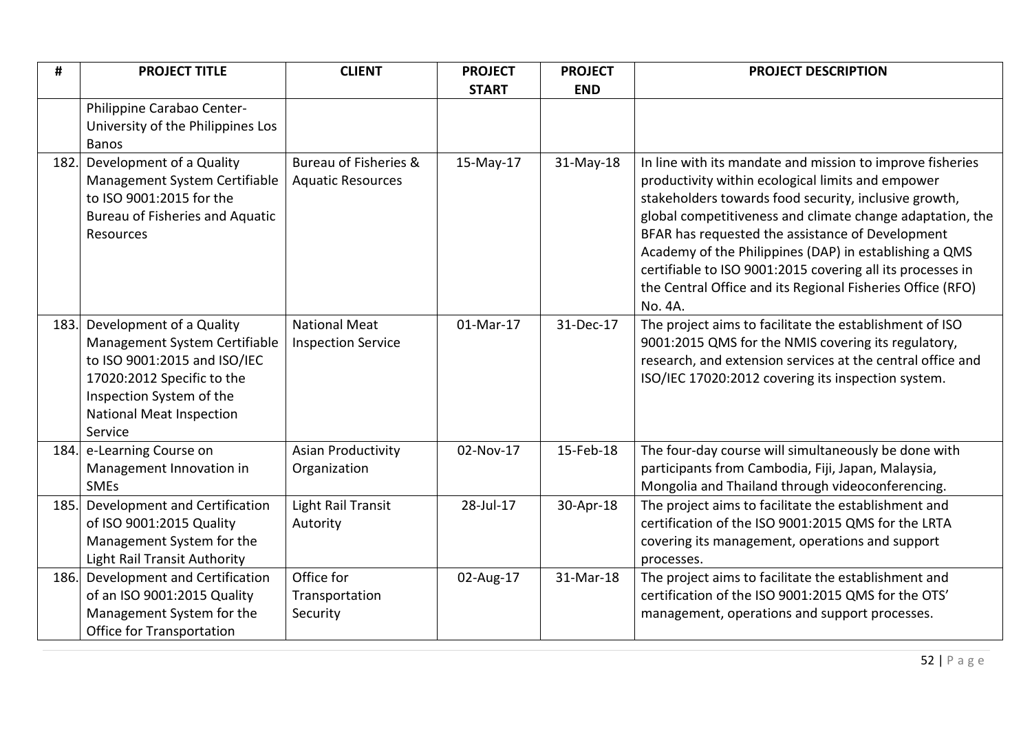| # | PROJECT TITLE | CLIENT | PROJECT START | PROJECT END | PROJECT DESCRIPTION |
|---|---|---|---|---|---|
| | Philippine Carabao Center-University of the Philippines Los Banos | | | | |
| 182. | Development of a Quality Management System Certifiable to ISO 9001:2015 for the Bureau of Fisheries and Aquatic Resources | Bureau of Fisheries & Aquatic Resources | 15-May-17 | 31-May-18 | In line with its mandate and mission to improve fisheries productivity within ecological limits and empower stakeholders towards food security, inclusive growth, global competitiveness and climate change adaptation, the BFAR has requested the assistance of Development Academy of the Philippines (DAP) in establishing a QMS certifiable to ISO 9001:2015 covering all its processes in the Central Office and its Regional Fisheries Office (RFO) No. 4A. |
| 183. | Development of a Quality Management System Certifiable to ISO 9001:2015 and ISO/IEC 17020:2012 Specific to the Inspection System of the National Meat Inspection Service | National Meat Inspection Service | 01-Mar-17 | 31-Dec-17 | The project aims to facilitate the establishment of ISO 9001:2015 QMS for the NMIS covering its regulatory, research, and extension services at the central office and ISO/IEC 17020:2012 covering its inspection system. |
| 184. | e-Learning Course on Management Innovation in SMEs | Asian Productivity Organization | 02-Nov-17 | 15-Feb-18 | The four-day course will simultaneously be done with participants from Cambodia, Fiji, Japan, Malaysia, Mongolia and Thailand through videoconferencing. |
| 185. | Development and Certification of ISO 9001:2015 Quality Management System for the Light Rail Transit Authority | Light Rail Transit Autority | 28-Jul-17 | 30-Apr-18 | The project aims to facilitate the establishment and certification of the ISO 9001:2015 QMS for the LRTA covering its management, operations and support processes. |
| 186. | Development and Certification of an ISO 9001:2015 Quality Management System for the Office for Transportation | Office for Transportation Security | 02-Aug-17 | 31-Mar-18 | The project aims to facilitate the establishment and certification of the ISO 9001:2015 QMS for the OTS' management, operations and support processes. |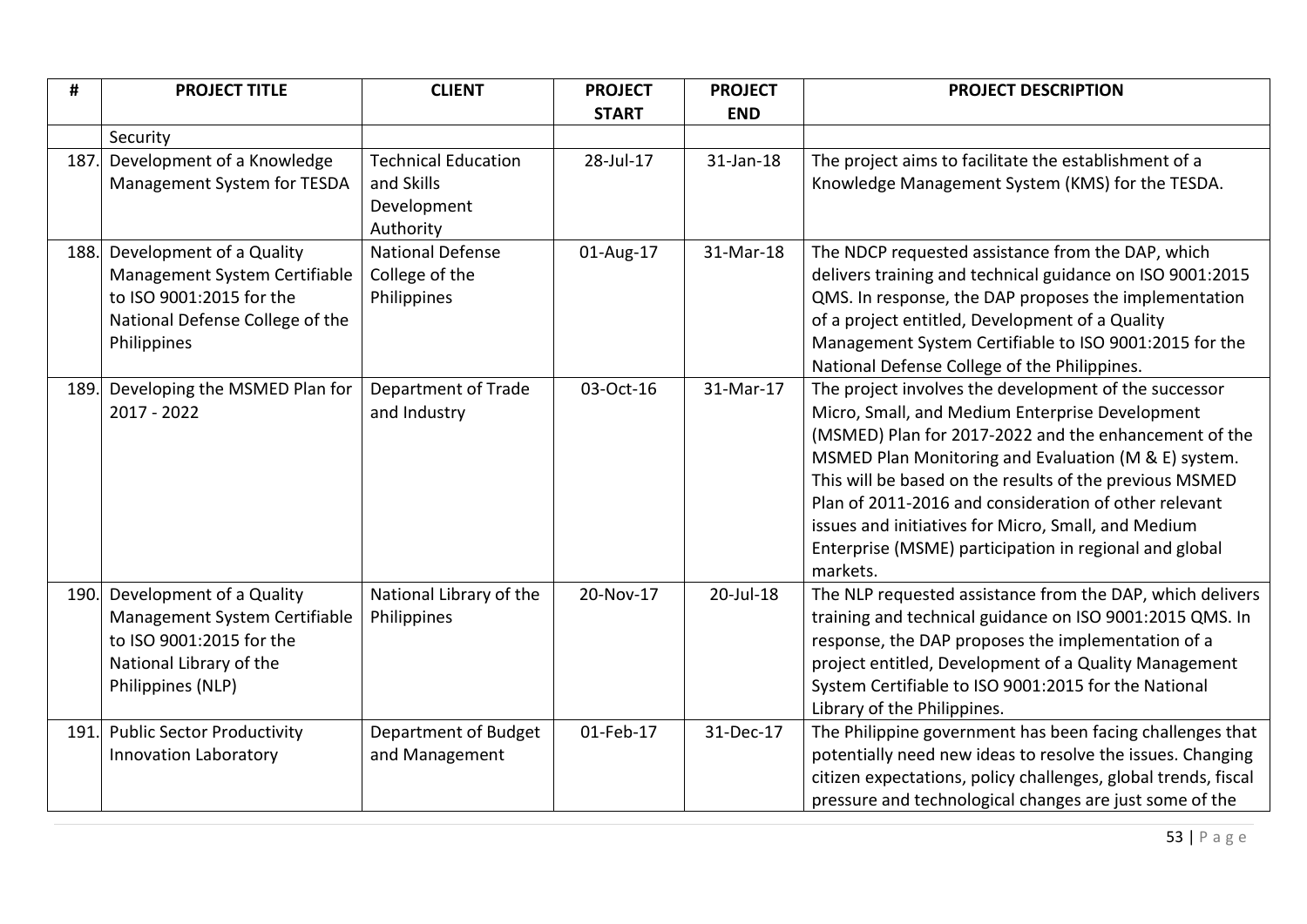| # | PROJECT TITLE | CLIENT | PROJECT START | PROJECT END | PROJECT DESCRIPTION |
|---|---|---|---|---|---|
| | Security | | | | |
| 187. | Development of a Knowledge Management System for TESDA | Technical Education and Skills Development Authority | 28-Jul-17 | 31-Jan-18 | The project aims to facilitate the establishment of a Knowledge Management System (KMS) for the TESDA. |
| 188. | Development of a Quality Management System Certifiable to ISO 9001:2015 for the National Defense College of the Philippines | National Defense College of the Philippines | 01-Aug-17 | 31-Mar-18 | The NDCP requested assistance from the DAP, which delivers training and technical guidance on ISO 9001:2015 QMS. In response, the DAP proposes the implementation of a project entitled, Development of a Quality Management System Certifiable to ISO 9001:2015 for the National Defense College of the Philippines. |
| 189. | Developing the MSMED Plan for 2017 - 2022 | Department of Trade and Industry | 03-Oct-16 | 31-Mar-17 | The project involves the development of the successor Micro, Small, and Medium Enterprise Development (MSMED) Plan for 2017-2022 and the enhancement of the MSMED Plan Monitoring and Evaluation (M & E) system. This will be based on the results of the previous MSMED Plan of 2011-2016 and consideration of other relevant issues and initiatives for Micro, Small, and Medium Enterprise (MSME) participation in regional and global markets. |
| 190. | Development of a Quality Management System Certifiable to ISO 9001:2015 for the National Library of the Philippines (NLP) | National Library of the Philippines | 20-Nov-17 | 20-Jul-18 | The NLP requested assistance from the DAP, which delivers training and technical guidance on ISO 9001:2015 QMS. In response, the DAP proposes the implementation of a project entitled, Development of a Quality Management System Certifiable to ISO 9001:2015 for the National Library of the Philippines. |
| 191. | Public Sector Productivity Innovation Laboratory | Department of Budget and Management | 01-Feb-17 | 31-Dec-17 | The Philippine government has been facing challenges that potentially need new ideas to resolve the issues. Changing citizen expectations, policy challenges, global trends, fiscal pressure and technological changes are just some of the |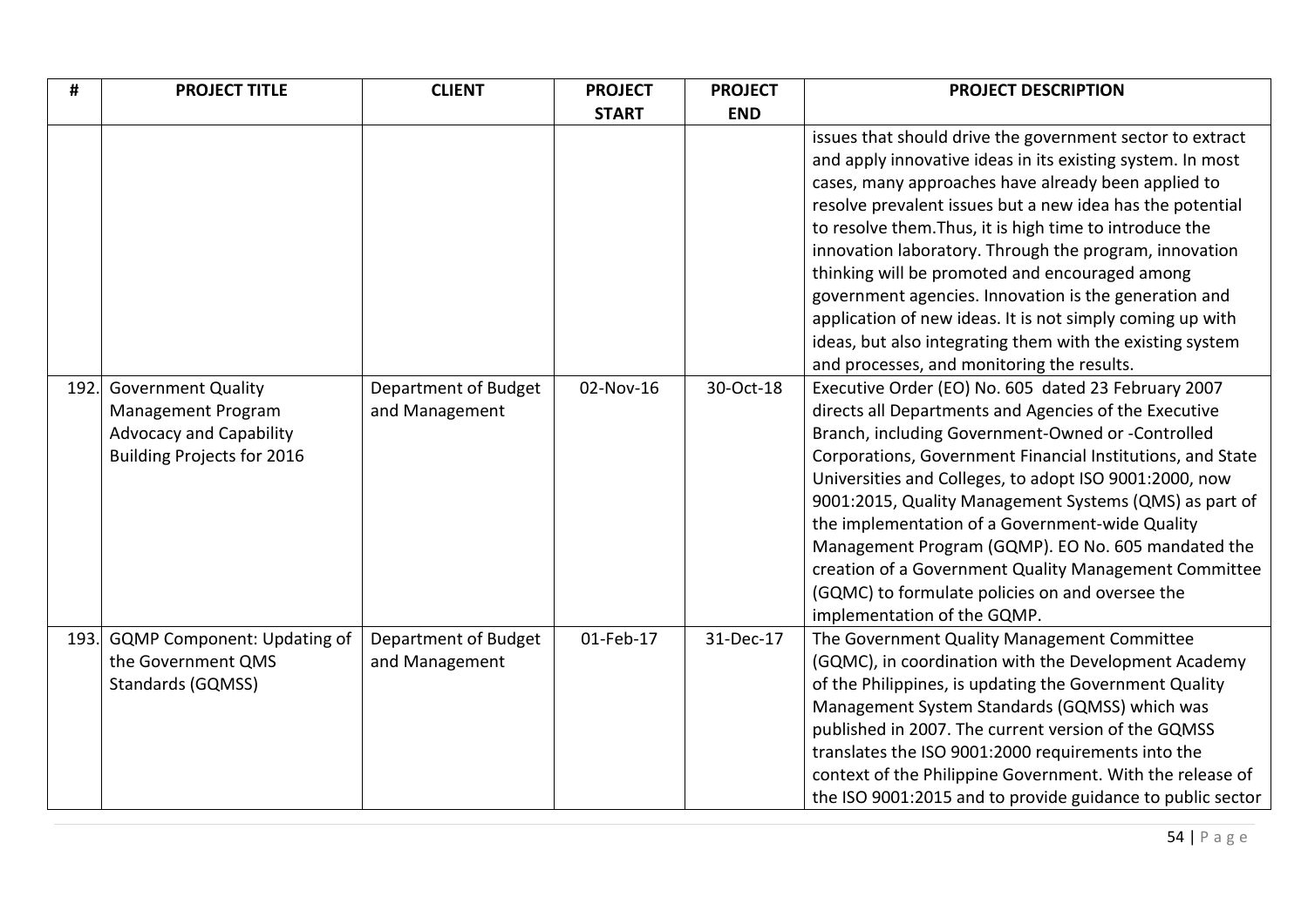| # | PROJECT TITLE | CLIENT | PROJECT START | PROJECT END | PROJECT DESCRIPTION |
|---|---|---|---|---|---|
| | | | | | issues that should drive the government sector to extract and apply innovative ideas in its existing system. In most cases, many approaches have already been applied to resolve prevalent issues but a new idea has the potential to resolve them.Thus, it is high time to introduce the innovation laboratory. Through the program, innovation thinking will be promoted and encouraged among government agencies. Innovation is the generation and application of new ideas. It is not simply coming up with ideas, but also integrating them with the existing system and processes, and monitoring the results. |
| 192. | Government Quality Management Program Advocacy and Capability Building Projects for 2016 | Department of Budget and Management | 02-Nov-16 | 30-Oct-18 | Executive Order (EO) No. 605 dated 23 February 2007 directs all Departments and Agencies of the Executive Branch, including Government-Owned or -Controlled Corporations, Government Financial Institutions, and State Universities and Colleges, to adopt ISO 9001:2000, now 9001:2015, Quality Management Systems (QMS) as part of the implementation of a Government-wide Quality Management Program (GQMP). EO No. 605 mandated the creation of a Government Quality Management Committee (GQMC) to formulate policies on and oversee the implementation of the GQMP. |
| 193. | GQMP Component: Updating of the Government QMS Standards (GQMSS) | Department of Budget and Management | 01-Feb-17 | 31-Dec-17 | The Government Quality Management Committee (GQMC), in coordination with the Development Academy of the Philippines, is updating the Government Quality Management System Standards (GQMSS) which was published in 2007. The current version of the GQMSS translates the ISO 9001:2000 requirements into the context of the Philippine Government. With the release of the ISO 9001:2015 and to provide guidance to public sector |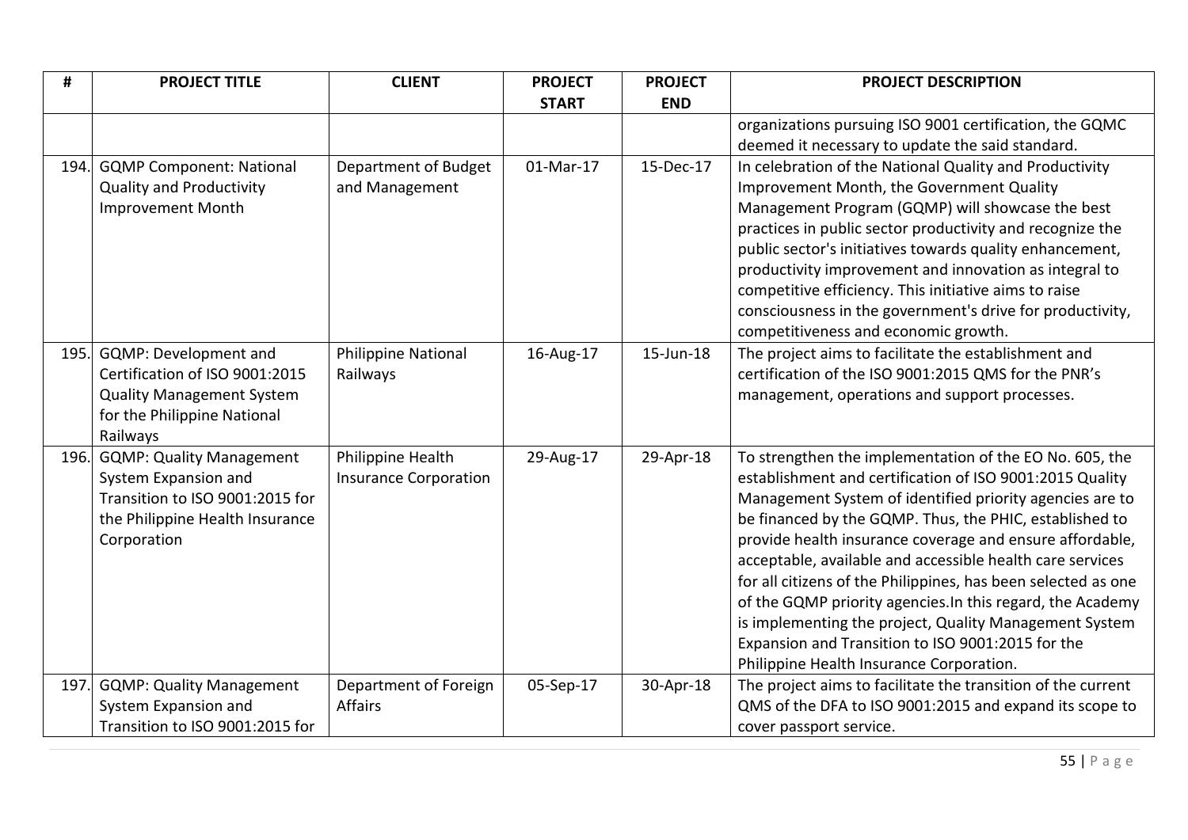| # | PROJECT TITLE | CLIENT | PROJECT START | PROJECT END | PROJECT DESCRIPTION |
|---|---|---|---|---|---|
| | | | | | organizations pursuing ISO 9001 certification, the GQMC deemed it necessary to update the said standard. |
| 194. | GQMP Component: National Quality and Productivity Improvement Month | Department of Budget and Management | 01-Mar-17 | 15-Dec-17 | In celebration of the National Quality and Productivity Improvement Month, the Government Quality Management Program (GQMP) will showcase the best practices in public sector productivity and recognize the public sector's initiatives towards quality enhancement, productivity improvement and innovation as integral to competitive efficiency. This initiative aims to raise consciousness in the government's drive for productivity, competitiveness and economic growth. |
| 195. | GQMP: Development and Certification of ISO 9001:2015 Quality Management System for the Philippine National Railways | Philippine National Railways | 16-Aug-17 | 15-Jun-18 | The project aims to facilitate the establishment and certification of the ISO 9001:2015 QMS for the PNR's management, operations and support processes. |
| 196. | GQMP: Quality Management System Expansion and Transition to ISO 9001:2015 for the Philippine Health Insurance Corporation | Philippine Health Insurance Corporation | 29-Aug-17 | 29-Apr-18 | To strengthen the implementation of the EO No. 605, the establishment and certification of ISO 9001:2015 Quality Management System of identified priority agencies are to be financed by the GQMP. Thus, the PHIC, established to provide health insurance coverage and ensure affordable, acceptable, available and accessible health care services for all citizens of the Philippines, has been selected as one of the GQMP priority agencies.In this regard, the Academy is implementing the project, Quality Management System Expansion and Transition to ISO 9001:2015 for the Philippine Health Insurance Corporation. |
| 197. | GQMP: Quality Management System Expansion and Transition to ISO 9001:2015 for | Department of Foreign Affairs | 05-Sep-17 | 30-Apr-18 | The project aims to facilitate the transition of the current QMS of the DFA to ISO 9001:2015 and expand its scope to cover passport service. |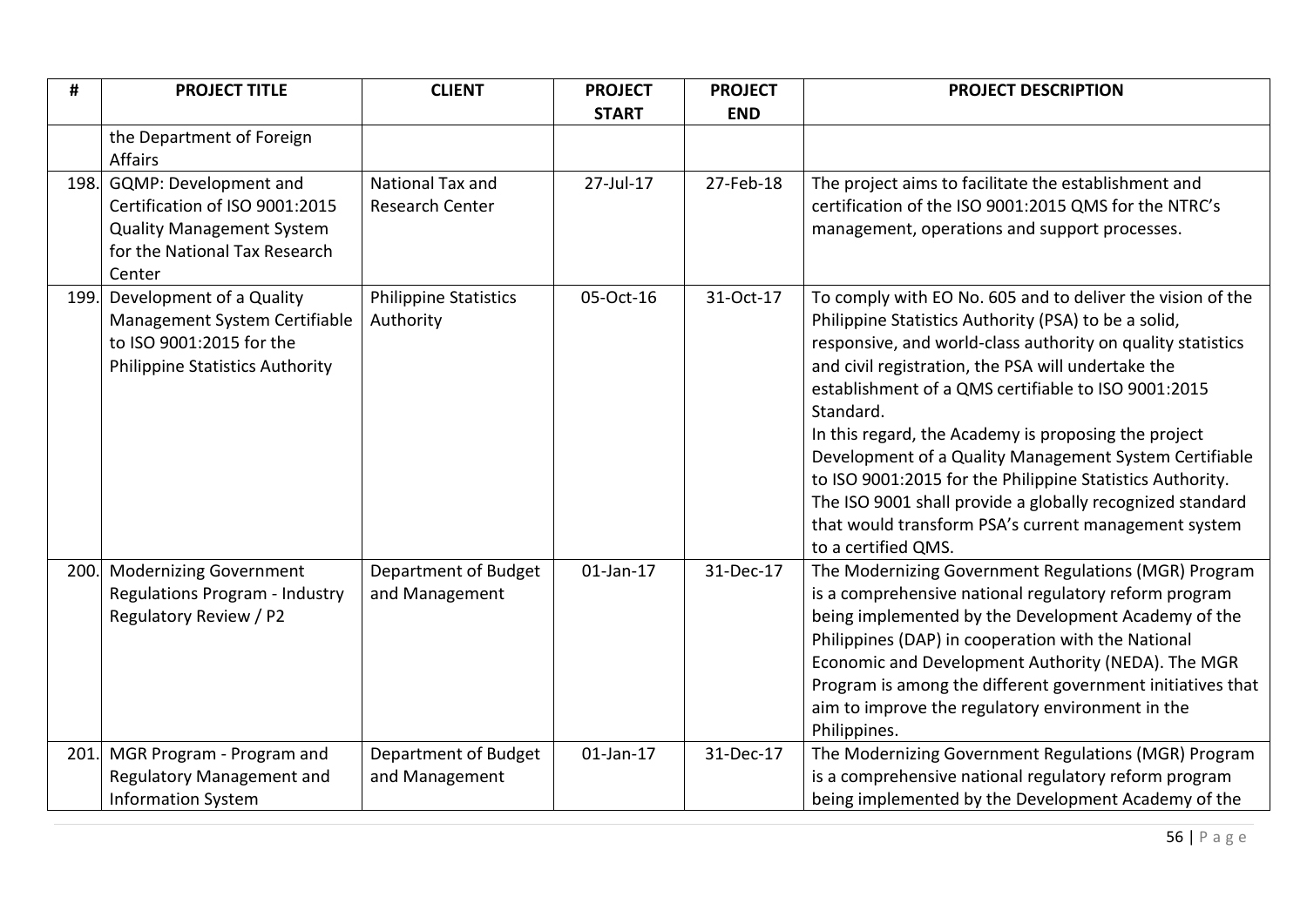| # | PROJECT TITLE | CLIENT | PROJECT START | PROJECT END | PROJECT DESCRIPTION |
|---|---|---|---|---|---|
| | the Department of Foreign Affairs | | | | |
| 198. | GQMP: Development and Certification of ISO 9001:2015 Quality Management System for the National Tax Research Center | National Tax and Research Center | 27-Jul-17 | 27-Feb-18 | The project aims to facilitate the establishment and certification of the ISO 9001:2015 QMS for the NTRC's management, operations and support processes. |
| 199. | Development of a Quality Management System Certifiable to ISO 9001:2015 for the Philippine Statistics Authority | Philippine Statistics Authority | 05-Oct-16 | 31-Oct-17 | To comply with EO No. 605 and to deliver the vision of the Philippine Statistics Authority (PSA) to be a solid, responsive, and world-class authority on quality statistics and civil registration, the PSA will undertake the establishment of a QMS certifiable to ISO 9001:2015 Standard.<br>In this regard, the Academy is proposing the project Development of a Quality Management System Certifiable to ISO 9001:2015 for the Philippine Statistics Authority. The ISO 9001 shall provide a globally recognized standard that would transform PSA's current management system to a certified QMS. |
| 200. | Modernizing Government Regulations Program - Industry Regulatory Review / P2 | Department of Budget and Management | 01-Jan-17 | 31-Dec-17 | The Modernizing Government Regulations (MGR) Program is a comprehensive national regulatory reform program being implemented by the Development Academy of the Philippines (DAP) in cooperation with the National Economic and Development Authority (NEDA). The MGR Program is among the different government initiatives that aim to improve the regulatory environment in the Philippines. |
| 201. | MGR Program - Program and Regulatory Management and Information System | Department of Budget and Management | 01-Jan-17 | 31-Dec-17 | The Modernizing Government Regulations (MGR) Program is a comprehensive national regulatory reform program being implemented by the Development Academy of the |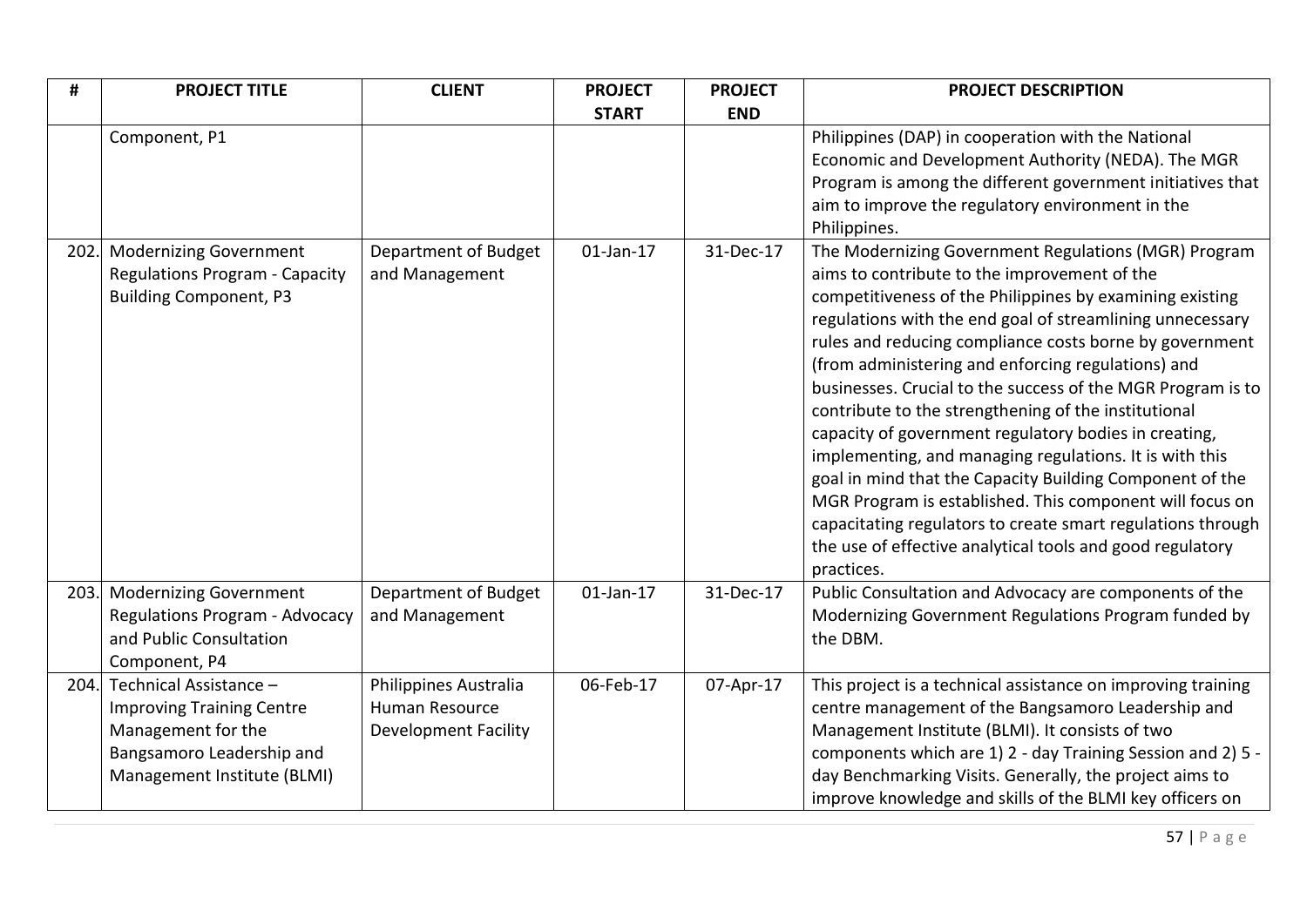| # | PROJECT TITLE | CLIENT | PROJECT START | PROJECT END | PROJECT DESCRIPTION |
|---|---|---|---|---|---|
| | Component, P1 | | | | Philippines (DAP) in cooperation with the National Economic and Development Authority (NEDA). The MGR Program is among the different government initiatives that aim to improve the regulatory environment in the Philippines. |
| 202. | Modernizing Government Regulations Program - Capacity Building Component, P3 | Department of Budget and Management | 01-Jan-17 | 31-Dec-17 | The Modernizing Government Regulations (MGR) Program aims to contribute to the improvement of the competitiveness of the Philippines by examining existing regulations with the end goal of streamlining unnecessary rules and reducing compliance costs borne by government (from administering and enforcing regulations) and businesses. Crucial to the success of the MGR Program is to contribute to the strengthening of the institutional capacity of government regulatory bodies in creating, implementing, and managing regulations. It is with this goal in mind that the Capacity Building Component of the MGR Program is established. This component will focus on capacitating regulators to create smart regulations through the use of effective analytical tools and good regulatory practices. |
| 203. | Modernizing Government Regulations Program - Advocacy and Public Consultation Component, P4 | Department of Budget and Management | 01-Jan-17 | 31-Dec-17 | Public Consultation and Advocacy are components of the Modernizing Government Regulations Program funded by the DBM. |
| 204. | Technical Assistance – Improving Training Centre Management for the Bangsamoro Leadership and Management Institute (BLMI) | Philippines Australia Human Resource Development Facility | 06-Feb-17 | 07-Apr-17 | This project is a technical assistance on improving training centre management of the Bangsamoro Leadership and Management Institute (BLMI). It consists of two components which are 1) 2 - day Training Session and 2) 5 - day Benchmarking Visits. Generally, the project aims to improve knowledge and skills of the BLMI key officers on |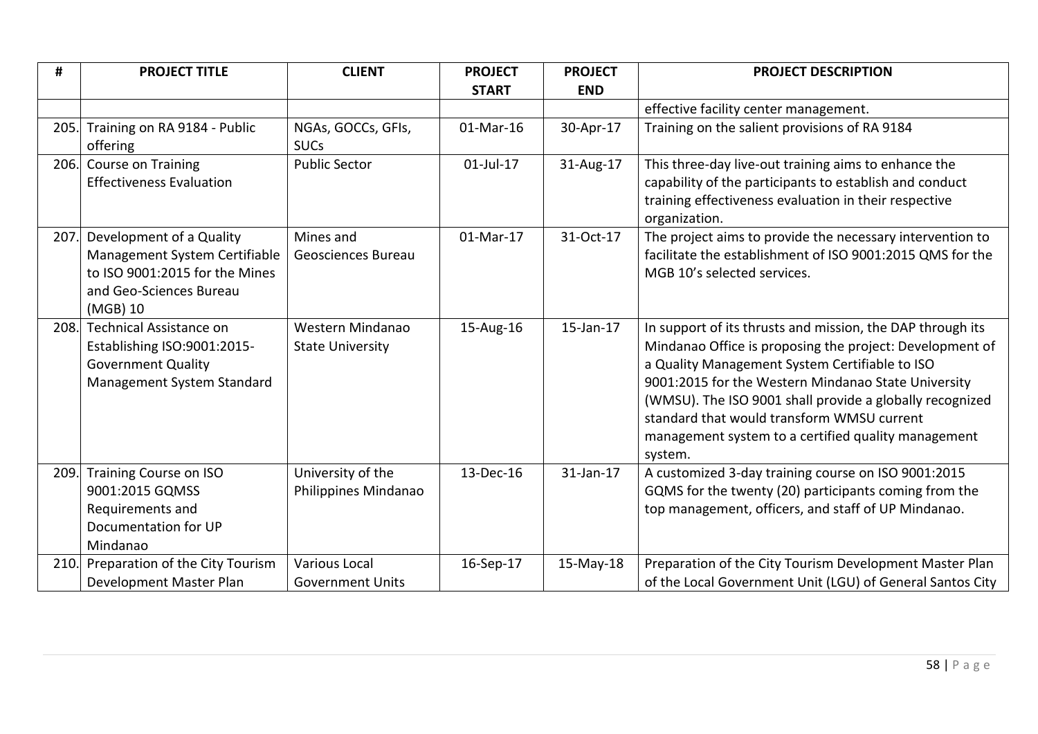| # | PROJECT TITLE | CLIENT | PROJECT START | PROJECT END | PROJECT DESCRIPTION |
|---|---|---|---|---|---|
| | | | | | effective facility center management. |
| 205. | Training on RA 9184 - Public offering | NGAs, GOCCs, GFIs, SUCs | 01-Mar-16 | 30-Apr-17 | Training on the salient provisions of RA 9184 |
| 206. | Course on Training Effectiveness Evaluation | Public Sector | 01-Jul-17 | 31-Aug-17 | This three-day live-out training aims to enhance the capability of the participants to establish and conduct training effectiveness evaluation in their respective organization. |
| 207. | Development of a Quality Management System Certifiable to ISO 9001:2015 for the Mines and Geo-Sciences Bureau (MGB) 10 | Mines and Geosciences Bureau | 01-Mar-17 | 31-Oct-17 | The project aims to provide the necessary intervention to facilitate the establishment of ISO 9001:2015 QMS for the MGB 10's selected services. |
| 208. | Technical Assistance on Establishing ISO:9001:2015-Government Quality Management System Standard | Western Mindanao State University | 15-Aug-16 | 15-Jan-17 | In support of its thrusts and mission, the DAP through its Mindanao Office is proposing the project: Development of a Quality Management System Certifiable to ISO 9001:2015 for the Western Mindanao State University (WMSU). The ISO 9001 shall provide a globally recognized standard that would transform WMSU current management system to a certified quality management system. |
| 209. | Training Course on ISO 9001:2015 GQMSS Requirements and Documentation for UP Mindanao | University of the Philippines Mindanao | 13-Dec-16 | 31-Jan-17 | A customized 3-day training course on ISO 9001:2015 GQMS for the twenty (20) participants coming from the top management, officers, and staff of UP Mindanao. |
| 210. | Preparation of the City Tourism Development Master Plan | Various Local Government Units | 16-Sep-17 | 15-May-18 | Preparation of the City Tourism Development Master Plan of the Local Government Unit (LGU) of General Santos City |